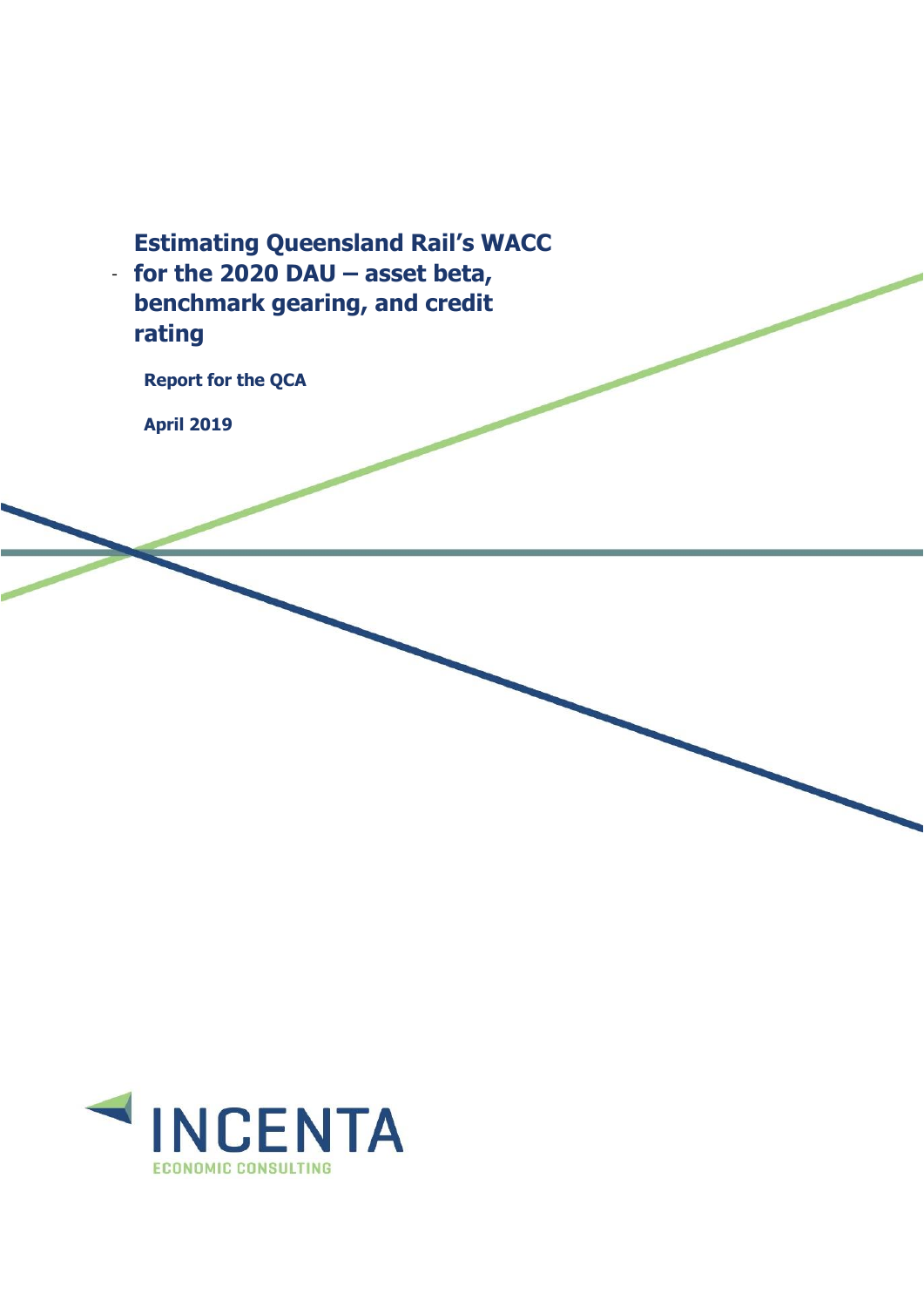# Estimating Queensland Rail's WACC for the 2020 DAU – asset beta, benchmark gearing, and credit rating

**Report for the QCA**

**April 2019**

INCENTA

ECONOMIC CONSULTING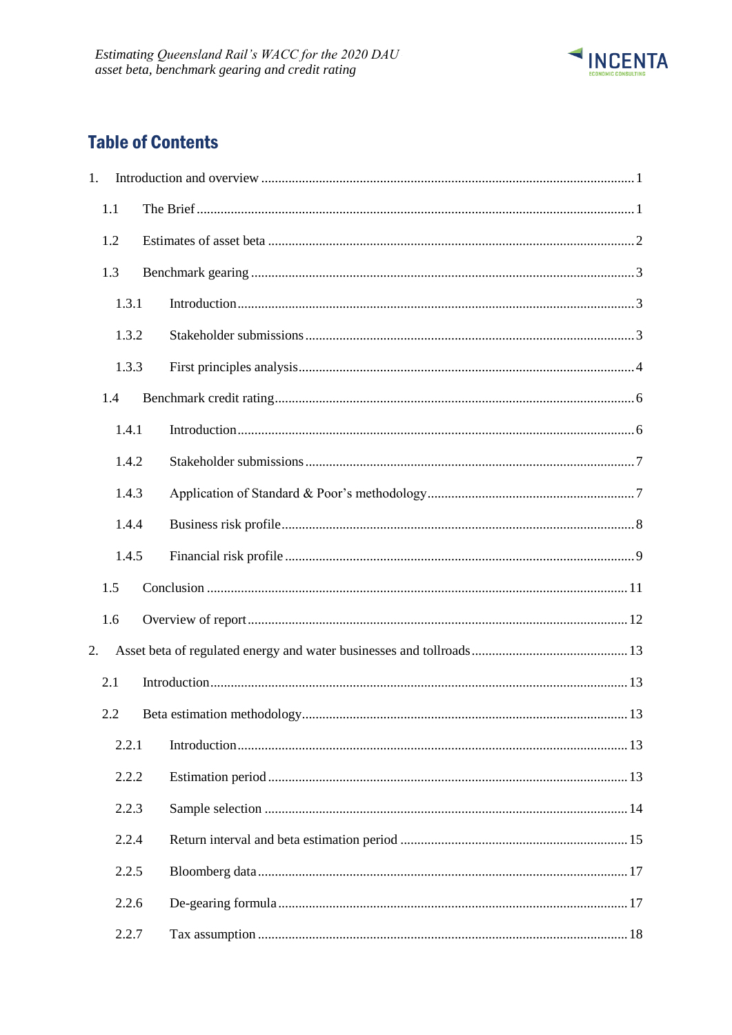# Table of Contents

1. Introduction and overview ........ 1
   - 1.1 The Brief ........ 1
   - 1.2 Estimates of asset beta ........ 2
   - 1.3 Benchmark gearing ........ 3
     - 1.3.1 Introduction ........ 3
     - 1.3.2 Stakeholder submissions ........ 3
     - 1.3.3 First principles analysis ........ 4
   - 1.4 Benchmark credit rating ........ 6
     - 1.4.1 Introduction ........ 6
     - 1.4.2 Stakeholder submissions ........ 7
     - 1.4.3 Application of Standard & Poor's methodology ........ 7
     - 1.4.4 Business risk profile ........ 8
     - 1.4.5 Financial risk profile ........ 9
   - 1.5 Conclusion ........ 11
   - 1.6 Overview of report ........ 12
2. Asset beta of regulated energy and water businesses and tollroads ........ 13
   - 2.1 Introduction ........ 13
   - 2.2 Beta estimation methodology ........ 13
     - 2.2.1 Introduction ........ 13
     - 2.2.2 Estimation period ........ 13
     - 2.2.3 Sample selection ........ 14
     - 2.2.4 Return interval and beta estimation period ........ 15
     - 2.2.5 Bloomberg data ........ 17
     - 2.2.6 De-gearing formula ........ 17
     - 2.2.7 Tax assumption ........ 18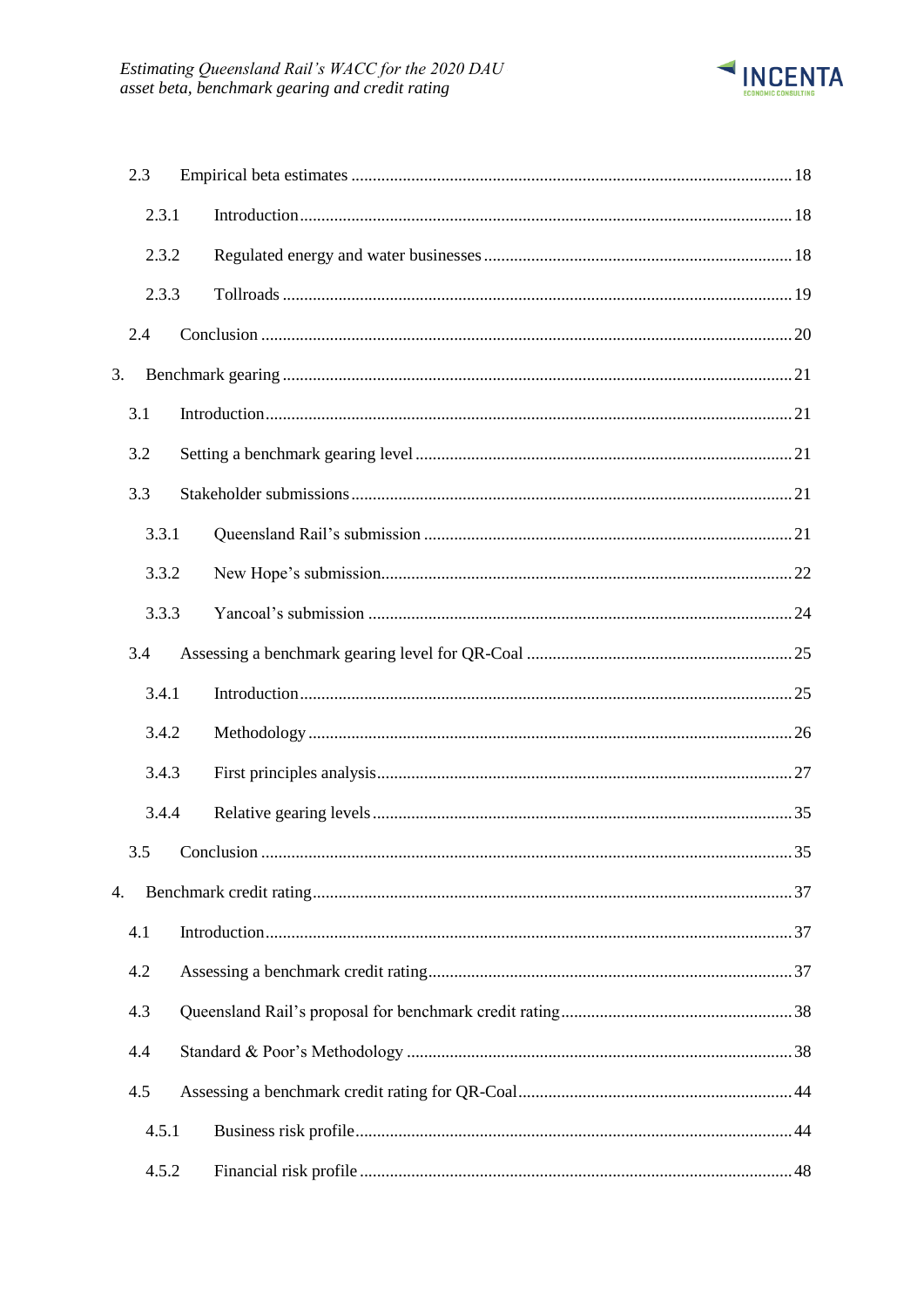2.3 Empirical beta estimates ........ 18

2.3.1 Introduction ........ 18

2.3.2 Regulated energy and water businesses ........ 18

2.3.3 Tollroads ........ 19

2.4 Conclusion ........ 20

3. Benchmark gearing ........ 21

3.1 Introduction ........ 21

3.2 Setting a benchmark gearing level ........ 21

3.3 Stakeholder submissions ........ 21

3.3.1 Queensland Rail's submission ........ 21

3.3.2 New Hope's submission ........ 22

3.3.3 Yancoal's submission ........ 24

3.4 Assessing a benchmark gearing level for QR-Coal ........ 25

3.4.1 Introduction ........ 25

3.4.2 Methodology ........ 26

3.4.3 First principles analysis ........ 27

3.4.4 Relative gearing levels ........ 35

3.5 Conclusion ........ 35

4. Benchmark credit rating ........ 37

4.1 Introduction ........ 37

4.2 Assessing a benchmark credit rating ........ 37

4.3 Queensland Rail's proposal for benchmark credit rating ........ 38

4.4 Standard & Poor's Methodology ........ 38

4.5 Assessing a benchmark credit rating for QR-Coal ........ 44

4.5.1 Business risk profile ........ 44

4.5.2 Financial risk profile ........ 48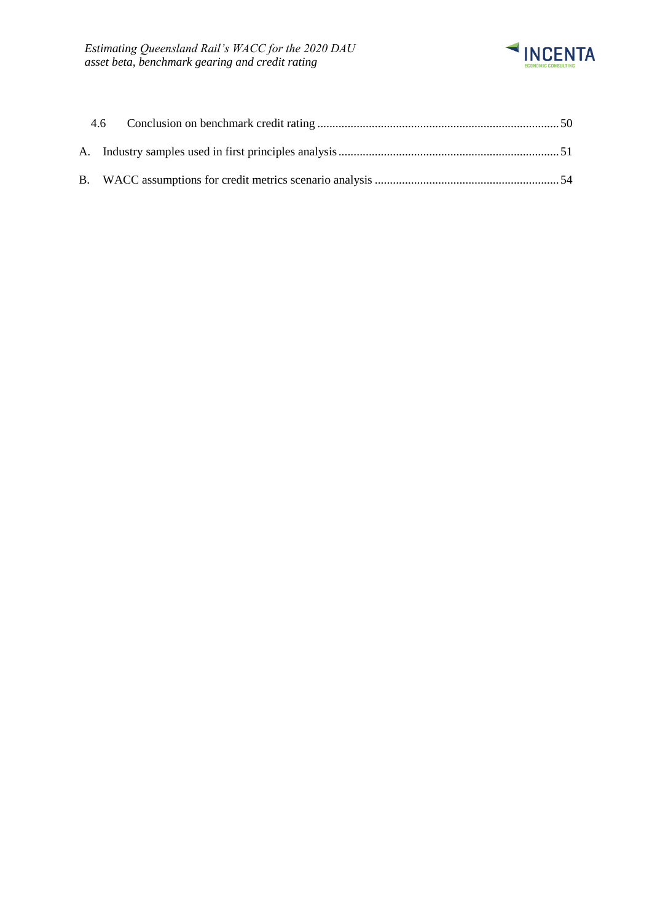4.6 Conclusion on benchmark credit rating ... 50

A. Industry samples used in first principles analysis ... 51

B. WACC assumptions for credit metrics scenario analysis ... 54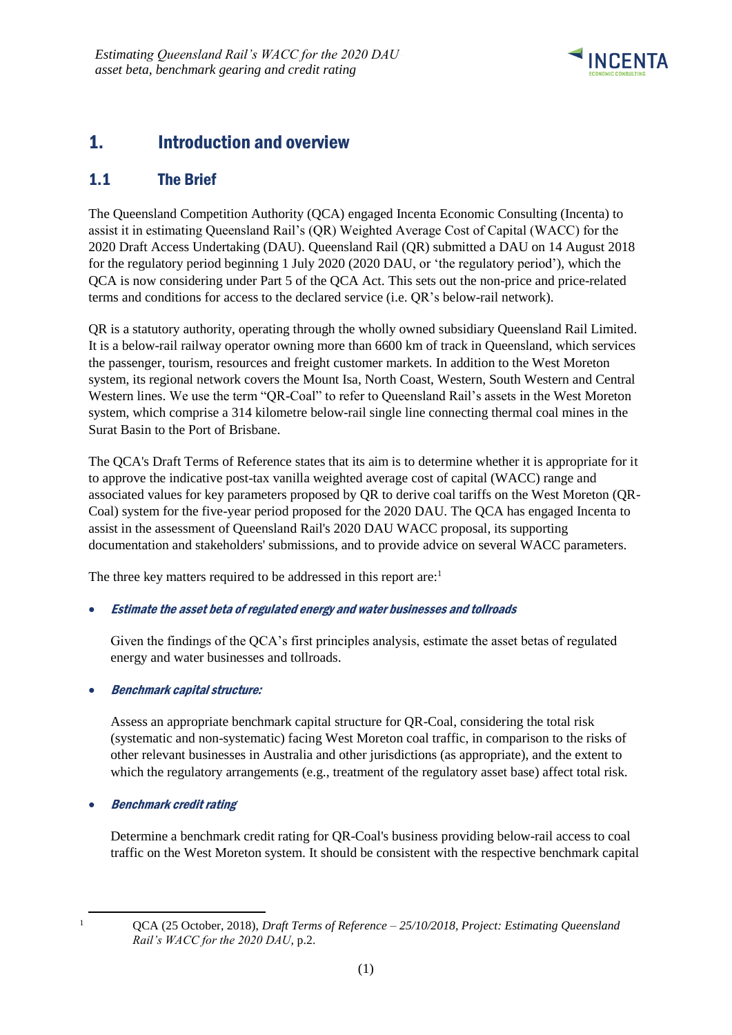# 1. Introduction and overview

## 1.1 The Brief

The Queensland Competition Authority (QCA) engaged Incenta Economic Consulting (Incenta) to assist it in estimating Queensland Rail's (QR) Weighted Average Cost of Capital (WACC) for the 2020 Draft Access Undertaking (DAU). Queensland Rail (QR) submitted a DAU on 14 August 2018 for the regulatory period beginning 1 July 2020 (2020 DAU, or 'the regulatory period'), which the QCA is now considering under Part 5 of the QCA Act. This sets out the non-price and price-related terms and conditions for access to the declared service (i.e. QR's below-rail network).

QR is a statutory authority, operating through the wholly owned subsidiary Queensland Rail Limited. It is a below-rail railway operator owning more than 6600 km of track in Queensland, which services the passenger, tourism, resources and freight customer markets. In addition to the West Moreton system, its regional network covers the Mount Isa, North Coast, Western, South Western and Central Western lines. We use the term "QR-Coal" to refer to Queensland Rail's assets in the West Moreton system, which comprise a 314 kilometre below-rail single line connecting thermal coal mines in the Surat Basin to the Port of Brisbane.

The QCA's Draft Terms of Reference states that its aim is to determine whether it is appropriate for it to approve the indicative post-tax vanilla weighted average cost of capital (WACC) range and associated values for key parameters proposed by QR to derive coal tariffs on the West Moreton (QR-Coal) system for the five-year period proposed for the 2020 DAU. The QCA has engaged Incenta to assist in the assessment of Queensland Rail's 2020 DAU WACC proposal, its supporting documentation and stakeholders' submissions, and to provide advice on several WACC parameters.

The three key matters required to be addressed in this report are:[1]

- ***Estimate the asset beta of regulated energy and water businesses and tollroads***

  Given the findings of the QCA's first principles analysis, estimate the asset betas of regulated energy and water businesses and tollroads.

- ***Benchmark capital structure:***

  Assess an appropriate benchmark capital structure for QR-Coal, considering the total risk (systematic and non-systematic) facing West Moreton coal traffic, in comparison to the risks of other relevant businesses in Australia and other jurisdictions (as appropriate), and the extent to which the regulatory arrangements (e.g., treatment of the regulatory asset base) affect total risk.

- ***Benchmark credit rating***

  Determine a benchmark credit rating for QR-Coal's business providing below-rail access to coal traffic on the West Moreton system. It should be consistent with the respective benchmark capital

[1] QCA (25 October, 2018), *Draft Terms of Reference – 25/10/2018, Project: Estimating Queensland Rail's WACC for the 2020 DAU,* p.2.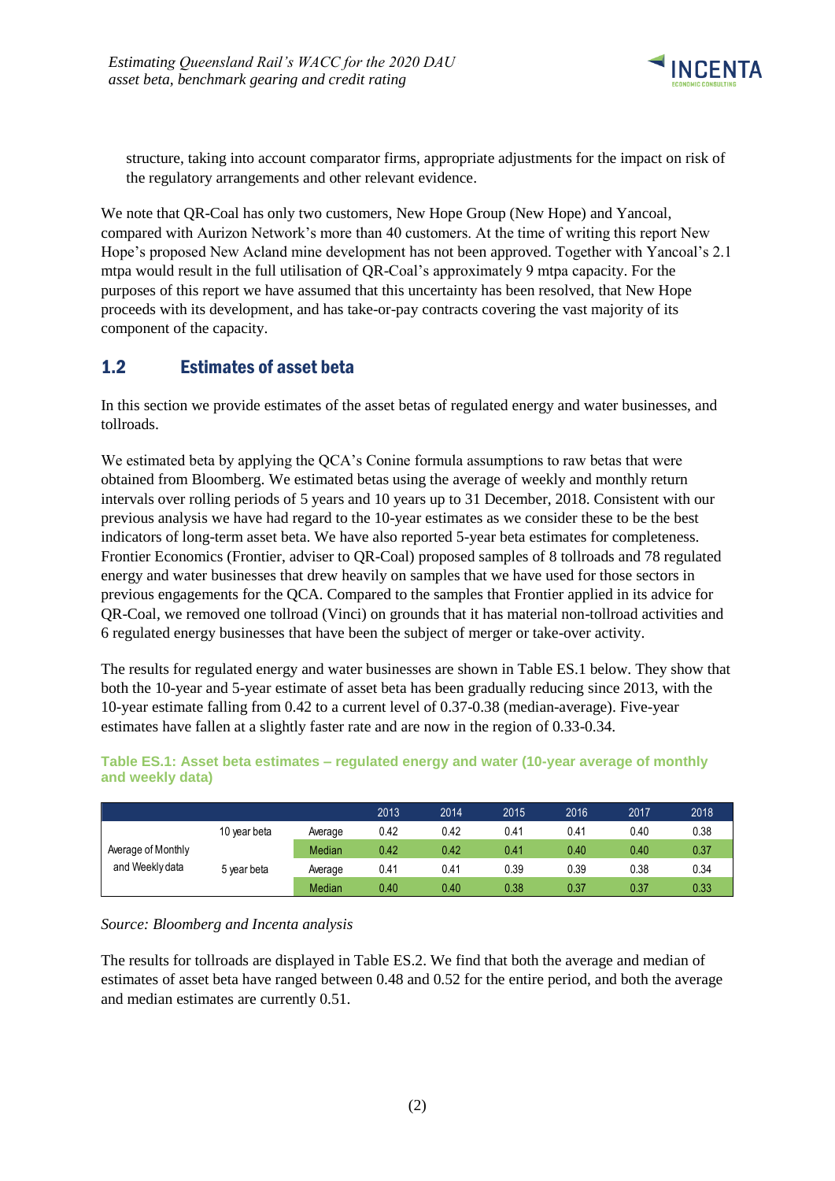structure, taking into account comparator firms, appropriate adjustments for the impact on risk of the regulatory arrangements and other relevant evidence.

We note that QR-Coal has only two customers, New Hope Group (New Hope) and Yancoal, compared with Aurizon Network's more than 40 customers. At the time of writing this report New Hope's proposed New Acland mine development has not been approved. Together with Yancoal's 2.1 mtpa would result in the full utilisation of QR-Coal's approximately 9 mtpa capacity. For the purposes of this report we have assumed that this uncertainty has been resolved, that New Hope proceeds with its development, and has take-or-pay contracts covering the vast majority of its component of the capacity.

## 1.2 Estimates of asset beta

In this section we provide estimates of the asset betas of regulated energy and water businesses, and tollroads.

We estimated beta by applying the QCA's Conine formula assumptions to raw betas that were obtained from Bloomberg. We estimated betas using the average of weekly and monthly return intervals over rolling periods of 5 years and 10 years up to 31 December, 2018. Consistent with our previous analysis we have had regard to the 10-year estimates as we consider these to be the best indicators of long-term asset beta. We have also reported 5-year beta estimates for completeness. Frontier Economics (Frontier, adviser to QR-Coal) proposed samples of 8 tollroads and 78 regulated energy and water businesses that drew heavily on samples that we have used for those sectors in previous engagements for the QCA. Compared to the samples that Frontier applied in its advice for QR-Coal, we removed one tollroad (Vinci) on grounds that it has material non-tollroad activities and 6 regulated energy businesses that have been the subject of merger or take-over activity.

The results for regulated energy and water businesses are shown in Table ES.1 below. They show that both the 10-year and 5-year estimate of asset beta has been gradually reducing since 2013, with the 10-year estimate falling from 0.42 to a current level of 0.37-0.38 (median-average). Five-year estimates have fallen at a slightly faster rate and are now in the region of 0.33-0.34.

**Table ES.1: Asset beta estimates – regulated energy and water (10-year average of monthly and weekly data)**

| | | | 2013 | 2014 | 2015 | 2016 | 2017 | 2018 |
|---|---|---|---|---|---|---|---|---|
| Average of Monthly and Weekly data | 10 year beta | Average | 0.42 | 0.42 | 0.41 | 0.41 | 0.40 | 0.38 |
| | | Median | 0.42 | 0.42 | 0.41 | 0.40 | 0.40 | 0.37 |
| | 5 year beta | Average | 0.41 | 0.41 | 0.39 | 0.39 | 0.38 | 0.34 |
| | | Median | 0.40 | 0.40 | 0.38 | 0.37 | 0.37 | 0.33 |

*Source: Bloomberg and Incenta analysis*

The results for tollroads are displayed in Table ES.2. We find that both the average and median of estimates of asset beta have ranged between 0.48 and 0.52 for the entire period, and both the average and median estimates are currently 0.51.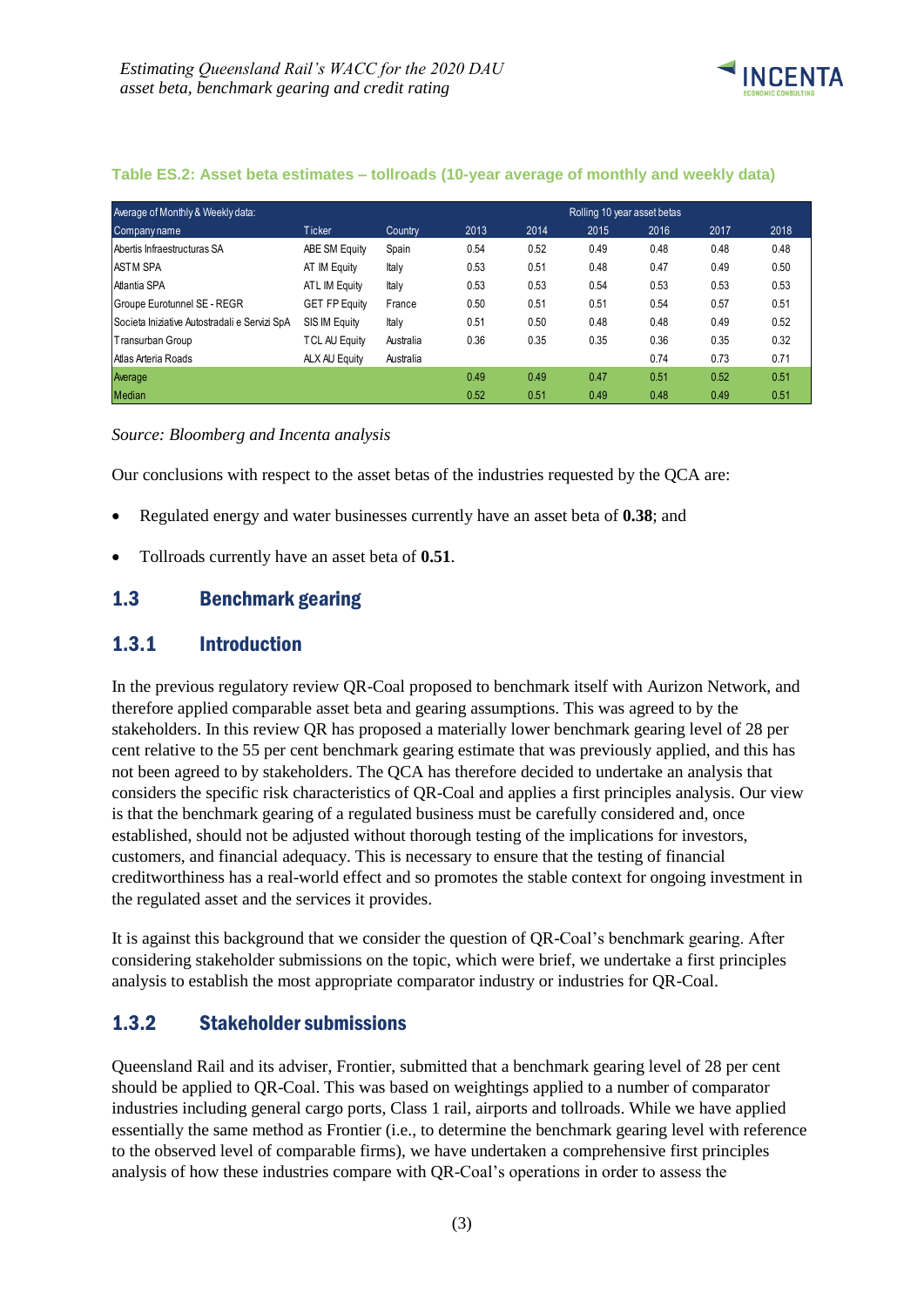**Table ES.2: Asset beta estimates – tollroads (10-year average of monthly and weekly data)**

| Average of Monthly & Weekly data: | | | Rolling 10 year asset betas | | | | | |
|---|---|---|---|---|---|---|---|---|
| Company name | Ticker | Country | 2013 | 2014 | 2015 | 2016 | 2017 | 2018 |
| Abertis Infraestructuras SA | ABE SM Equity | Spain | 0.54 | 0.52 | 0.49 | 0.48 | 0.48 | 0.48 |
| ASTM SPA | AT IM Equity | Italy | 0.53 | 0.51 | 0.48 | 0.47 | 0.49 | 0.50 |
| Atlantia SPA | ATL IM Equity | Italy | 0.53 | 0.53 | 0.54 | 0.53 | 0.53 | 0.53 |
| Groupe Eurotunnel SE - REGR | GET FP Equity | France | 0.50 | 0.51 | 0.51 | 0.54 | 0.57 | 0.51 |
| Societa Iniziative Autostradali e Servizi SpA | SIS IM Equity | Italy | 0.51 | 0.50 | 0.48 | 0.48 | 0.49 | 0.52 |
| Transurban Group | TCL AU Equity | Australia | 0.36 | 0.35 | 0.35 | 0.36 | 0.35 | 0.32 |
| Atlas Arteria Roads | ALX AU Equity | Australia | | | | 0.74 | 0.73 | 0.71 |
| Average | | | 0.49 | 0.49 | 0.47 | 0.51 | 0.52 | 0.51 |
| Median | | | 0.52 | 0.51 | 0.49 | 0.48 | 0.49 | 0.51 |

*Source: Bloomberg and Incenta analysis*

Our conclusions with respect to the asset betas of the industries requested by the QCA are:

- Regulated energy and water businesses currently have an asset beta of **0.38**; and
- Tollroads currently have an asset beta of **0.51**.

## 1.3 Benchmark gearing

### 1.3.1 Introduction

In the previous regulatory review QR-Coal proposed to benchmark itself with Aurizon Network, and therefore applied comparable asset beta and gearing assumptions. This was agreed to by the stakeholders. In this review QR has proposed a materially lower benchmark gearing level of 28 per cent relative to the 55 per cent benchmark gearing estimate that was previously applied, and this has not been agreed to by stakeholders. The QCA has therefore decided to undertake an analysis that considers the specific risk characteristics of QR-Coal and applies a first principles analysis. Our view is that the benchmark gearing of a regulated business must be carefully considered and, once established, should not be adjusted without thorough testing of the implications for investors, customers, and financial adequacy. This is necessary to ensure that the testing of financial creditworthiness has a real-world effect and so promotes the stable context for ongoing investment in the regulated asset and the services it provides.

It is against this background that we consider the question of QR-Coal's benchmark gearing. After considering stakeholder submissions on the topic, which were brief, we undertake a first principles analysis to establish the most appropriate comparator industry or industries for QR-Coal.

### 1.3.2 Stakeholder submissions

Queensland Rail and its adviser, Frontier, submitted that a benchmark gearing level of 28 per cent should be applied to QR-Coal. This was based on weightings applied to a number of comparator industries including general cargo ports, Class 1 rail, airports and tollroads. While we have applied essentially the same method as Frontier (i.e., to determine the benchmark gearing level with reference to the observed level of comparable firms), we have undertaken a comprehensive first principles analysis of how these industries compare with QR-Coal's operations in order to assess the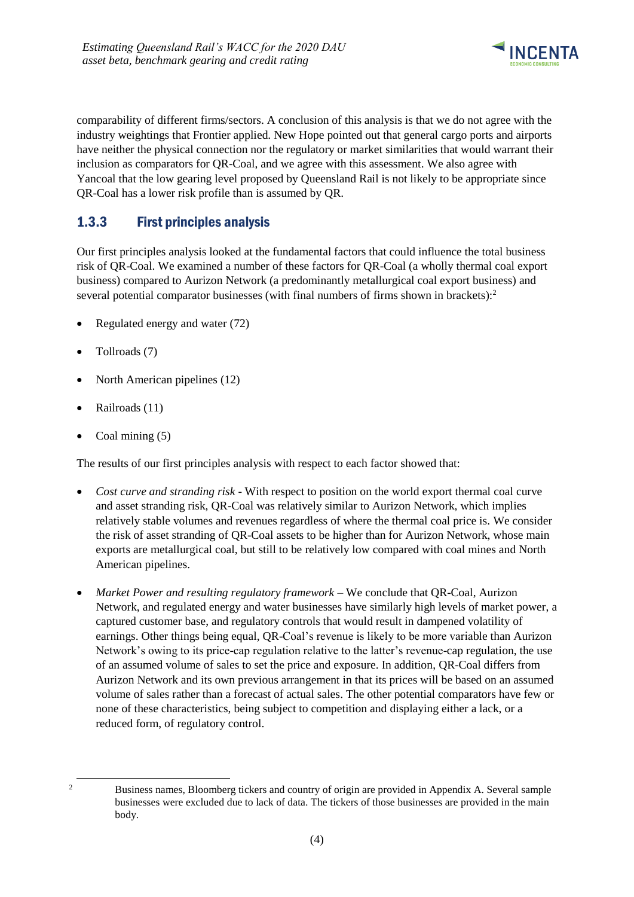comparability of different firms/sectors. A conclusion of this analysis is that we do not agree with the industry weightings that Frontier applied. New Hope pointed out that general cargo ports and airports have neither the physical connection nor the regulatory or market similarities that would warrant their inclusion as comparators for QR-Coal, and we agree with this assessment. We also agree with Yancoal that the low gearing level proposed by Queensland Rail is not likely to be appropriate since QR-Coal has a lower risk profile than is assumed by QR.

### 1.3.3 First principles analysis

Our first principles analysis looked at the fundamental factors that could influence the total business risk of QR-Coal. We examined a number of these factors for QR-Coal (a wholly thermal coal export business) compared to Aurizon Network (a predominantly metallurgical coal export business) and several potential comparator businesses (with final numbers of firms shown in brackets):[2]

- Regulated energy and water (72)
- Tollroads (7)
- North American pipelines (12)
- Railroads (11)
- Coal mining (5)

The results of our first principles analysis with respect to each factor showed that:

- *Cost curve and stranding risk* - With respect to position on the world export thermal coal curve and asset stranding risk, QR-Coal was relatively similar to Aurizon Network, which implies relatively stable volumes and revenues regardless of where the thermal coal price is. We consider the risk of asset stranding of QR-Coal assets to be higher than for Aurizon Network, whose main exports are metallurgical coal, but still to be relatively low compared with coal mines and North American pipelines.
- *Market Power and resulting regulatory framework* – We conclude that QR-Coal, Aurizon Network, and regulated energy and water businesses have similarly high levels of market power, a captured customer base, and regulatory controls that would result in dampened volatility of earnings. Other things being equal, QR-Coal's revenue is likely to be more variable than Aurizon Network's owing to its price-cap regulation relative to the latter's revenue-cap regulation, the use of an assumed volume of sales to set the price and exposure. In addition, QR-Coal differs from Aurizon Network and its own previous arrangement in that its prices will be based on an assumed volume of sales rather than a forecast of actual sales. The other potential comparators have few or none of these characteristics, being subject to competition and displaying either a lack, or a reduced form, of regulatory control.

[2] Business names, Bloomberg tickers and country of origin are provided in Appendix A. Several sample businesses were excluded due to lack of data. The tickers of those businesses are provided in the main body.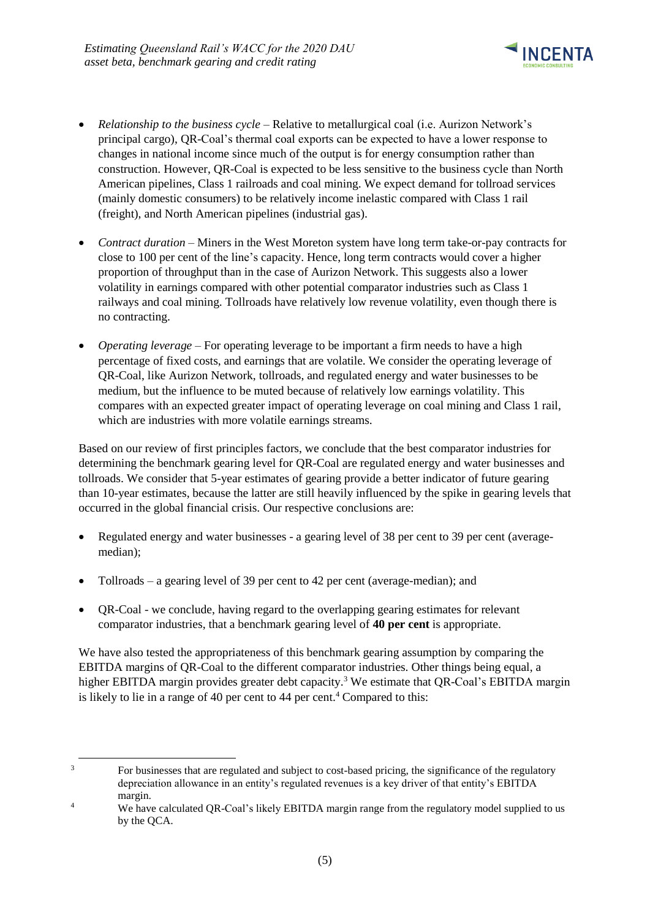- *Relationship to the business cycle* – Relative to metallurgical coal (i.e. Aurizon Network's principal cargo), QR-Coal's thermal coal exports can be expected to have a lower response to changes in national income since much of the output is for energy consumption rather than construction. However, QR-Coal is expected to be less sensitive to the business cycle than North American pipelines, Class 1 railroads and coal mining. We expect demand for tollroad services (mainly domestic consumers) to be relatively income inelastic compared with Class 1 rail (freight), and North American pipelines (industrial gas).

- *Contract duration* – Miners in the West Moreton system have long term take-or-pay contracts for close to 100 per cent of the line's capacity. Hence, long term contracts would cover a higher proportion of throughput than in the case of Aurizon Network. This suggests also a lower volatility in earnings compared with other potential comparator industries such as Class 1 railways and coal mining. Tollroads have relatively low revenue volatility, even though there is no contracting.

- *Operating leverage* – For operating leverage to be important a firm needs to have a high percentage of fixed costs, and earnings that are volatile. We consider the operating leverage of QR-Coal, like Aurizon Network, tollroads, and regulated energy and water businesses to be medium, but the influence to be muted because of relatively low earnings volatility. This compares with an expected greater impact of operating leverage on coal mining and Class 1 rail, which are industries with more volatile earnings streams.

Based on our review of first principles factors, we conclude that the best comparator industries for determining the benchmark gearing level for QR-Coal are regulated energy and water businesses and tollroads. We consider that 5-year estimates of gearing provide a better indicator of future gearing than 10-year estimates, because the latter are still heavily influenced by the spike in gearing levels that occurred in the global financial crisis. Our respective conclusions are:

- Regulated energy and water businesses - a gearing level of 38 per cent to 39 per cent (average-median);

- Tollroads – a gearing level of 39 per cent to 42 per cent (average-median); and

- QR-Coal - we conclude, having regard to the overlapping gearing estimates for relevant comparator industries, that a benchmark gearing level of **40 per cent** is appropriate.

We have also tested the appropriateness of this benchmark gearing assumption by comparing the EBITDA margins of QR-Coal to the different comparator industries. Other things being equal, a higher EBITDA margin provides greater debt capacity.[3] We estimate that QR-Coal's EBITDA margin is likely to lie in a range of 40 per cent to 44 per cent.[4] Compared to this:

[3] For businesses that are regulated and subject to cost-based pricing, the significance of the regulatory depreciation allowance in an entity's regulated revenues is a key driver of that entity's EBITDA margin.

[4] We have calculated QR-Coal's likely EBITDA margin range from the regulatory model supplied to us by the QCA.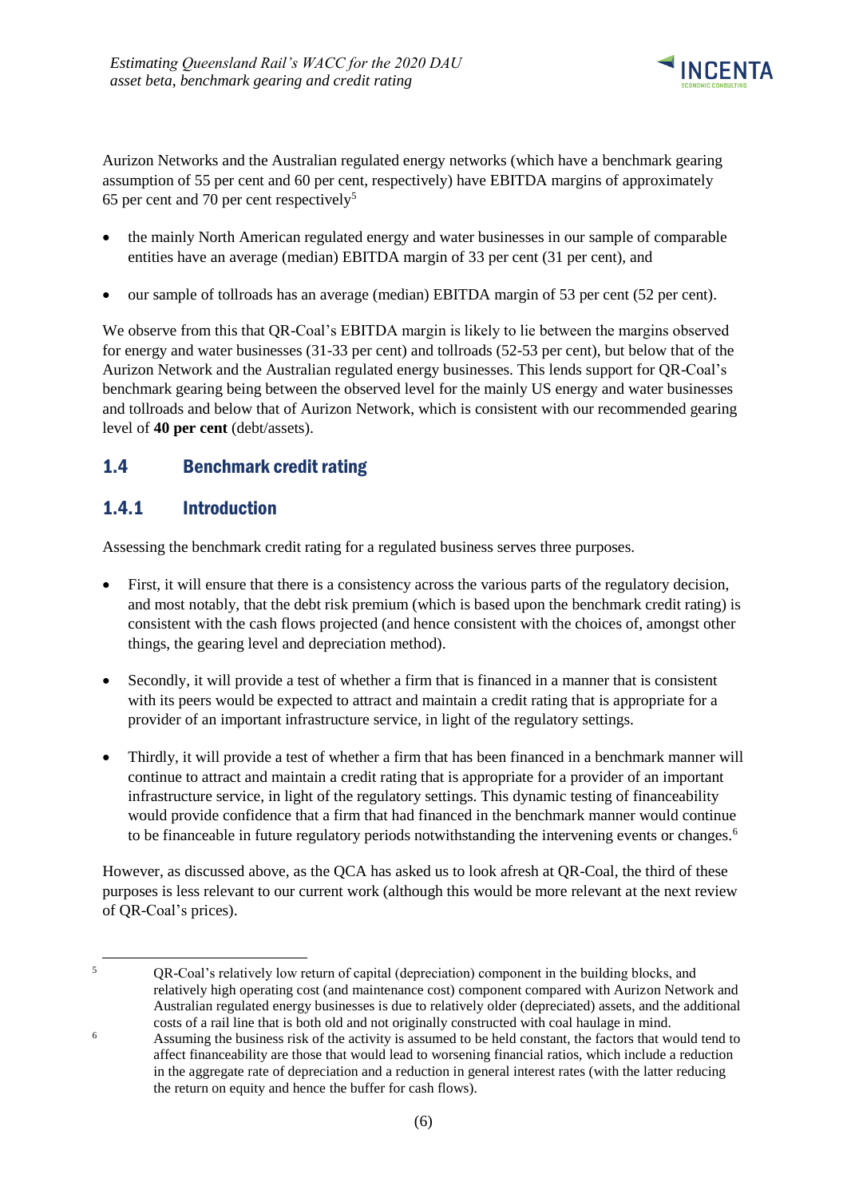Aurizon Networks and the Australian regulated energy networks (which have a benchmark gearing assumption of 55 per cent and 60 per cent, respectively) have EBITDA margins of approximately 65 per cent and 70 per cent respectively[5]

- the mainly North American regulated energy and water businesses in our sample of comparable entities have an average (median) EBITDA margin of 33 per cent (31 per cent), and
- our sample of tollroads has an average (median) EBITDA margin of 53 per cent (52 per cent).

We observe from this that QR-Coal's EBITDA margin is likely to lie between the margins observed for energy and water businesses (31-33 per cent) and tollroads (52-53 per cent), but below that of the Aurizon Network and the Australian regulated energy businesses. This lends support for QR-Coal's benchmark gearing being between the observed level for the mainly US energy and water businesses and tollroads and below that of Aurizon Network, which is consistent with our recommended gearing level of **40 per cent** (debt/assets).

## 1.4 Benchmark credit rating

### 1.4.1 Introduction

Assessing the benchmark credit rating for a regulated business serves three purposes.

- First, it will ensure that there is a consistency across the various parts of the regulatory decision, and most notably, that the debt risk premium (which is based upon the benchmark credit rating) is consistent with the cash flows projected (and hence consistent with the choices of, amongst other things, the gearing level and depreciation method).
- Secondly, it will provide a test of whether a firm that is financed in a manner that is consistent with its peers would be expected to attract and maintain a credit rating that is appropriate for a provider of an important infrastructure service, in light of the regulatory settings.
- Thirdly, it will provide a test of whether a firm that has been financed in a benchmark manner will continue to attract and maintain a credit rating that is appropriate for a provider of an important infrastructure service, in light of the regulatory settings. This dynamic testing of financeability would provide confidence that a firm that had financed in the benchmark manner would continue to be financeable in future regulatory periods notwithstanding the intervening events or changes.[6]

However, as discussed above, as the QCA has asked us to look afresh at QR-Coal, the third of these purposes is less relevant to our current work (although this would be more relevant at the next review of QR-Coal's prices).

---

[5] QR-Coal's relatively low return of capital (depreciation) component in the building blocks, and relatively high operating cost (and maintenance cost) component compared with Aurizon Network and Australian regulated energy businesses is due to relatively older (depreciated) assets, and the additional costs of a rail line that is both old and not originally constructed with coal haulage in mind.

[6] Assuming the business risk of the activity is assumed to be held constant, the factors that would tend to affect financeability are those that would lead to worsening financial ratios, which include a reduction in the aggregate rate of depreciation and a reduction in general interest rates (with the latter reducing the return on equity and hence the buffer for cash flows).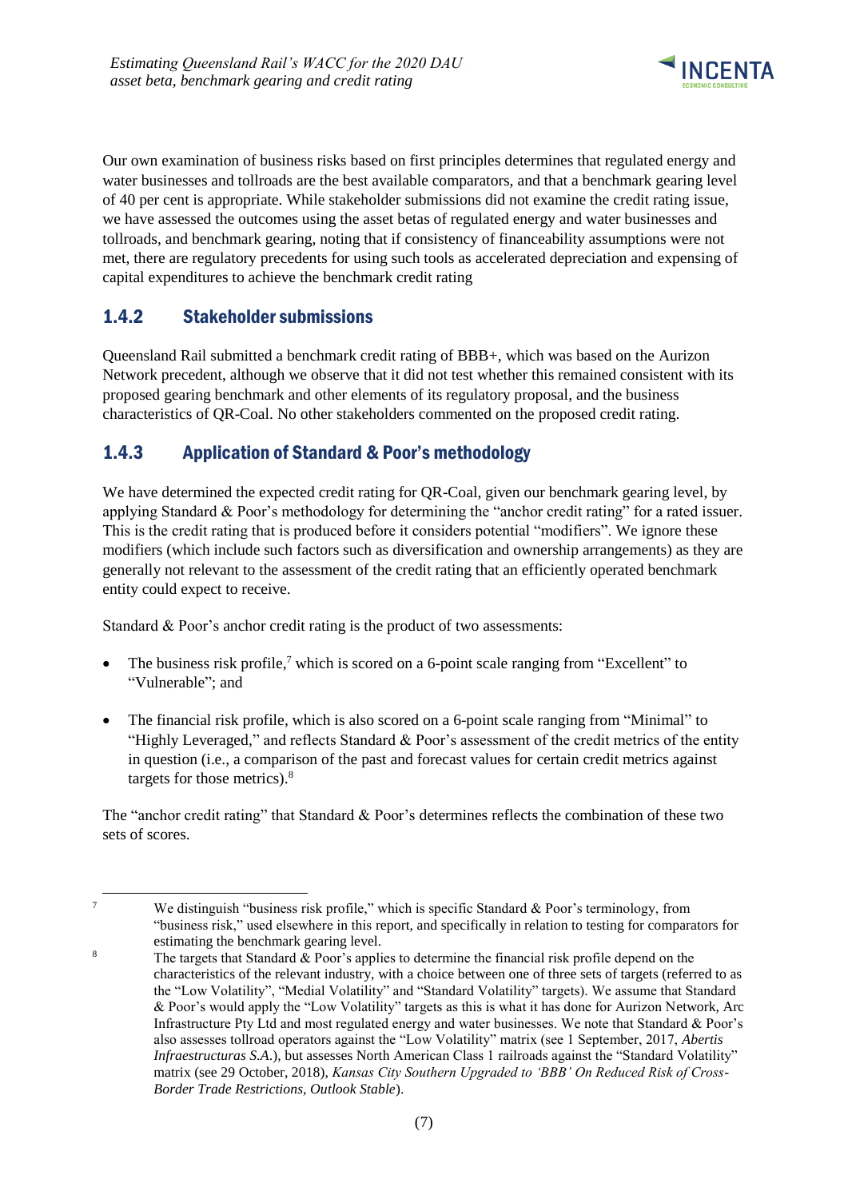Our own examination of business risks based on first principles determines that regulated energy and water businesses and tollroads are the best available comparators, and that a benchmark gearing level of 40 per cent is appropriate. While stakeholder submissions did not examine the credit rating issue, we have assessed the outcomes using the asset betas of regulated energy and water businesses and tollroads, and benchmark gearing, noting that if consistency of financeability assumptions were not met, there are regulatory precedents for using such tools as accelerated depreciation and expensing of capital expenditures to achieve the benchmark credit rating

### 1.4.2 Stakeholder submissions

Queensland Rail submitted a benchmark credit rating of BBB+, which was based on the Aurizon Network precedent, although we observe that it did not test whether this remained consistent with its proposed gearing benchmark and other elements of its regulatory proposal, and the business characteristics of QR-Coal. No other stakeholders commented on the proposed credit rating.

### 1.4.3 Application of Standard & Poor's methodology

We have determined the expected credit rating for QR-Coal, given our benchmark gearing level, by applying Standard & Poor's methodology for determining the "anchor credit rating" for a rated issuer. This is the credit rating that is produced before it considers potential "modifiers". We ignore these modifiers (which include such factors such as diversification and ownership arrangements) as they are generally not relevant to the assessment of the credit rating that an efficiently operated benchmark entity could expect to receive.

Standard & Poor's anchor credit rating is the product of two assessments:

- The business risk profile,[7] which is scored on a 6-point scale ranging from "Excellent" to "Vulnerable"; and
- The financial risk profile, which is also scored on a 6-point scale ranging from "Minimal" to "Highly Leveraged," and reflects Standard & Poor's assessment of the credit metrics of the entity in question (i.e., a comparison of the past and forecast values for certain credit metrics against targets for those metrics).[8]

The "anchor credit rating" that Standard & Poor's determines reflects the combination of these two sets of scores.

---

[7] We distinguish "business risk profile," which is specific Standard & Poor's terminology, from "business risk," used elsewhere in this report, and specifically in relation to testing for comparators for estimating the benchmark gearing level.

[8] The targets that Standard & Poor's applies to determine the financial risk profile depend on the characteristics of the relevant industry, with a choice between one of three sets of targets (referred to as the "Low Volatility", "Medial Volatility" and "Standard Volatility" targets). We assume that Standard & Poor's would apply the "Low Volatility" targets as this is what it has done for Aurizon Network, Arc Infrastructure Pty Ltd and most regulated energy and water businesses. We note that Standard & Poor's also assesses tollroad operators against the "Low Volatility" matrix (see 1 September, 2017, *Abertis Infraestructuras S.A.*), but assesses North American Class 1 railroads against the "Standard Volatility" matrix (see 29 October, 2018), *Kansas City Southern Upgraded to 'BBB' On Reduced Risk of Cross-Border Trade Restrictions, Outlook Stable*).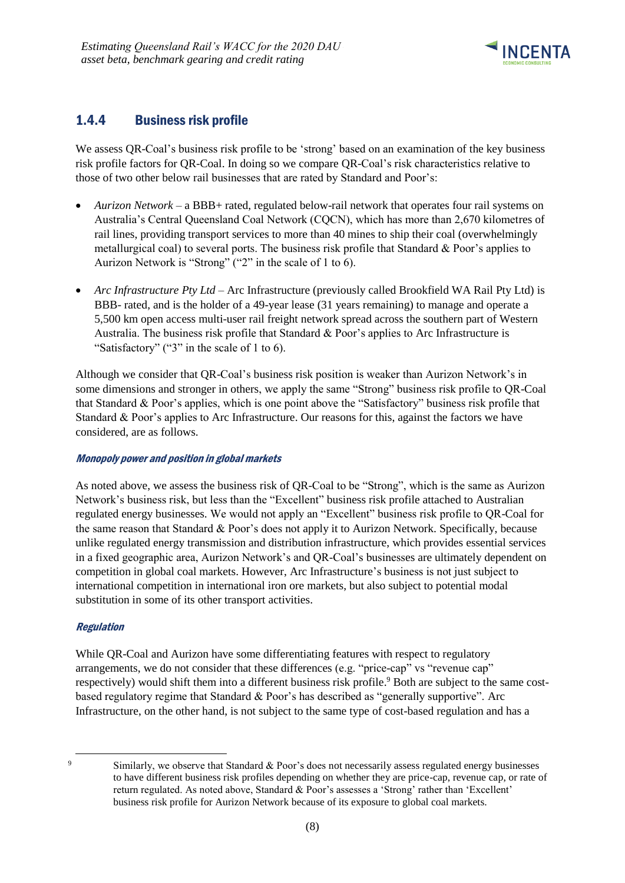### 1.4.4 Business risk profile

We assess QR-Coal's business risk profile to be 'strong' based on an examination of the key business risk profile factors for QR-Coal. In doing so we compare QR-Coal's risk characteristics relative to those of two other below rail businesses that are rated by Standard and Poor's:

- *Aurizon Network* – a BBB+ rated, regulated below-rail network that operates four rail systems on Australia's Central Queensland Coal Network (CQCN), which has more than 2,670 kilometres of rail lines, providing transport services to more than 40 mines to ship their coal (overwhelmingly metallurgical coal) to several ports. The business risk profile that Standard & Poor's applies to Aurizon Network is "Strong" ("2" in the scale of 1 to 6).
- *Arc Infrastructure Pty Ltd* – Arc Infrastructure (previously called Brookfield WA Rail Pty Ltd) is BBB- rated, and is the holder of a 49-year lease (31 years remaining) to manage and operate a 5,500 km open access multi-user rail freight network spread across the southern part of Western Australia. The business risk profile that Standard & Poor's applies to Arc Infrastructure is "Satisfactory" ("3" in the scale of 1 to 6).

Although we consider that QR-Coal's business risk position is weaker than Aurizon Network's in some dimensions and stronger in others, we apply the same "Strong" business risk profile to QR-Coal that Standard & Poor's applies, which is one point above the "Satisfactory" business risk profile that Standard & Poor's applies to Arc Infrastructure. Our reasons for this, against the factors we have considered, are as follows.

#### *Monopoly power and position in global markets*

As noted above, we assess the business risk of QR-Coal to be "Strong", which is the same as Aurizon Network's business risk, but less than the "Excellent" business risk profile attached to Australian regulated energy businesses. We would not apply an "Excellent" business risk profile to QR-Coal for the same reason that Standard & Poor's does not apply it to Aurizon Network. Specifically, because unlike regulated energy transmission and distribution infrastructure, which provides essential services in a fixed geographic area, Aurizon Network's and QR-Coal's businesses are ultimately dependent on competition in global coal markets. However, Arc Infrastructure's business is not just subject to international competition in international iron ore markets, but also subject to potential modal substitution in some of its other transport activities.

#### *Regulation*

While QR-Coal and Aurizon have some differentiating features with respect to regulatory arrangements, we do not consider that these differences (e.g. "price-cap" vs "revenue cap" respectively) would shift them into a different business risk profile.[9] Both are subject to the same cost-based regulatory regime that Standard & Poor's has described as "generally supportive". Arc Infrastructure, on the other hand, is not subject to the same type of cost-based regulation and has a

[9] Similarly, we observe that Standard & Poor's does not necessarily assess regulated energy businesses to have different business risk profiles depending on whether they are price-cap, revenue cap, or rate of return regulated. As noted above, Standard & Poor's assesses a 'Strong' rather than 'Excellent' business risk profile for Aurizon Network because of its exposure to global coal markets.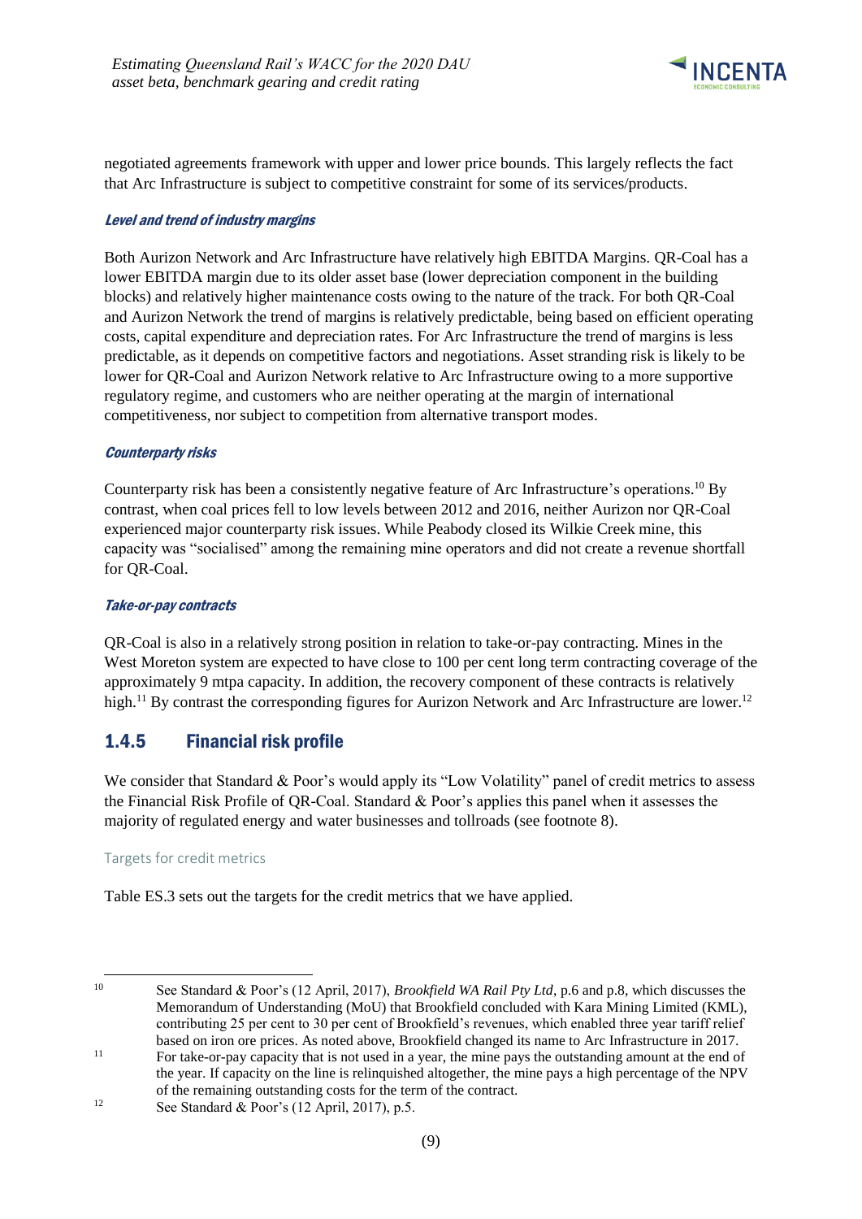negotiated agreements framework with upper and lower price bounds. This largely reflects the fact that Arc Infrastructure is subject to competitive constraint for some of its services/products.

#### *Level and trend of industry margins*

Both Aurizon Network and Arc Infrastructure have relatively high EBITDA Margins. QR-Coal has a lower EBITDA margin due to its older asset base (lower depreciation component in the building blocks) and relatively higher maintenance costs owing to the nature of the track. For both QR-Coal and Aurizon Network the trend of margins is relatively predictable, being based on efficient operating costs, capital expenditure and depreciation rates. For Arc Infrastructure the trend of margins is less predictable, as it depends on competitive factors and negotiations. Asset stranding risk is likely to be lower for QR-Coal and Aurizon Network relative to Arc Infrastructure owing to a more supportive regulatory regime, and customers who are neither operating at the margin of international competitiveness, nor subject to competition from alternative transport modes.

#### *Counterparty risks*

Counterparty risk has been a consistently negative feature of Arc Infrastructure's operations.[10] By contrast, when coal prices fell to low levels between 2012 and 2016, neither Aurizon nor QR-Coal experienced major counterparty risk issues. While Peabody closed its Wilkie Creek mine, this capacity was "socialised" among the remaining mine operators and did not create a revenue shortfall for QR-Coal.

#### *Take-or-pay contracts*

QR-Coal is also in a relatively strong position in relation to take-or-pay contracting. Mines in the West Moreton system are expected to have close to 100 per cent long term contracting coverage of the approximately 9 mtpa capacity. In addition, the recovery component of these contracts is relatively high.[11] By contrast the corresponding figures for Aurizon Network and Arc Infrastructure are lower.[12]

### 1.4.5 Financial risk profile

We consider that Standard & Poor's would apply its "Low Volatility" panel of credit metrics to assess the Financial Risk Profile of QR-Coal. Standard & Poor's applies this panel when it assesses the majority of regulated energy and water businesses and tollroads (see footnote 8).

Targets for credit metrics

Table ES.3 sets out the targets for the credit metrics that we have applied.

---

[10] See Standard & Poor's (12 April, 2017), *Brookfield WA Rail Pty Ltd*, p.6 and p.8, which discusses the Memorandum of Understanding (MoU) that Brookfield concluded with Kara Mining Limited (KML), contributing 25 per cent to 30 per cent of Brookfield's revenues, which enabled three year tariff relief based on iron ore prices. As noted above, Brookfield changed its name to Arc Infrastructure in 2017.

[11] For take-or-pay capacity that is not used in a year, the mine pays the outstanding amount at the end of the year. If capacity on the line is relinquished altogether, the mine pays a high percentage of the NPV of the remaining outstanding costs for the term of the contract.

[12] See Standard & Poor's (12 April, 2017), p.5.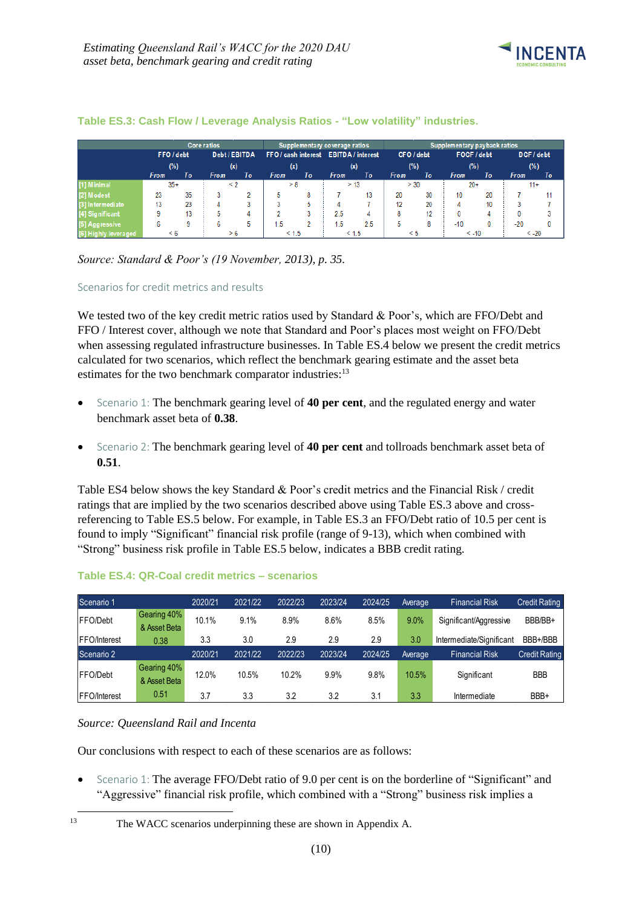**Table ES.3: Cash Flow / Leverage Analysis Ratios - "Low volatility" industries.**

| | Core ratios | | | | Supplementary coverage ratios | | | | Supplementary payback ratios | | | | | |
|---|---|---|---|---|---|---|---|---|---|---|---|---|---|---|
| | FFO / debt (%) | | Debt / EBITDA (x) | | FFO / cash interest (x) | | EBITDA / interest (x) | | CFO / debt (%) | | FOCF / debt (%) | | DCF / debt (%) | |
| | From | To | From | To | From | To | From | To | From | To | From | To | From | To |
| [1] Minimal | 35+ | | < 2 | | > 8 | | > 13 | | > 30 | | 20+ | | 11+ | |
| [2] Modest | 23 | 35 | 3 | 2 | 5 | 8 | 7 | 13 | 20 | 30 | 10 | 20 | 7 | 11 |
| [3] Intermediate | 13 | 23 | 4 | 3 | 3 | 5 | 4 | 7 | 12 | 20 | 4 | 10 | 3 | 7 |
| [4] Significant | 9 | 13 | 5 | 4 | 2 | 3 | 2.5 | 4 | 8 | 12 | 0 | 4 | 0 | 3 |
| [5] Aggressive | 6 | 9 | 6 | 5 | 1.5 | 2 | 1.5 | 2.5 | 5 | 8 | -10 | 0 | -20 | 0 |
| [6] Highly leveraged | < 6 | | > 6 | | < 1.5 | | < 1.5 | | < 5 | | < -10 | | < -20 | |

*Source: Standard & Poor's (19 November, 2013), p. 35.*

### Scenarios for credit metrics and results

We tested two of the key credit metric ratios used by Standard & Poor's, which are FFO/Debt and FFO / Interest cover, although we note that Standard and Poor's places most weight on FFO/Debt when assessing regulated infrastructure businesses. In Table ES.4 below we present the credit metrics calculated for two scenarios, which reflect the benchmark gearing estimate and the asset beta estimates for the two benchmark comparator industries:[13]

- Scenario 1: The benchmark gearing level of **40 per cent**, and the regulated energy and water benchmark asset beta of **0.38**.
- Scenario 2: The benchmark gearing level of **40 per cent** and tollroads benchmark asset beta of **0.51**.

Table ES4 below shows the key Standard & Poor's credit metrics and the Financial Risk / credit ratings that are implied by the two scenarios described above using Table ES.3 above and cross-referencing to Table ES.5 below. For example, in Table ES.3 an FFO/Debt ratio of 10.5 per cent is found to imply "Significant" financial risk profile (range of 9-13), which when combined with "Strong" business risk profile in Table ES.5 below, indicates a BBB credit rating.

**Table ES.4: QR-Coal credit metrics – scenarios**

| Scenario 1 | | 2020/21 | 2021/22 | 2022/23 | 2023/24 | 2024/25 | Average | Financial Risk | Credit Rating |
|---|---|---|---|---|---|---|---|---|---|
| FFO/Debt | Gearing 40% & Asset Beta 0.38 | 10.1% | 9.1% | 8.9% | 8.6% | 8.5% | 9.0% | Significant/Aggressive | BBB/BB+ |
| FFO/Interest | | 3.3 | 3.0 | 2.9 | 2.9 | 2.9 | 3.0 | Intermediate/Significant | BBB+/BBB |
| **Scenario 2** | | **2020/21** | **2021/22** | **2022/23** | **2023/24** | **2024/25** | **Average** | **Financial Risk** | **Credit Rating** |
| FFO/Debt | Gearing 40% & Asset Beta 0.51 | 12.0% | 10.5% | 10.2% | 9.9% | 9.8% | 10.5% | Significant | BBB |
| FFO/Interest | | 3.7 | 3.3 | 3.2 | 3.2 | 3.1 | 3.3 | Intermediate | BBB+ |

*Source: Queensland Rail and Incenta*

Our conclusions with respect to each of these scenarios are as follows:

- Scenario 1: The average FFO/Debt ratio of 9.0 per cent is on the borderline of "Significant" and "Aggressive" financial risk profile, which combined with a "Strong" business risk implies a

[13] The WACC scenarios underpinning these are shown in Appendix A.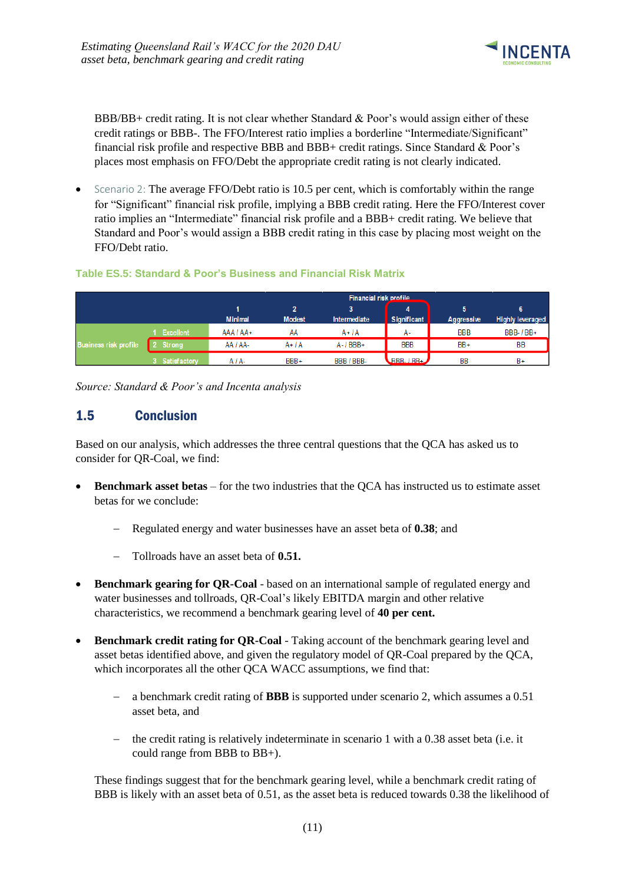BBB/BB+ credit rating. It is not clear whether Standard & Poor's would assign either of these credit ratings or BBB-. The FFO/Interest ratio implies a borderline "Intermediate/Significant" financial risk profile and respective BBB and BBB+ credit ratings. Since Standard & Poor's places most emphasis on FFO/Debt the appropriate credit rating is not clearly indicated.

- Scenario 2: The average FFO/Debt ratio is 10.5 per cent, which is comfortably within the range for "Significant" financial risk profile, implying a BBB credit rating. Here the FFO/Interest cover ratio implies an "Intermediate" financial risk profile and a BBB+ credit rating. We believe that Standard and Poor's would assign a BBB credit rating in this case by placing most weight on the FFO/Debt ratio.

**Table ES.5: Standard & Poor's Business and Financial Risk Matrix**

| | | Financial risk profile | | | | | |
|---|---|---|---|---|---|---|---|
| | | 1 Minimal | 2 Modest | 3 Intermediate | 4 Significant | 5 Aggressive | 6 Highly leveraged |
| Business risk profile | 1 Excellent | AAA / AA+ | AA | A+ / A | A- | BBB | BBB- / BB+ |
| | 2 Strong | AA / AA- | A+ / A | A- / BBB+ | BBB | BB+ | BB |
| | 3 Satisfactory | A / A- | BBB+ | BBB / BBB- | BBB- / BB+ | BB | B+ |

*Source: Standard & Poor's and Incenta analysis*

## 1.5 Conclusion

Based on our analysis, which addresses the three central questions that the QCA has asked us to consider for QR-Coal, we find:

- **Benchmark asset betas** – for the two industries that the QCA has instructed us to estimate asset betas for we conclude:
  - Regulated energy and water businesses have an asset beta of **0.38**; and
  - Tollroads have an asset beta of **0.51.**
- **Benchmark gearing for QR-Coal** - based on an international sample of regulated energy and water businesses and tollroads, QR-Coal's likely EBITDA margin and other relative characteristics, we recommend a benchmark gearing level of **40 per cent.**
- **Benchmark credit rating for QR-Coal** - Taking account of the benchmark gearing level and asset betas identified above, and given the regulatory model of QR-Coal prepared by the QCA, which incorporates all the other QCA WACC assumptions, we find that:
  - a benchmark credit rating of **BBB** is supported under scenario 2, which assumes a 0.51 asset beta, and
  - the credit rating is relatively indeterminate in scenario 1 with a 0.38 asset beta (i.e. it could range from BBB to BB+).

These findings suggest that for the benchmark gearing level, while a benchmark credit rating of BBB is likely with an asset beta of 0.51, as the asset beta is reduced towards 0.38 the likelihood of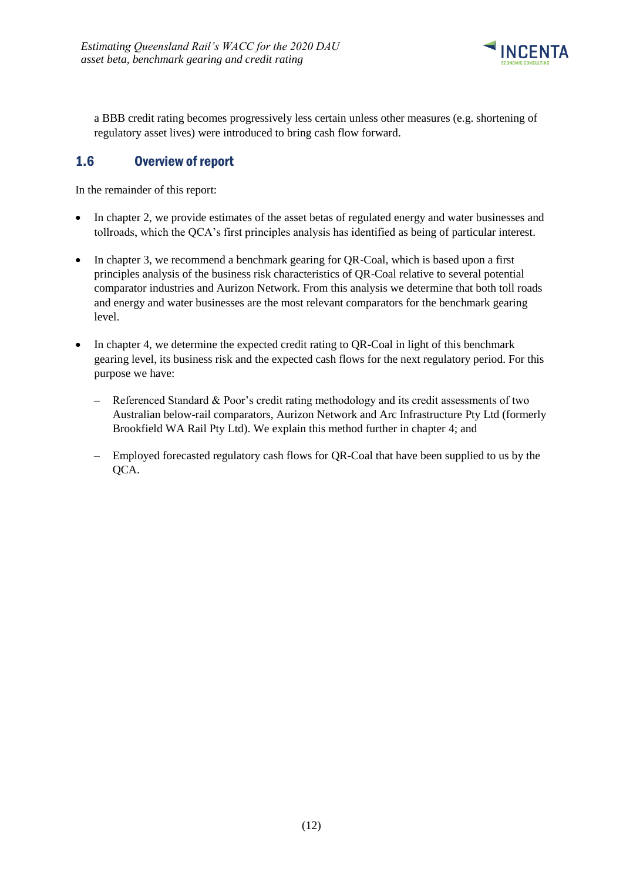a BBB credit rating becomes progressively less certain unless other measures (e.g. shortening of regulatory asset lives) were introduced to bring cash flow forward.

## 1.6 Overview of report

In the remainder of this report:

- In chapter 2, we provide estimates of the asset betas of regulated energy and water businesses and tollroads, which the QCA's first principles analysis has identified as being of particular interest.
- In chapter 3, we recommend a benchmark gearing for QR-Coal, which is based upon a first principles analysis of the business risk characteristics of QR-Coal relative to several potential comparator industries and Aurizon Network. From this analysis we determine that both toll roads and energy and water businesses are the most relevant comparators for the benchmark gearing level.
- In chapter 4, we determine the expected credit rating to QR-Coal in light of this benchmark gearing level, its business risk and the expected cash flows for the next regulatory period. For this purpose we have:
  - Referenced Standard & Poor's credit rating methodology and its credit assessments of two Australian below-rail comparators, Aurizon Network and Arc Infrastructure Pty Ltd (formerly Brookfield WA Rail Pty Ltd). We explain this method further in chapter 4; and
  - Employed forecasted regulatory cash flows for QR-Coal that have been supplied to us by the QCA.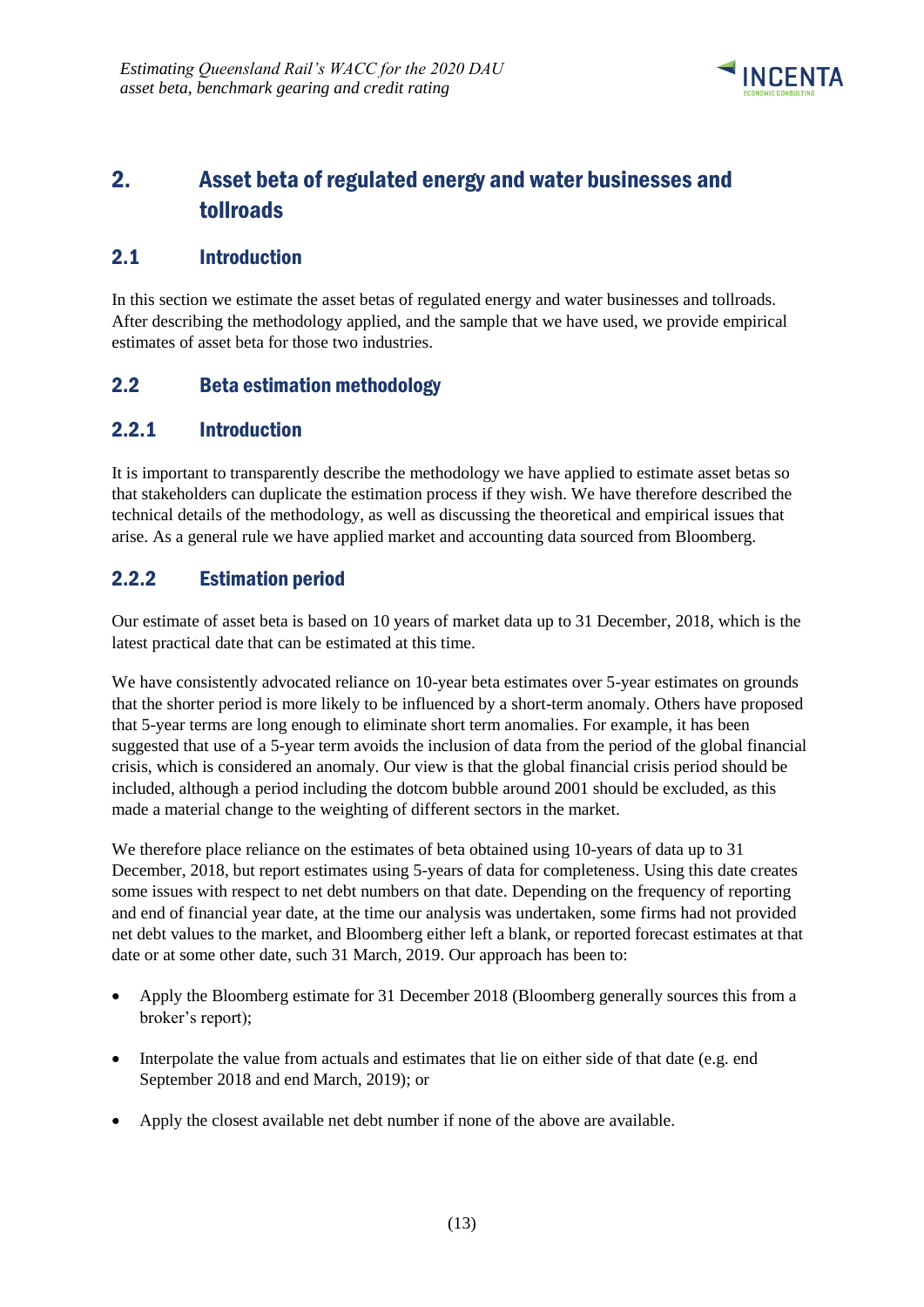## 2. Asset beta of regulated energy and water businesses and tollroads

### 2.1 Introduction

In this section we estimate the asset betas of regulated energy and water businesses and tollroads. After describing the methodology applied, and the sample that we have used, we provide empirical estimates of asset beta for those two industries.

### 2.2 Beta estimation methodology

#### 2.2.1 Introduction

It is important to transparently describe the methodology we have applied to estimate asset betas so that stakeholders can duplicate the estimation process if they wish. We have therefore described the technical details of the methodology, as well as discussing the theoretical and empirical issues that arise. As a general rule we have applied market and accounting data sourced from Bloomberg.

#### 2.2.2 Estimation period

Our estimate of asset beta is based on 10 years of market data up to 31 December, 2018, which is the latest practical date that can be estimated at this time.

We have consistently advocated reliance on 10-year beta estimates over 5-year estimates on grounds that the shorter period is more likely to be influenced by a short-term anomaly. Others have proposed that 5-year terms are long enough to eliminate short term anomalies. For example, it has been suggested that use of a 5-year term avoids the inclusion of data from the period of the global financial crisis, which is considered an anomaly. Our view is that the global financial crisis period should be included, although a period including the dotcom bubble around 2001 should be excluded, as this made a material change to the weighting of different sectors in the market.

We therefore place reliance on the estimates of beta obtained using 10-years of data up to 31 December, 2018, but report estimates using 5-years of data for completeness. Using this date creates some issues with respect to net debt numbers on that date. Depending on the frequency of reporting and end of financial year date, at the time our analysis was undertaken, some firms had not provided net debt values to the market, and Bloomberg either left a blank, or reported forecast estimates at that date or at some other date, such 31 March, 2019. Our approach has been to:

- Apply the Bloomberg estimate for 31 December 2018 (Bloomberg generally sources this from a broker's report);
- Interpolate the value from actuals and estimates that lie on either side of that date (e.g. end September 2018 and end March, 2019); or
- Apply the closest available net debt number if none of the above are available.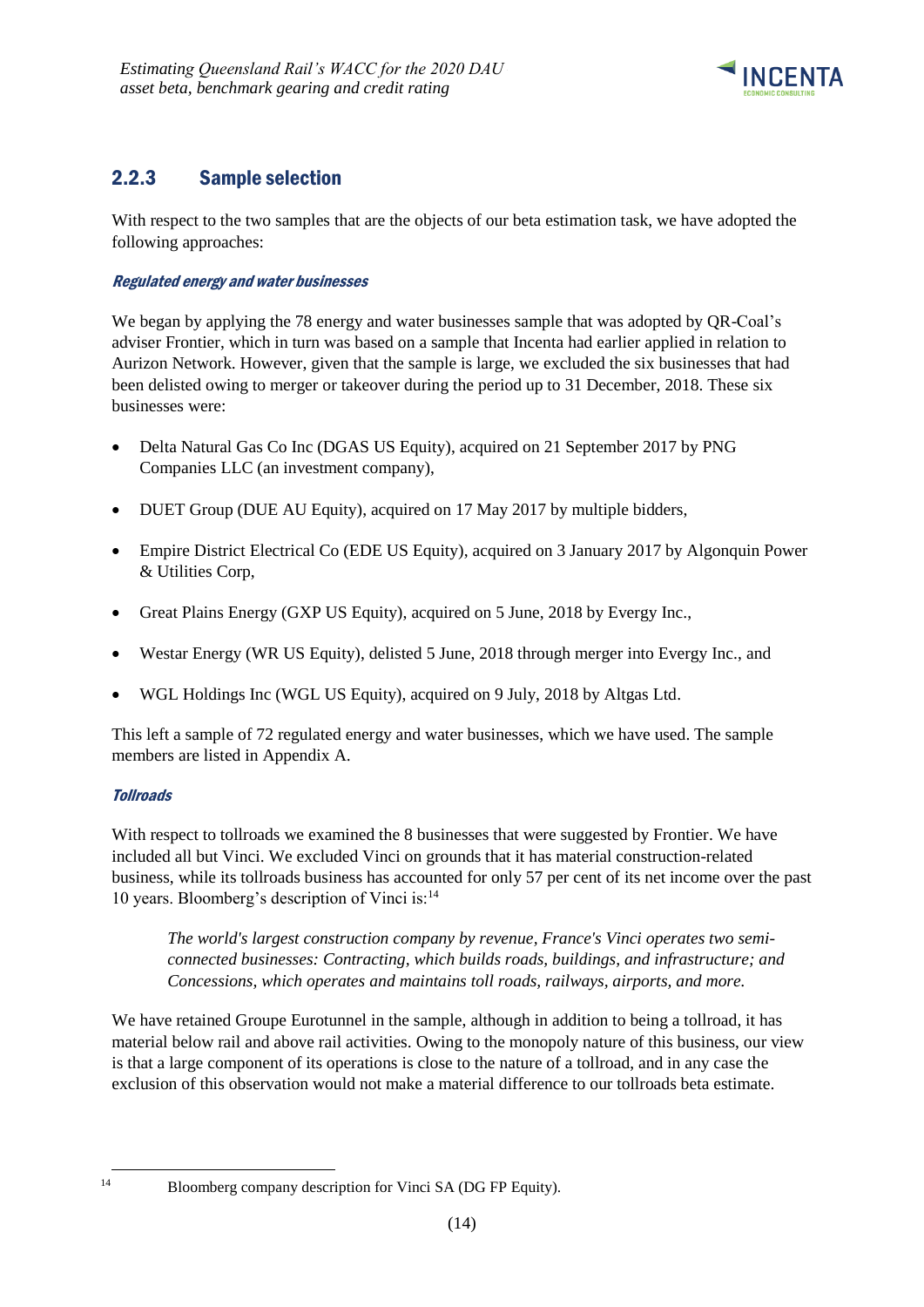### 2.2.3 Sample selection

With respect to the two samples that are the objects of our beta estimation task, we have adopted the following approaches:

***Regulated energy and water businesses***

We began by applying the 78 energy and water businesses sample that was adopted by QR-Coal's adviser Frontier, which in turn was based on a sample that Incenta had earlier applied in relation to Aurizon Network. However, given that the sample is large, we excluded the six businesses that had been delisted owing to merger or takeover during the period up to 31 December, 2018. These six businesses were:

- Delta Natural Gas Co Inc (DGAS US Equity), acquired on 21 September 2017 by PNG Companies LLC (an investment company),
- DUET Group (DUE AU Equity), acquired on 17 May 2017 by multiple bidders,
- Empire District Electrical Co (EDE US Equity), acquired on 3 January 2017 by Algonquin Power & Utilities Corp,
- Great Plains Energy (GXP US Equity), acquired on 5 June, 2018 by Evergy Inc.,
- Westar Energy (WR US Equity), delisted 5 June, 2018 through merger into Evergy Inc., and
- WGL Holdings Inc (WGL US Equity), acquired on 9 July, 2018 by Altgas Ltd.

This left a sample of 72 regulated energy and water businesses, which we have used. The sample members are listed in Appendix A.

***Tollroads***

With respect to tollroads we examined the 8 businesses that were suggested by Frontier. We have included all but Vinci. We excluded Vinci on grounds that it has material construction-related business, while its tollroads business has accounted for only 57 per cent of its net income over the past 10 years. Bloomberg's description of Vinci is:[14]

> *The world's largest construction company by revenue, France's Vinci operates two semi-connected businesses: Contracting, which builds roads, buildings, and infrastructure; and Concessions, which operates and maintains toll roads, railways, airports, and more.*

We have retained Groupe Eurotunnel in the sample, although in addition to being a tollroad, it has material below rail and above rail activities. Owing to the monopoly nature of this business, our view is that a large component of its operations is close to the nature of a tollroad, and in any case the exclusion of this observation would not make a material difference to our tollroads beta estimate.

---

[14] Bloomberg company description for Vinci SA (DG FP Equity).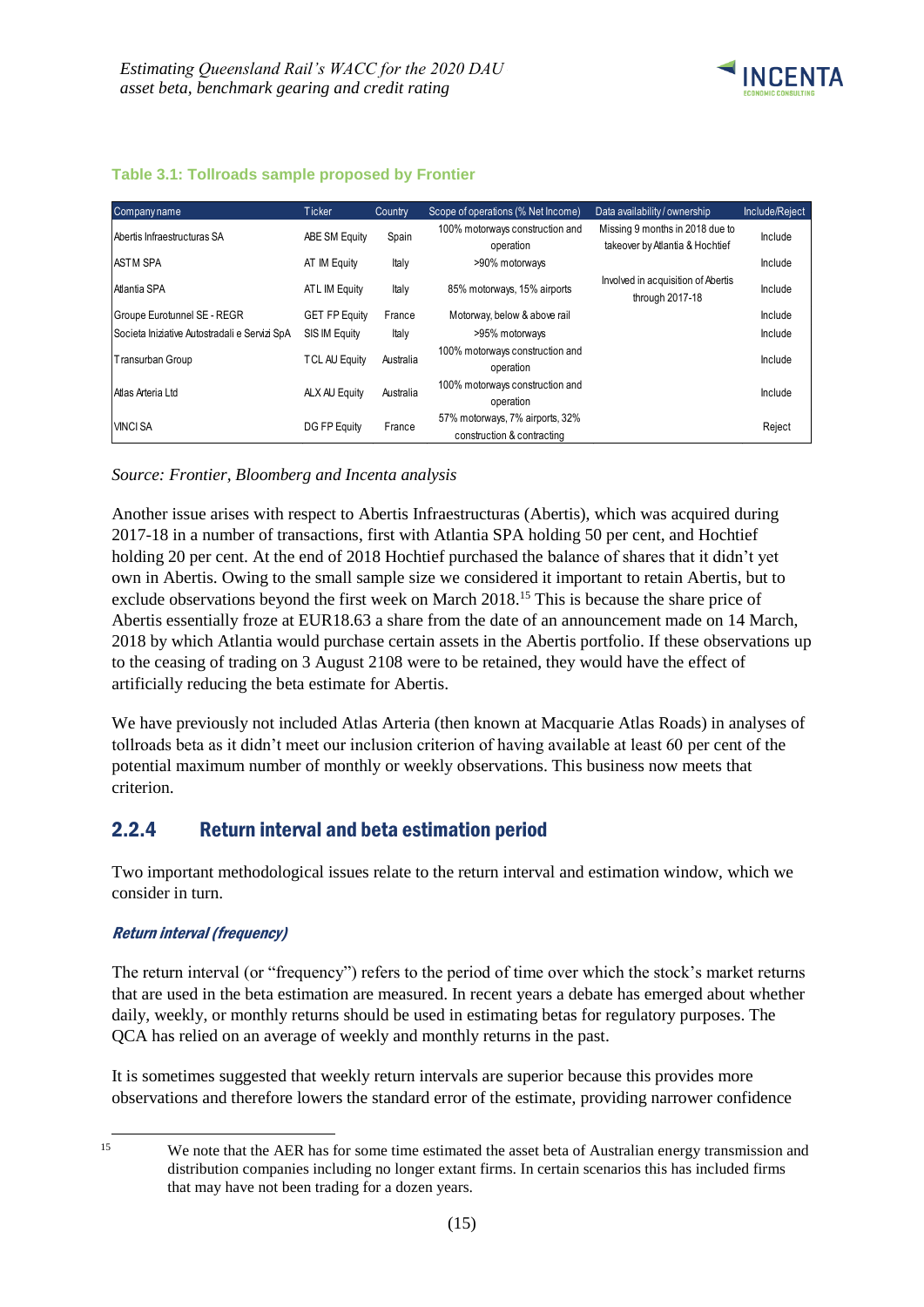**Table 3.1: Tollroads sample proposed by Frontier**

| Company name | Ticker | Country | Scope of operations (% Net Income) | Data availability / ownership | Include/Reject |
|---|---|---|---|---|---|
| Abertis Infraestructuras SA | ABE SM Equity | Spain | 100% motorways construction and operation | Missing 9 months in 2018 due to takeover by Atlantia & Hochtief | Include |
| ASTM SPA | AT IM Equity | Italy | >90% motorways | | Include |
| Atlantia SPA | ATL IM Equity | Italy | 85% motorways, 15% airports | Involved in acquisition of Abertis through 2017-18 | Include |
| Groupe Eurotunnel SE - REGR | GET FP Equity | France | Motorway, below & above rail | | Include |
| Societa Iniziative Autostradali e Servizi SpA | SIS IM Equity | Italy | >95% motorways | | Include |
| Transurban Group | TCL AU Equity | Australia | 100% motorways construction and operation | | Include |
| Atlas Arteria Ltd | ALX AU Equity | Australia | 100% motorways construction and operation | | Include |
| VINCI SA | DG FP Equity | France | 57% motorways, 7% airports, 32% construction & contracting | | Reject |

*Source: Frontier, Bloomberg and Incenta analysis*

Another issue arises with respect to Abertis Infraestructuras (Abertis), which was acquired during 2017-18 in a number of transactions, first with Atlantia SPA holding 50 per cent, and Hochtief holding 20 per cent. At the end of 2018 Hochtief purchased the balance of shares that it didn't yet own in Abertis. Owing to the small sample size we considered it important to retain Abertis, but to exclude observations beyond the first week on March 2018.[15] This is because the share price of Abertis essentially froze at EUR18.63 a share from the date of an announcement made on 14 March, 2018 by which Atlantia would purchase certain assets in the Abertis portfolio. If these observations up to the ceasing of trading on 3 August 2108 were to be retained, they would have the effect of artificially reducing the beta estimate for Abertis.

We have previously not included Atlas Arteria (then known at Macquarie Atlas Roads) in analyses of tollroads beta as it didn't meet our inclusion criterion of having available at least 60 per cent of the potential maximum number of monthly or weekly observations. This business now meets that criterion.

## 2.2.4 Return interval and beta estimation period

Two important methodological issues relate to the return interval and estimation window, which we consider in turn.

***Return interval (frequency)***

The return interval (or "frequency") refers to the period of time over which the stock's market returns that are used in the beta estimation are measured. In recent years a debate has emerged about whether daily, weekly, or monthly returns should be used in estimating betas for regulatory purposes. The QCA has relied on an average of weekly and monthly returns in the past.

It is sometimes suggested that weekly return intervals are superior because this provides more observations and therefore lowers the standard error of the estimate, providing narrower confidence

[15] We note that the AER has for some time estimated the asset beta of Australian energy transmission and distribution companies including no longer extant firms. In certain scenarios this has included firms that may have not been trading for a dozen years.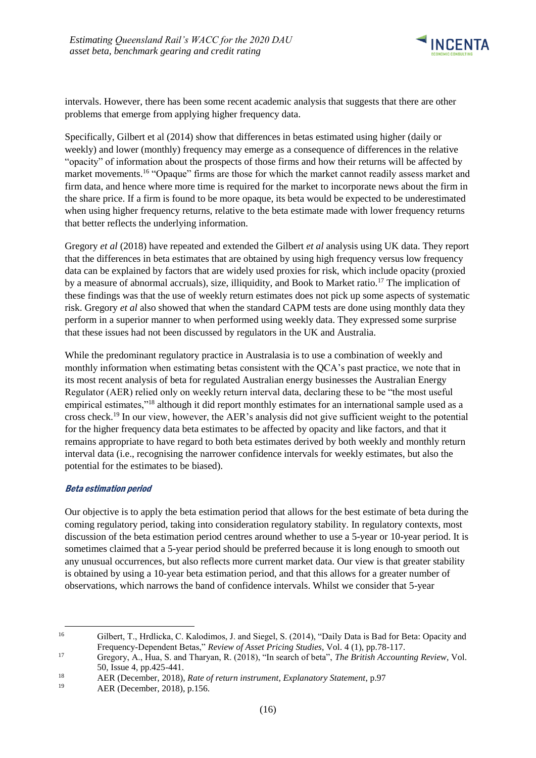intervals. However, there has been some recent academic analysis that suggests that there are other problems that emerge from applying higher frequency data.

Specifically, Gilbert et al (2014) show that differences in betas estimated using higher (daily or weekly) and lower (monthly) frequency may emerge as a consequence of differences in the relative "opacity" of information about the prospects of those firms and how their returns will be affected by market movements.[16] "Opaque" firms are those for which the market cannot readily assess market and firm data, and hence where more time is required for the market to incorporate news about the firm in the share price. If a firm is found to be more opaque, its beta would be expected to be underestimated when using higher frequency returns, relative to the beta estimate made with lower frequency returns that better reflects the underlying information.

Gregory *et al* (2018) have repeated and extended the Gilbert *et al* analysis using UK data. They report that the differences in beta estimates that are obtained by using high frequency versus low frequency data can be explained by factors that are widely used proxies for risk, which include opacity (proxied by a measure of abnormal accruals), size, illiquidity, and Book to Market ratio.[17] The implication of these findings was that the use of weekly return estimates does not pick up some aspects of systematic risk. Gregory *et al* also showed that when the standard CAPM tests are done using monthly data they perform in a superior manner to when performed using weekly data. They expressed some surprise that these issues had not been discussed by regulators in the UK and Australia.

While the predominant regulatory practice in Australasia is to use a combination of weekly and monthly information when estimating betas consistent with the QCA's past practice, we note that in its most recent analysis of beta for regulated Australian energy businesses the Australian Energy Regulator (AER) relied only on weekly return interval data, declaring these to be "the most useful empirical estimates,"[18] although it did report monthly estimates for an international sample used as a cross check.[19] In our view, however, the AER's analysis did not give sufficient weight to the potential for the higher frequency data beta estimates to be affected by opacity and like factors, and that it remains appropriate to have regard to both beta estimates derived by both weekly and monthly return interval data (i.e., recognising the narrower confidence intervals for weekly estimates, but also the potential for the estimates to be biased).

#### *Beta estimation period*

Our objective is to apply the beta estimation period that allows for the best estimate of beta during the coming regulatory period, taking into consideration regulatory stability. In regulatory contexts, most discussion of the beta estimation period centres around whether to use a 5-year or 10-year period. It is sometimes claimed that a 5-year period should be preferred because it is long enough to smooth out any unusual occurrences, but also reflects more current market data. Our view is that greater stability is obtained by using a 10-year beta estimation period, and that this allows for a greater number of observations, which narrows the band of confidence intervals. Whilst we consider that 5-year

---

[16] Gilbert, T., Hrdlicka, C. Kalodimos, J. and Siegel, S. (2014), "Daily Data is Bad for Beta: Opacity and Frequency-Dependent Betas," *Review of Asset Pricing Studies*, Vol. 4 (1), pp.78-117.

[17] Gregory, A., Hua, S. and Tharyan, R. (2018), "In search of beta", *The British Accounting Review*, Vol. 50, Issue 4, pp.425-441.

[18] AER (December, 2018), *Rate of return instrument, Explanatory Statement*, p.97

[19] AER (December, 2018), p.156.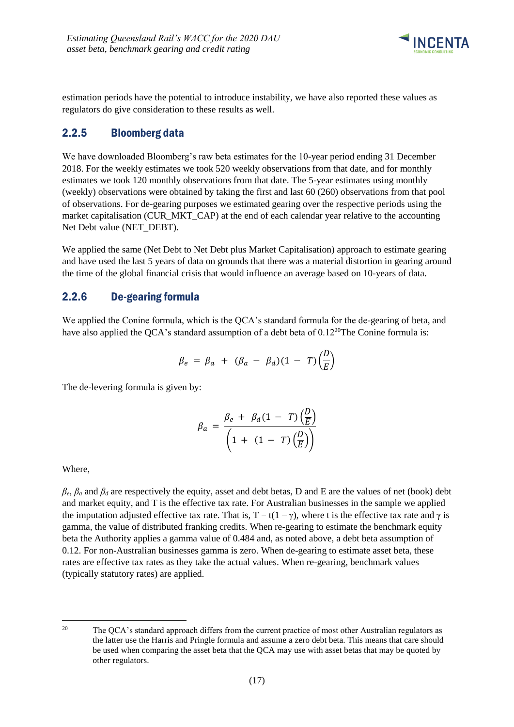estimation periods have the potential to introduce instability, we have also reported these values as regulators do give consideration to these results as well.

### 2.2.5 Bloomberg data

We have downloaded Bloomberg's raw beta estimates for the 10-year period ending 31 December 2018. For the weekly estimates we took 520 weekly observations from that date, and for monthly estimates we took 120 monthly observations from that date. The 5-year estimates using monthly (weekly) observations were obtained by taking the first and last 60 (260) observations from that pool of observations. For de-gearing purposes we estimated gearing over the respective periods using the market capitalisation (CUR_MKT_CAP) at the end of each calendar year relative to the accounting Net Debt value (NET_DEBT).

We applied the same (Net Debt to Net Debt plus Market Capitalisation) approach to estimate gearing and have used the last 5 years of data on grounds that there was a material distortion in gearing around the time of the global financial crisis that would influence an average based on 10-years of data.

### 2.2.6 De-gearing formula

We applied the Conine formula, which is the QCA's standard formula for the de-gearing of beta, and have also applied the QCA's standard assumption of a debt beta of 0.12[20]The Conine formula is:

$$\beta_e = \beta_a + (\beta_a - \beta_d)(1 - T)\left(\frac{D}{E}\right)$$

The de-levering formula is given by:

$$\beta_a = \frac{\beta_e + \beta_d(1 - T)\left(\frac{D}{E}\right)}{\left(1 + (1 - T)\left(\frac{D}{E}\right)\right)}$$

Where,

$\beta_e$, $\beta_a$ and $\beta_d$ are respectively the equity, asset and debt betas, D and E are the values of net (book) debt and market equity, and T is the effective tax rate. For Australian businesses in the sample we applied the imputation adjusted effective tax rate. That is, $T = t(1 - \gamma)$, where t is the effective tax rate and $\gamma$ is gamma, the value of distributed franking credits. When re-gearing to estimate the benchmark equity beta the Authority applies a gamma value of 0.484 and, as noted above, a debt beta assumption of 0.12. For non-Australian businesses gamma is zero. When de-gearing to estimate asset beta, these rates are effective tax rates as they take the actual values. When re-gearing, benchmark values (typically statutory rates) are applied.

[20] The QCA's standard approach differs from the current practice of most other Australian regulators as the latter use the Harris and Pringle formula and assume a zero debt beta. This means that care should be used when comparing the asset beta that the QCA may use with asset betas that may be quoted by other regulators.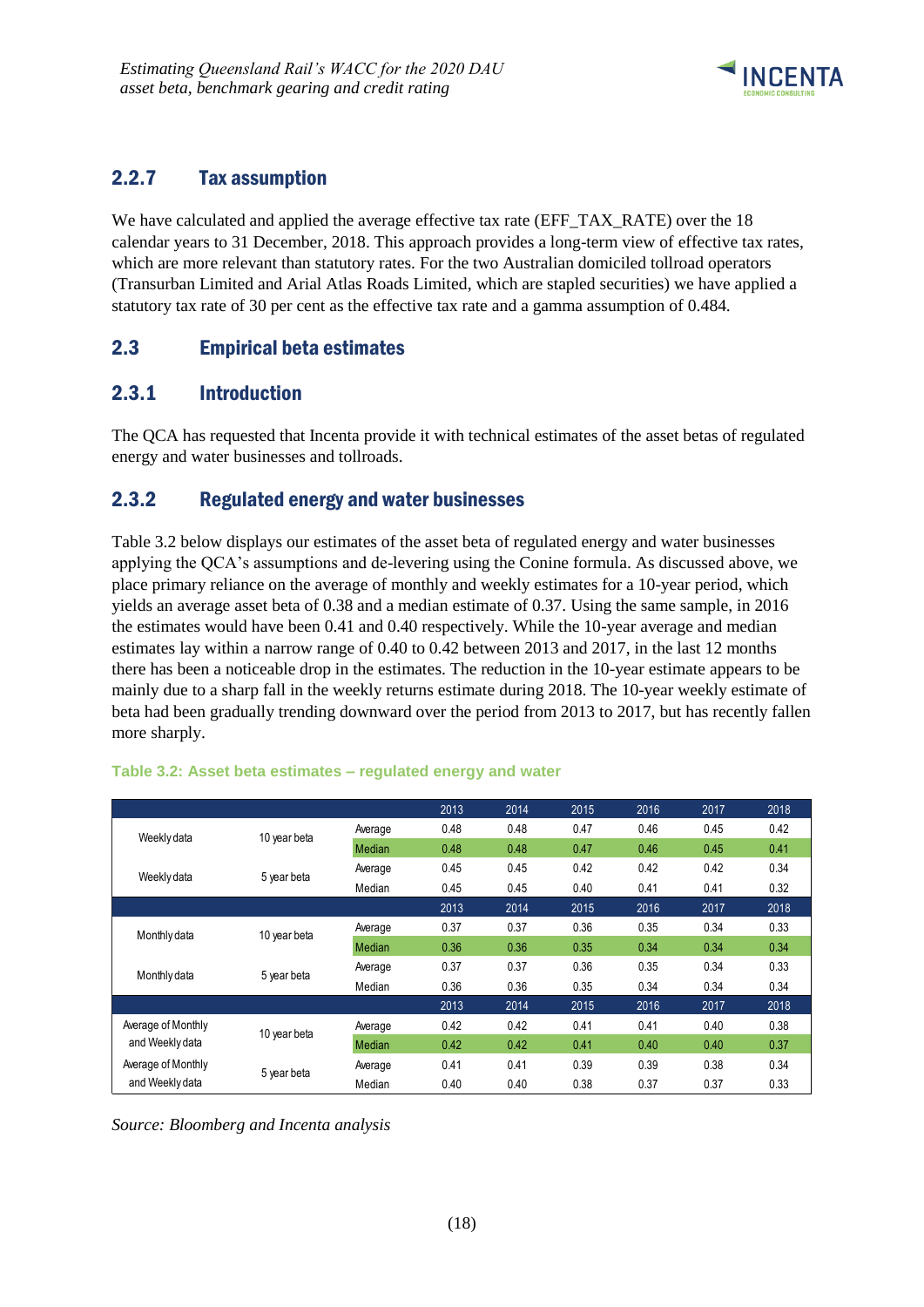### 2.2.7 Tax assumption

We have calculated and applied the average effective tax rate (EFF_TAX_RATE) over the 18 calendar years to 31 December, 2018. This approach provides a long-term view of effective tax rates, which are more relevant than statutory rates. For the two Australian domiciled tollroad operators (Transurban Limited and Arial Atlas Roads Limited, which are stapled securities) we have applied a statutory tax rate of 30 per cent as the effective tax rate and a gamma assumption of 0.484.

## 2.3 Empirical beta estimates

### 2.3.1 Introduction

The QCA has requested that Incenta provide it with technical estimates of the asset betas of regulated energy and water businesses and tollroads.

### 2.3.2 Regulated energy and water businesses

Table 3.2 below displays our estimates of the asset beta of regulated energy and water businesses applying the QCA's assumptions and de-levering using the Conine formula. As discussed above, we place primary reliance on the average of monthly and weekly estimates for a 10-year period, which yields an average asset beta of 0.38 and a median estimate of 0.37. Using the same sample, in 2016 the estimates would have been 0.41 and 0.40 respectively. While the 10-year average and median estimates lay within a narrow range of 0.40 to 0.42 between 2013 and 2017, in the last 12 months there has been a noticeable drop in the estimates. The reduction in the 10-year estimate appears to be mainly due to a sharp fall in the weekly returns estimate during 2018. The 10-year weekly estimate of beta had been gradually trending downward over the period from 2013 to 2017, but has recently fallen more sharply.

**Table 3.2: Asset beta estimates – regulated energy and water**

| | | | 2013 | 2014 | 2015 | 2016 | 2017 | 2018 |
|---|---|---|---|---|---|---|---|---|
| Weekly data | 10 year beta | Average | 0.48 | 0.48 | 0.47 | 0.46 | 0.45 | 0.42 |
| | | Median | 0.48 | 0.48 | 0.47 | 0.46 | 0.45 | 0.41 |
| Weekly data | 5 year beta | Average | 0.45 | 0.45 | 0.42 | 0.42 | 0.42 | 0.34 |
| | | Median | 0.45 | 0.45 | 0.40 | 0.41 | 0.41 | 0.32 |
| | | | 2013 | 2014 | 2015 | 2016 | 2017 | 2018 |
| Monthly data | 10 year beta | Average | 0.37 | 0.37 | 0.36 | 0.35 | 0.34 | 0.33 |
| | | Median | 0.36 | 0.36 | 0.35 | 0.34 | 0.34 | 0.34 |
| Monthly data | 5 year beta | Average | 0.37 | 0.37 | 0.36 | 0.35 | 0.34 | 0.33 |
| | | Median | 0.36 | 0.36 | 0.35 | 0.34 | 0.34 | 0.34 |
| | | | 2013 | 2014 | 2015 | 2016 | 2017 | 2018 |
| Average of Monthly and Weekly data | 10 year beta | Average | 0.42 | 0.42 | 0.41 | 0.41 | 0.40 | 0.38 |
| | | Median | 0.42 | 0.42 | 0.41 | 0.40 | 0.40 | 0.37 |
| Average of Monthly and Weekly data | 5 year beta | Average | 0.41 | 0.41 | 0.39 | 0.39 | 0.38 | 0.34 |
| | | Median | 0.40 | 0.40 | 0.38 | 0.37 | 0.37 | 0.33 |

*Source: Bloomberg and Incenta analysis*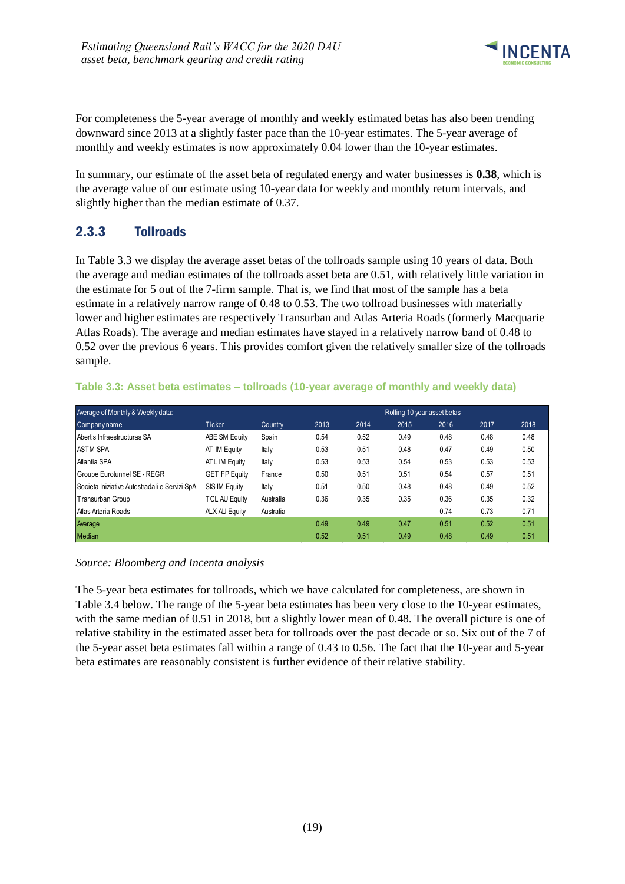For completeness the 5-year average of monthly and weekly estimated betas has also been trending downward since 2013 at a slightly faster pace than the 10-year estimates. The 5-year average of monthly and weekly estimates is now approximately 0.04 lower than the 10-year estimates.

In summary, our estimate of the asset beta of regulated energy and water businesses is **0.38**, which is the average value of our estimate using 10-year data for weekly and monthly return intervals, and slightly higher than the median estimate of 0.37.

### 2.3.3 Tollroads

In Table 3.3 we display the average asset betas of the tollroads sample using 10 years of data. Both the average and median estimates of the tollroads asset beta are 0.51, with relatively little variation in the estimate for 5 out of the 7-firm sample. That is, we find that most of the sample has a beta estimate in a relatively narrow range of 0.48 to 0.53. The two tollroad businesses with materially lower and higher estimates are respectively Transurban and Atlas Arteria Roads (formerly Macquarie Atlas Roads). The average and median estimates have stayed in a relatively narrow band of 0.48 to 0.52 over the previous 6 years. This provides comfort given the relatively smaller size of the tollroads sample.

**Table 3.3: Asset beta estimates – tollroads (10-year average of monthly and weekly data)**

| Average of Monthly & Weekly data: | | | Rolling 10 year asset betas | | | | | |
|---|---|---|---|---|---|---|---|---|
| Company name | Ticker | Country | 2013 | 2014 | 2015 | 2016 | 2017 | 2018 |
| Abertis Infraestructuras SA | ABE SM Equity | Spain | 0.54 | 0.52 | 0.49 | 0.48 | 0.48 | 0.48 |
| ASTM SPA | AT IM Equity | Italy | 0.53 | 0.51 | 0.48 | 0.47 | 0.49 | 0.50 |
| Atlantia SPA | ATL IM Equity | Italy | 0.53 | 0.53 | 0.54 | 0.53 | 0.53 | 0.53 |
| Groupe Eurotunnel SE - REGR | GET FP Equity | France | 0.50 | 0.51 | 0.51 | 0.54 | 0.57 | 0.51 |
| Societa Iniziative Autostradali e Servizi SpA | SIS IM Equity | Italy | 0.51 | 0.50 | 0.48 | 0.48 | 0.49 | 0.52 |
| Transurban Group | TCL AU Equity | Australia | 0.36 | 0.35 | 0.35 | 0.36 | 0.35 | 0.32 |
| Atlas Arteria Roads | ALX AU Equity | Australia | | | | 0.74 | 0.73 | 0.71 |
| Average | | | 0.49 | 0.49 | 0.47 | 0.51 | 0.52 | 0.51 |
| Median | | | 0.52 | 0.51 | 0.49 | 0.48 | 0.49 | 0.51 |

*Source: Bloomberg and Incenta analysis*

The 5-year beta estimates for tollroads, which we have calculated for completeness, are shown in Table 3.4 below. The range of the 5-year beta estimates has been very close to the 10-year estimates, with the same median of 0.51 in 2018, but a slightly lower mean of 0.48. The overall picture is one of relative stability in the estimated asset beta for tollroads over the past decade or so. Six out of the 7 of the 5-year asset beta estimates fall within a range of 0.43 to 0.56. The fact that the 10-year and 5-year beta estimates are reasonably consistent is further evidence of their relative stability.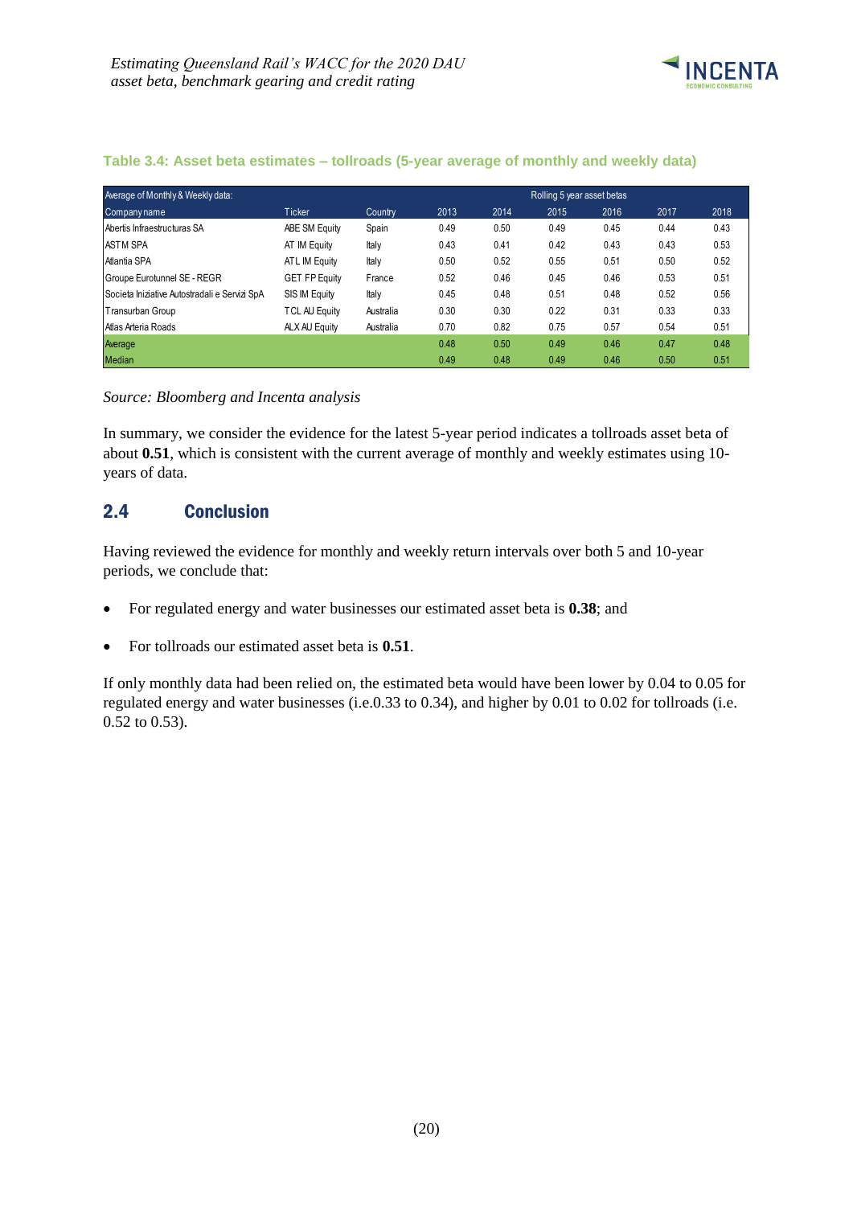**Table 3.4: Asset beta estimates – tollroads (5-year average of monthly and weekly data)**

| Average of Monthly & Weekly data: | | | Rolling 5 year asset betas | | | | | |
|---|---|---|---|---|---|---|---|---|
| Company name | Ticker | Country | 2013 | 2014 | 2015 | 2016 | 2017 | 2018 |
| Abertis Infraestructuras SA | ABE SM Equity | Spain | 0.49 | 0.50 | 0.49 | 0.45 | 0.44 | 0.43 |
| ASTM SPA | AT IM Equity | Italy | 0.43 | 0.41 | 0.42 | 0.43 | 0.43 | 0.53 |
| Atlantia SPA | ATL IM Equity | Italy | 0.50 | 0.52 | 0.55 | 0.51 | 0.50 | 0.52 |
| Groupe Eurotunnel SE - REGR | GET FP Equity | France | 0.52 | 0.46 | 0.45 | 0.46 | 0.53 | 0.51 |
| Societa Iniziative Autostradali e Servizi SpA | SIS IM Equity | Italy | 0.45 | 0.48 | 0.51 | 0.48 | 0.52 | 0.56 |
| Transurban Group | TCL AU Equity | Australia | 0.30 | 0.30 | 0.22 | 0.31 | 0.33 | 0.33 |
| Atlas Arteria Roads | ALX AU Equity | Australia | 0.70 | 0.82 | 0.75 | 0.57 | 0.54 | 0.51 |
| Average | | | 0.48 | 0.50 | 0.49 | 0.46 | 0.47 | 0.48 |
| Median | | | 0.49 | 0.48 | 0.49 | 0.46 | 0.50 | 0.51 |

*Source: Bloomberg and Incenta analysis*

In summary, we consider the evidence for the latest 5-year period indicates a tollroads asset beta of about **0.51**, which is consistent with the current average of monthly and weekly estimates using 10-years of data.

## 2.4 Conclusion

Having reviewed the evidence for monthly and weekly return intervals over both 5 and 10-year periods, we conclude that:

- For regulated energy and water businesses our estimated asset beta is **0.38**; and
- For tollroads our estimated asset beta is **0.51**.

If only monthly data had been relied on, the estimated beta would have been lower by 0.04 to 0.05 for regulated energy and water businesses (i.e.0.33 to 0.34), and higher by 0.01 to 0.02 for tollroads (i.e. 0.52 to 0.53).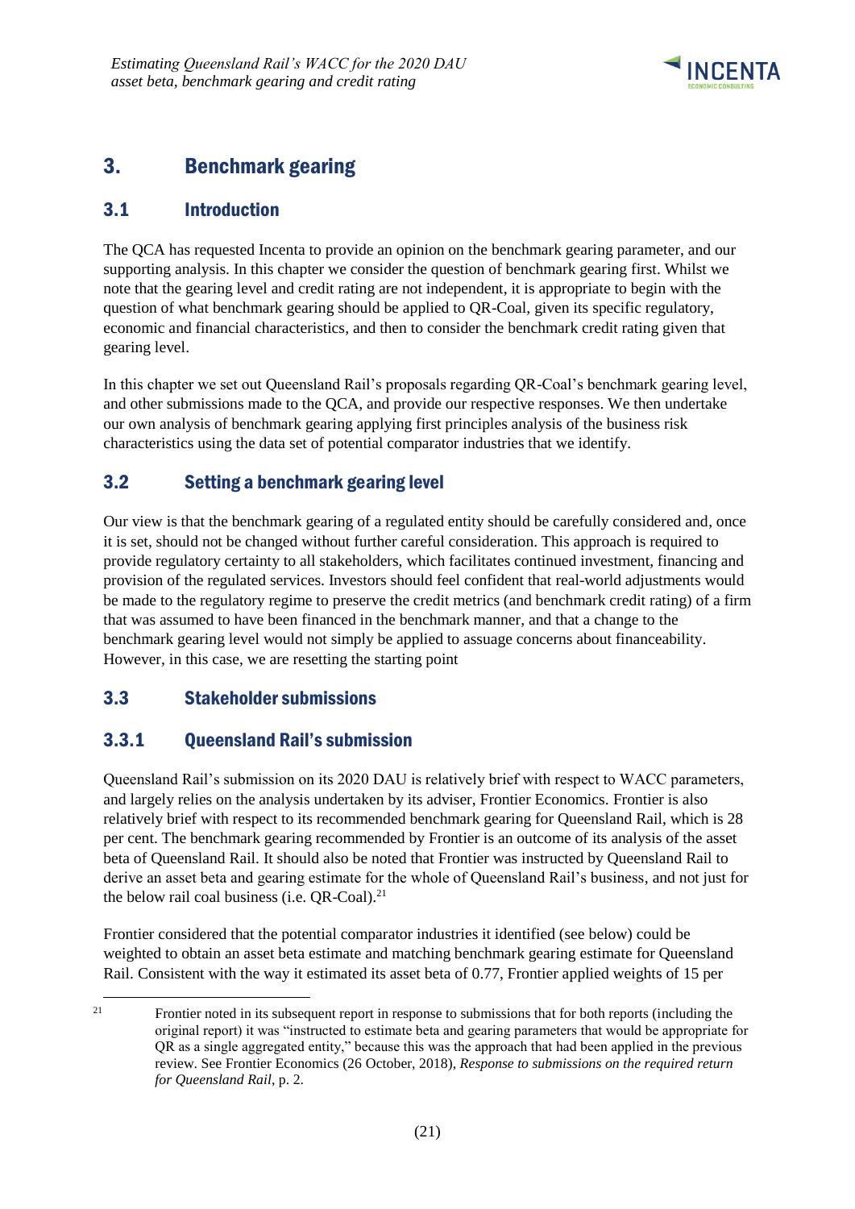## 3. Benchmark gearing

### 3.1 Introduction

The QCA has requested Incenta to provide an opinion on the benchmark gearing parameter, and our supporting analysis. In this chapter we consider the question of benchmark gearing first. Whilst we note that the gearing level and credit rating are not independent, it is appropriate to begin with the question of what benchmark gearing should be applied to QR-Coal, given its specific regulatory, economic and financial characteristics, and then to consider the benchmark credit rating given that gearing level.

In this chapter we set out Queensland Rail's proposals regarding QR-Coal's benchmark gearing level, and other submissions made to the QCA, and provide our respective responses. We then undertake our own analysis of benchmark gearing applying first principles analysis of the business risk characteristics using the data set of potential comparator industries that we identify.

### 3.2 Setting a benchmark gearing level

Our view is that the benchmark gearing of a regulated entity should be carefully considered and, once it is set, should not be changed without further careful consideration. This approach is required to provide regulatory certainty to all stakeholders, which facilitates continued investment, financing and provision of the regulated services. Investors should feel confident that real-world adjustments would be made to the regulatory regime to preserve the credit metrics (and benchmark credit rating) of a firm that was assumed to have been financed in the benchmark manner, and that a change to the benchmark gearing level would not simply be applied to assuage concerns about financeability. However, in this case, we are resetting the starting point

### 3.3 Stakeholder submissions

#### 3.3.1 Queensland Rail's submission

Queensland Rail's submission on its 2020 DAU is relatively brief with respect to WACC parameters, and largely relies on the analysis undertaken by its adviser, Frontier Economics. Frontier is also relatively brief with respect to its recommended benchmark gearing for Queensland Rail, which is 28 per cent. The benchmark gearing recommended by Frontier is an outcome of its analysis of the asset beta of Queensland Rail. It should also be noted that Frontier was instructed by Queensland Rail to derive an asset beta and gearing estimate for the whole of Queensland Rail's business, and not just for the below rail coal business (i.e. QR-Coal).[21]

Frontier considered that the potential comparator industries it identified (see below) could be weighted to obtain an asset beta estimate and matching benchmark gearing estimate for Queensland Rail. Consistent with the way it estimated its asset beta of 0.77, Frontier applied weights of 15 per

[21] Frontier noted in its subsequent report in response to submissions that for both reports (including the original report) it was "instructed to estimate beta and gearing parameters that would be appropriate for QR as a single aggregated entity," because this was the approach that had been applied in the previous review. See Frontier Economics (26 October, 2018), *Response to submissions on the required return for Queensland Rail*, p. 2.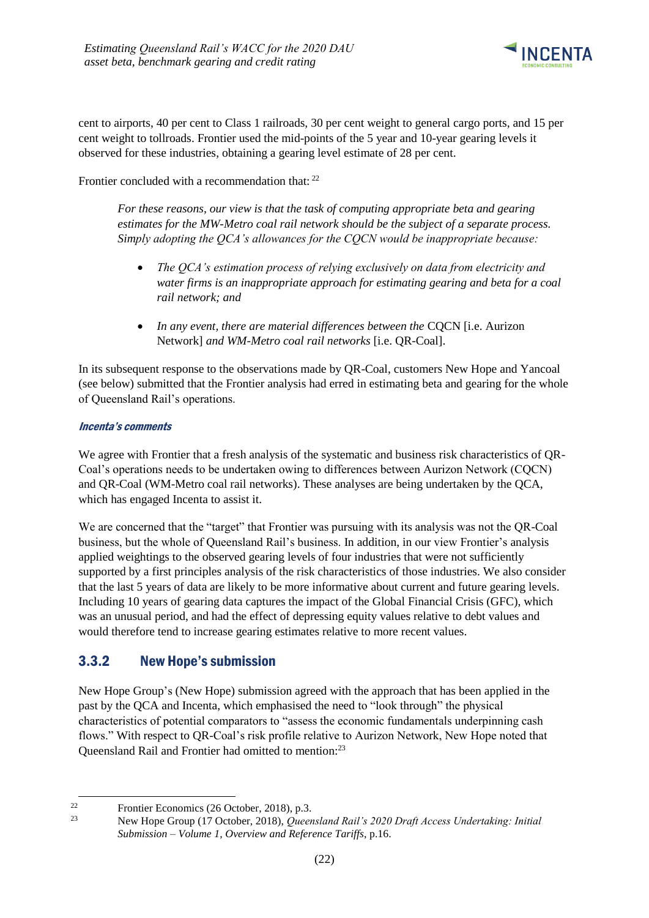cent to airports, 40 per cent to Class 1 railroads, 30 per cent weight to general cargo ports, and 15 per cent weight to tollroads. Frontier used the mid-points of the 5 year and 10-year gearing levels it observed for these industries, obtaining a gearing level estimate of 28 per cent.

Frontier concluded with a recommendation that: [22]

> *For these reasons, our view is that the task of computing appropriate beta and gearing estimates for the MW-Metro coal rail network should be the subject of a separate process. Simply adopting the QCA's allowances for the CQCN would be inappropriate because:*
>
> - *The QCA's estimation process of relying exclusively on data from electricity and water firms is an inappropriate approach for estimating gearing and beta for a coal rail network; and*
> - *In any event, there are material differences between the* CQCN [i.e. Aurizon Network] *and WM-Metro coal rail networks* [i.e. QR-Coal].

In its subsequent response to the observations made by QR-Coal, customers New Hope and Yancoal (see below) submitted that the Frontier analysis had erred in estimating beta and gearing for the whole of Queensland Rail's operations.

***Incenta's comments***

We agree with Frontier that a fresh analysis of the systematic and business risk characteristics of QR-Coal's operations needs to be undertaken owing to differences between Aurizon Network (CQCN) and QR-Coal (WM-Metro coal rail networks). These analyses are being undertaken by the QCA, which has engaged Incenta to assist it.

We are concerned that the "target" that Frontier was pursuing with its analysis was not the QR-Coal business, but the whole of Queensland Rail's business. In addition, in our view Frontier's analysis applied weightings to the observed gearing levels of four industries that were not sufficiently supported by a first principles analysis of the risk characteristics of those industries. We also consider that the last 5 years of data are likely to be more informative about current and future gearing levels. Including 10 years of gearing data captures the impact of the Global Financial Crisis (GFC), which was an unusual period, and had the effect of depressing equity values relative to debt values and would therefore tend to increase gearing estimates relative to more recent values.

### 3.3.2 New Hope's submission

New Hope Group's (New Hope) submission agreed with the approach that has been applied in the past by the QCA and Incenta, which emphasised the need to "look through" the physical characteristics of potential comparators to "assess the economic fundamentals underpinning cash flows." With respect to QR-Coal's risk profile relative to Aurizon Network, New Hope noted that Queensland Rail and Frontier had omitted to mention:[23]

---

[22] Frontier Economics (26 October, 2018), p.3.

[23] New Hope Group (17 October, 2018), *Queensland Rail's 2020 Draft Access Undertaking: Initial Submission – Volume 1, Overview and Reference Tariffs*, p.16.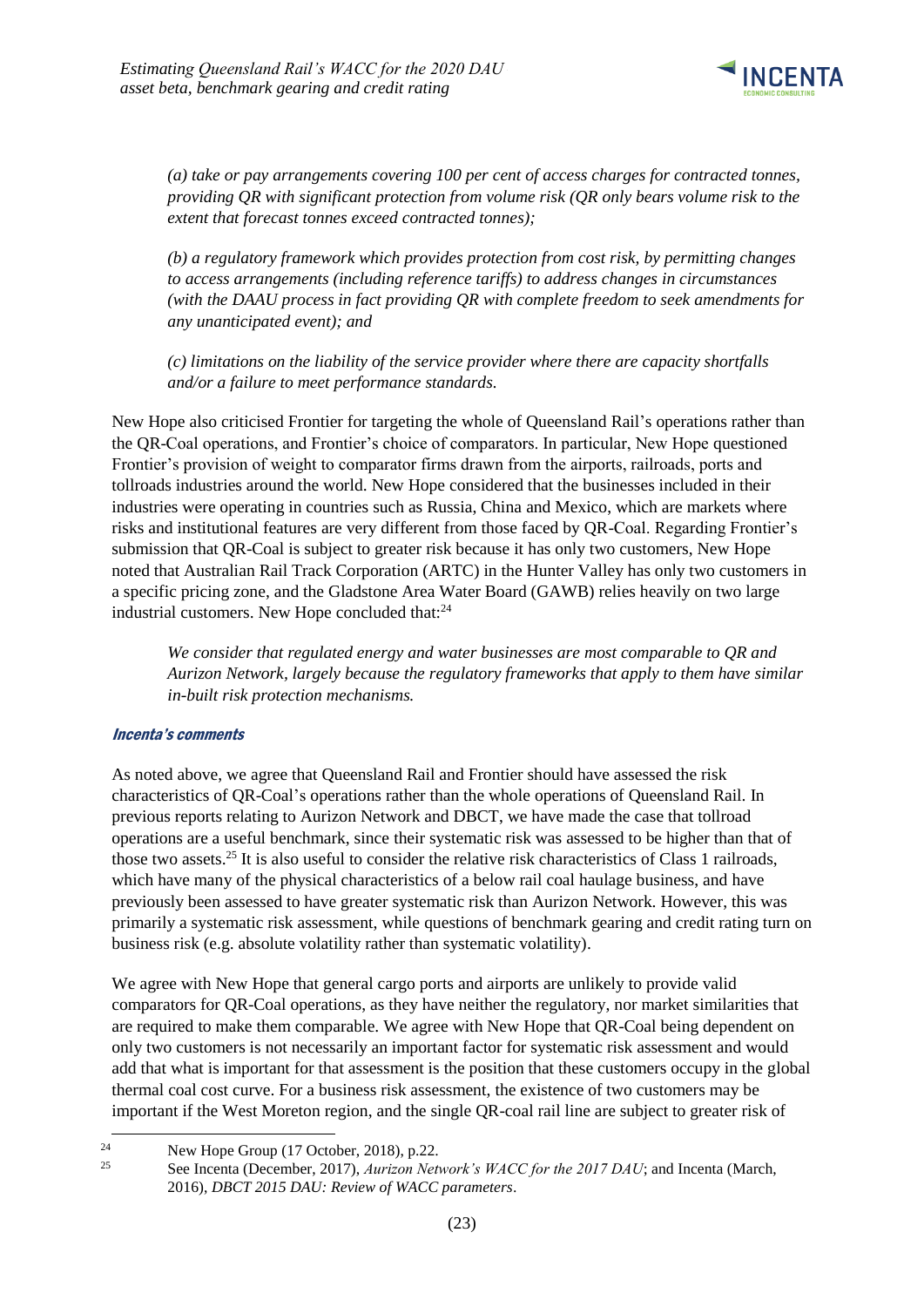*(a) take or pay arrangements covering 100 per cent of access charges for contracted tonnes, providing QR with significant protection from volume risk (QR only bears volume risk to the extent that forecast tonnes exceed contracted tonnes);*

*(b) a regulatory framework which provides protection from cost risk, by permitting changes to access arrangements (including reference tariffs) to address changes in circumstances (with the DAAU process in fact providing QR with complete freedom to seek amendments for any unanticipated event); and*

*(c) limitations on the liability of the service provider where there are capacity shortfalls and/or a failure to meet performance standards.*

New Hope also criticised Frontier for targeting the whole of Queensland Rail's operations rather than the QR-Coal operations, and Frontier's choice of comparators. In particular, New Hope questioned Frontier's provision of weight to comparator firms drawn from the airports, railroads, ports and tollroads industries around the world. New Hope considered that the businesses included in their industries were operating in countries such as Russia, China and Mexico, which are markets where risks and institutional features are very different from those faced by QR-Coal. Regarding Frontier's submission that QR-Coal is subject to greater risk because it has only two customers, New Hope noted that Australian Rail Track Corporation (ARTC) in the Hunter Valley has only two customers in a specific pricing zone, and the Gladstone Area Water Board (GAWB) relies heavily on two large industrial customers. New Hope concluded that:[24]

*We consider that regulated energy and water businesses are most comparable to QR and Aurizon Network, largely because the regulatory frameworks that apply to them have similar in-built risk protection mechanisms.*

#### *Incenta's comments*

As noted above, we agree that Queensland Rail and Frontier should have assessed the risk characteristics of QR-Coal's operations rather than the whole operations of Queensland Rail. In previous reports relating to Aurizon Network and DBCT, we have made the case that tollroad operations are a useful benchmark, since their systematic risk was assessed to be higher than that of those two assets.[25] It is also useful to consider the relative risk characteristics of Class 1 railroads, which have many of the physical characteristics of a below rail coal haulage business, and have previously been assessed to have greater systematic risk than Aurizon Network. However, this was primarily a systematic risk assessment, while questions of benchmark gearing and credit rating turn on business risk (e.g. absolute volatility rather than systematic volatility).

We agree with New Hope that general cargo ports and airports are unlikely to provide valid comparators for QR-Coal operations, as they have neither the regulatory, nor market similarities that are required to make them comparable. We agree with New Hope that QR-Coal being dependent on only two customers is not necessarily an important factor for systematic risk assessment and would add that what is important for that assessment is the position that these customers occupy in the global thermal coal cost curve. For a business risk assessment, the existence of two customers may be important if the West Moreton region, and the single QR-coal rail line are subject to greater risk of

---

[24] New Hope Group (17 October, 2018), p.22.

[25] See Incenta (December, 2017), *Aurizon Network's WACC for the 2017 DAU*; and Incenta (March, 2016), *DBCT 2015 DAU: Review of WACC parameters*.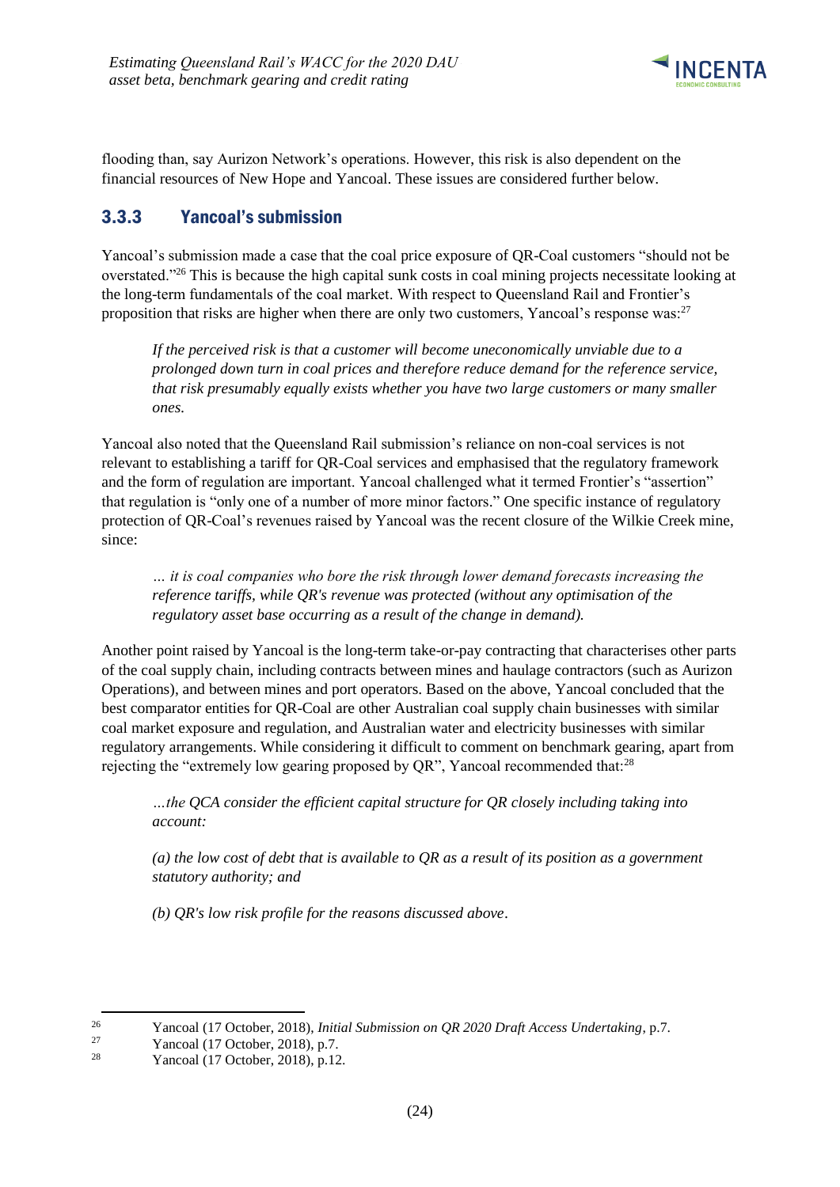flooding than, say Aurizon Network's operations. However, this risk is also dependent on the financial resources of New Hope and Yancoal. These issues are considered further below.

### 3.3.3 Yancoal's submission

Yancoal's submission made a case that the coal price exposure of QR-Coal customers "should not be overstated."[26] This is because the high capital sunk costs in coal mining projects necessitate looking at the long-term fundamentals of the coal market. With respect to Queensland Rail and Frontier's proposition that risks are higher when there are only two customers, Yancoal's response was:[27]

> *If the perceived risk is that a customer will become uneconomically unviable due to a prolonged down turn in coal prices and therefore reduce demand for the reference service, that risk presumably equally exists whether you have two large customers or many smaller ones.*

Yancoal also noted that the Queensland Rail submission's reliance on non-coal services is not relevant to establishing a tariff for QR-Coal services and emphasised that the regulatory framework and the form of regulation are important. Yancoal challenged what it termed Frontier's "assertion" that regulation is "only one of a number of more minor factors." One specific instance of regulatory protection of QR-Coal's revenues raised by Yancoal was the recent closure of the Wilkie Creek mine, since:

> *… it is coal companies who bore the risk through lower demand forecasts increasing the reference tariffs, while QR's revenue was protected (without any optimisation of the regulatory asset base occurring as a result of the change in demand).*

Another point raised by Yancoal is the long-term take-or-pay contracting that characterises other parts of the coal supply chain, including contracts between mines and haulage contractors (such as Aurizon Operations), and between mines and port operators. Based on the above, Yancoal concluded that the best comparator entities for QR-Coal are other Australian coal supply chain businesses with similar coal market exposure and regulation, and Australian water and electricity businesses with similar regulatory arrangements. While considering it difficult to comment on benchmark gearing, apart from rejecting the "extremely low gearing proposed by QR", Yancoal recommended that:[28]

> *…the QCA consider the efficient capital structure for QR closely including taking into account:*
>
> *(a) the low cost of debt that is available to QR as a result of its position as a government statutory authority; and*
>
> *(b) QR's low risk profile for the reasons discussed above*.

[26] Yancoal (17 October, 2018), *Initial Submission on QR 2020 Draft Access Undertaking*, p.7.

[27] Yancoal (17 October, 2018), p.7.

[28] Yancoal (17 October, 2018), p.12.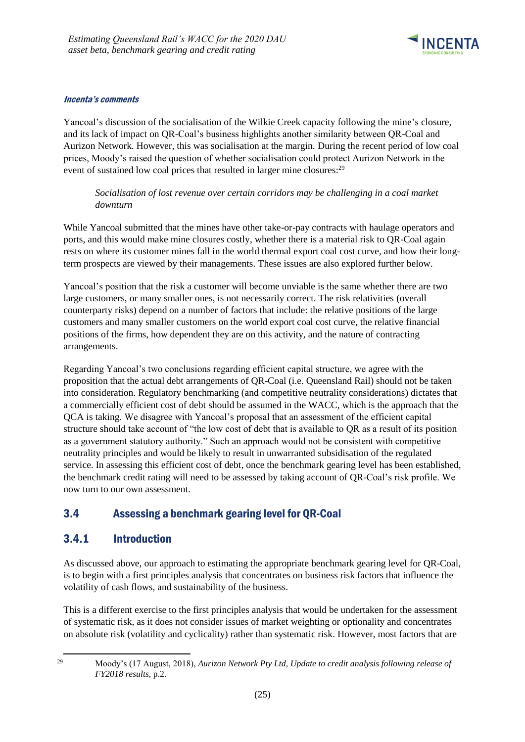#### *Incenta's comments*

Yancoal's discussion of the socialisation of the Wilkie Creek capacity following the mine's closure, and its lack of impact on QR-Coal's business highlights another similarity between QR-Coal and Aurizon Network. However, this was socialisation at the margin. During the recent period of low coal prices, Moody's raised the question of whether socialisation could protect Aurizon Network in the event of sustained low coal prices that resulted in larger mine closures:[29]

> *Socialisation of lost revenue over certain corridors may be challenging in a coal market downturn*

While Yancoal submitted that the mines have other take-or-pay contracts with haulage operators and ports, and this would make mine closures costly, whether there is a material risk to QR-Coal again rests on where its customer mines fall in the world thermal export coal cost curve, and how their long-term prospects are viewed by their managements. These issues are also explored further below.

Yancoal's position that the risk a customer will become unviable is the same whether there are two large customers, or many smaller ones, is not necessarily correct. The risk relativities (overall counterparty risks) depend on a number of factors that include: the relative positions of the large customers and many smaller customers on the world export coal cost curve, the relative financial positions of the firms, how dependent they are on this activity, and the nature of contracting arrangements.

Regarding Yancoal's two conclusions regarding efficient capital structure, we agree with the proposition that the actual debt arrangements of QR-Coal (i.e. Queensland Rail) should not be taken into consideration. Regulatory benchmarking (and competitive neutrality considerations) dictates that a commercially efficient cost of debt should be assumed in the WACC, which is the approach that the QCA is taking. We disagree with Yancoal's proposal that an assessment of the efficient capital structure should take account of "the low cost of debt that is available to QR as a result of its position as a government statutory authority." Such an approach would not be consistent with competitive neutrality principles and would be likely to result in unwarranted subsidisation of the regulated service. In assessing this efficient cost of debt, once the benchmark gearing level has been established, the benchmark credit rating will need to be assessed by taking account of QR-Coal's risk profile. We now turn to our own assessment.

## 3.4 Assessing a benchmark gearing level for QR-Coal

### 3.4.1 Introduction

As discussed above, our approach to estimating the appropriate benchmark gearing level for QR-Coal, is to begin with a first principles analysis that concentrates on business risk factors that influence the volatility of cash flows, and sustainability of the business.

This is a different exercise to the first principles analysis that would be undertaken for the assessment of systematic risk, as it does not consider issues of market weighting or optionality and concentrates on absolute risk (volatility and cyclicality) rather than systematic risk. However, most factors that are

---

[29] Moody's (17 August, 2018), *Aurizon Network Pty Ltd, Update to credit analysis following release of FY2018 results*, p.2.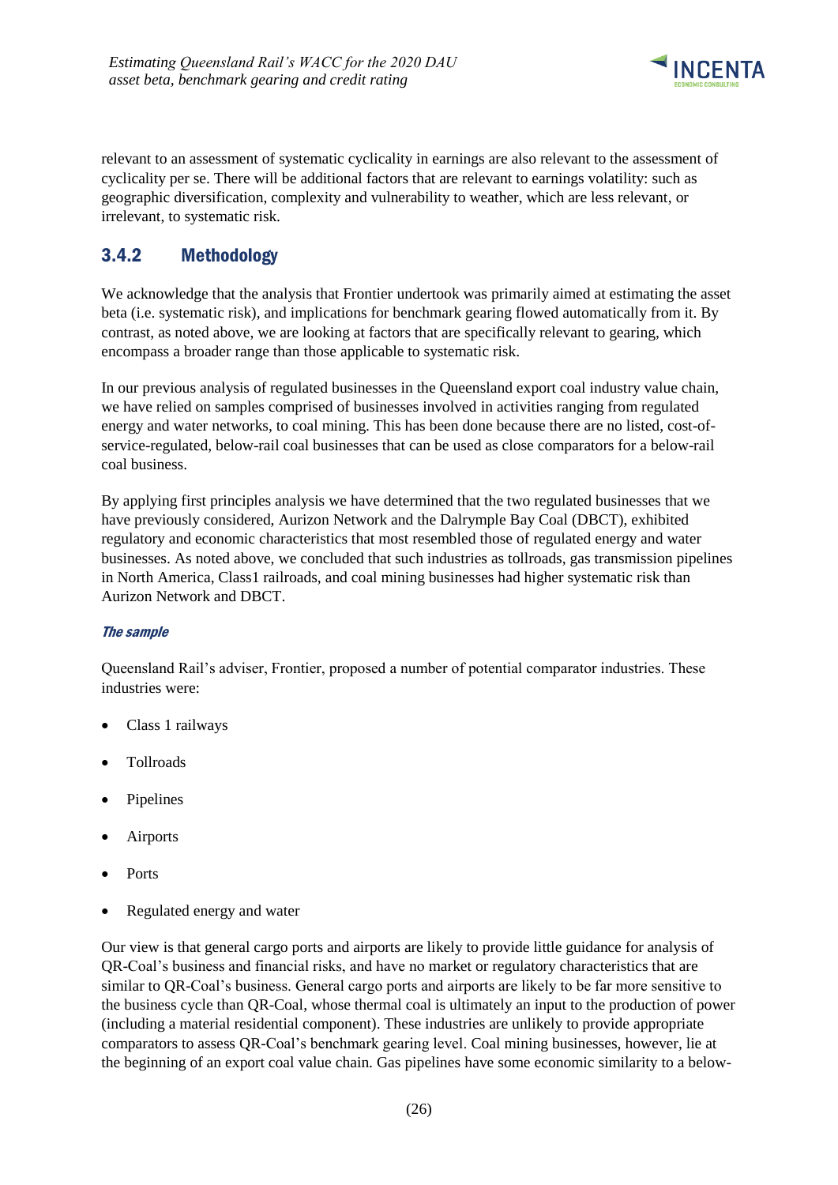relevant to an assessment of systematic cyclicality in earnings are also relevant to the assessment of cyclicality per se. There will be additional factors that are relevant to earnings volatility: such as geographic diversification, complexity and vulnerability to weather, which are less relevant, or irrelevant, to systematic risk.

### 3.4.2 Methodology

We acknowledge that the analysis that Frontier undertook was primarily aimed at estimating the asset beta (i.e. systematic risk), and implications for benchmark gearing flowed automatically from it. By contrast, as noted above, we are looking at factors that are specifically relevant to gearing, which encompass a broader range than those applicable to systematic risk.

In our previous analysis of regulated businesses in the Queensland export coal industry value chain, we have relied on samples comprised of businesses involved in activities ranging from regulated energy and water networks, to coal mining. This has been done because there are no listed, cost-of-service-regulated, below-rail coal businesses that can be used as close comparators for a below-rail coal business.

By applying first principles analysis we have determined that the two regulated businesses that we have previously considered, Aurizon Network and the Dalrymple Bay Coal (DBCT), exhibited regulatory and economic characteristics that most resembled those of regulated energy and water businesses. As noted above, we concluded that such industries as tollroads, gas transmission pipelines in North America, Class1 railroads, and coal mining businesses had higher systematic risk than Aurizon Network and DBCT.

***The sample***

Queensland Rail's adviser, Frontier, proposed a number of potential comparator industries. These industries were:

- Class 1 railways
- Tollroads
- Pipelines
- Airports
- Ports
- Regulated energy and water

Our view is that general cargo ports and airports are likely to provide little guidance for analysis of QR-Coal's business and financial risks, and have no market or regulatory characteristics that are similar to QR-Coal's business. General cargo ports and airports are likely to be far more sensitive to the business cycle than QR-Coal, whose thermal coal is ultimately an input to the production of power (including a material residential component). These industries are unlikely to provide appropriate comparators to assess QR-Coal's benchmark gearing level. Coal mining businesses, however, lie at the beginning of an export coal value chain. Gas pipelines have some economic similarity to a below-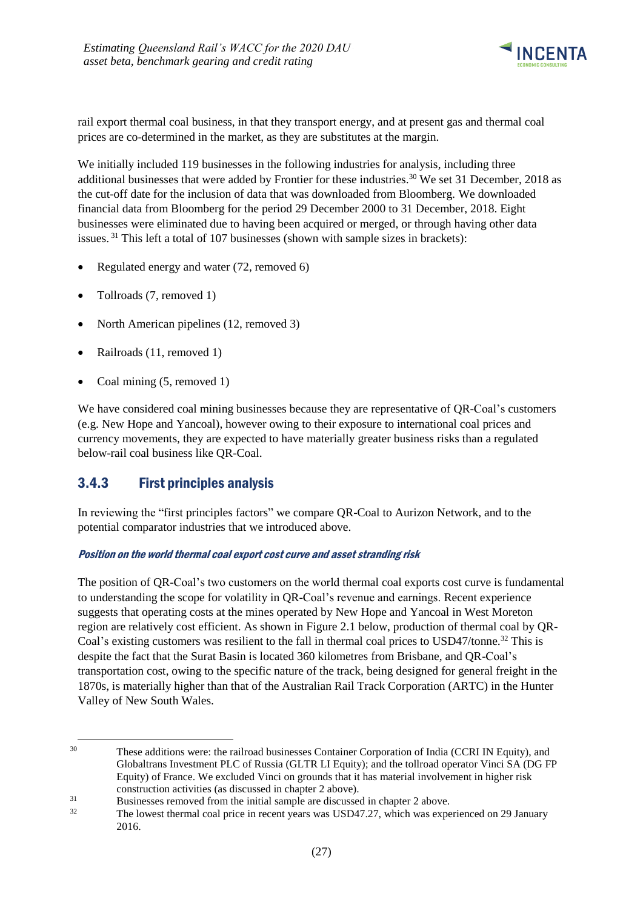rail export thermal coal business, in that they transport energy, and at present gas and thermal coal prices are co-determined in the market, as they are substitutes at the margin.

We initially included 119 businesses in the following industries for analysis, including three additional businesses that were added by Frontier for these industries.[30] We set 31 December, 2018 as the cut-off date for the inclusion of data that was downloaded from Bloomberg. We downloaded financial data from Bloomberg for the period 29 December 2000 to 31 December, 2018. Eight businesses were eliminated due to having been acquired or merged, or through having other data issues.[31] This left a total of 107 businesses (shown with sample sizes in brackets):

- Regulated energy and water (72, removed 6)
- Tollroads (7, removed 1)
- North American pipelines (12, removed 3)
- Railroads (11, removed 1)
- Coal mining (5, removed 1)

We have considered coal mining businesses because they are representative of QR-Coal's customers (e.g. New Hope and Yancoal), however owing to their exposure to international coal prices and currency movements, they are expected to have materially greater business risks than a regulated below-rail coal business like QR-Coal.

### 3.4.3 First principles analysis

In reviewing the "first principles factors" we compare QR-Coal to Aurizon Network, and to the potential comparator industries that we introduced above.

#### *Position on the world thermal coal export cost curve and asset stranding risk*

The position of QR-Coal's two customers on the world thermal coal exports cost curve is fundamental to understanding the scope for volatility in QR-Coal's revenue and earnings. Recent experience suggests that operating costs at the mines operated by New Hope and Yancoal in West Moreton region are relatively cost efficient. As shown in Figure 2.1 below, production of thermal coal by QR-Coal's existing customers was resilient to the fall in thermal coal prices to USD47/tonne.[32] This is despite the fact that the Surat Basin is located 360 kilometres from Brisbane, and QR-Coal's transportation cost, owing to the specific nature of the track, being designed for general freight in the 1870s, is materially higher than that of the Australian Rail Track Corporation (ARTC) in the Hunter Valley of New South Wales.

---

[30] These additions were: the railroad businesses Container Corporation of India (CCRI IN Equity), and Globaltrans Investment PLC of Russia (GLTR LI Equity); and the tollroad operator Vinci SA (DG FP Equity) of France. We excluded Vinci on grounds that it has material involvement in higher risk construction activities (as discussed in chapter 2 above).

[31] Businesses removed from the initial sample are discussed in chapter 2 above.

[32] The lowest thermal coal price in recent years was USD47.27, which was experienced on 29 January 2016.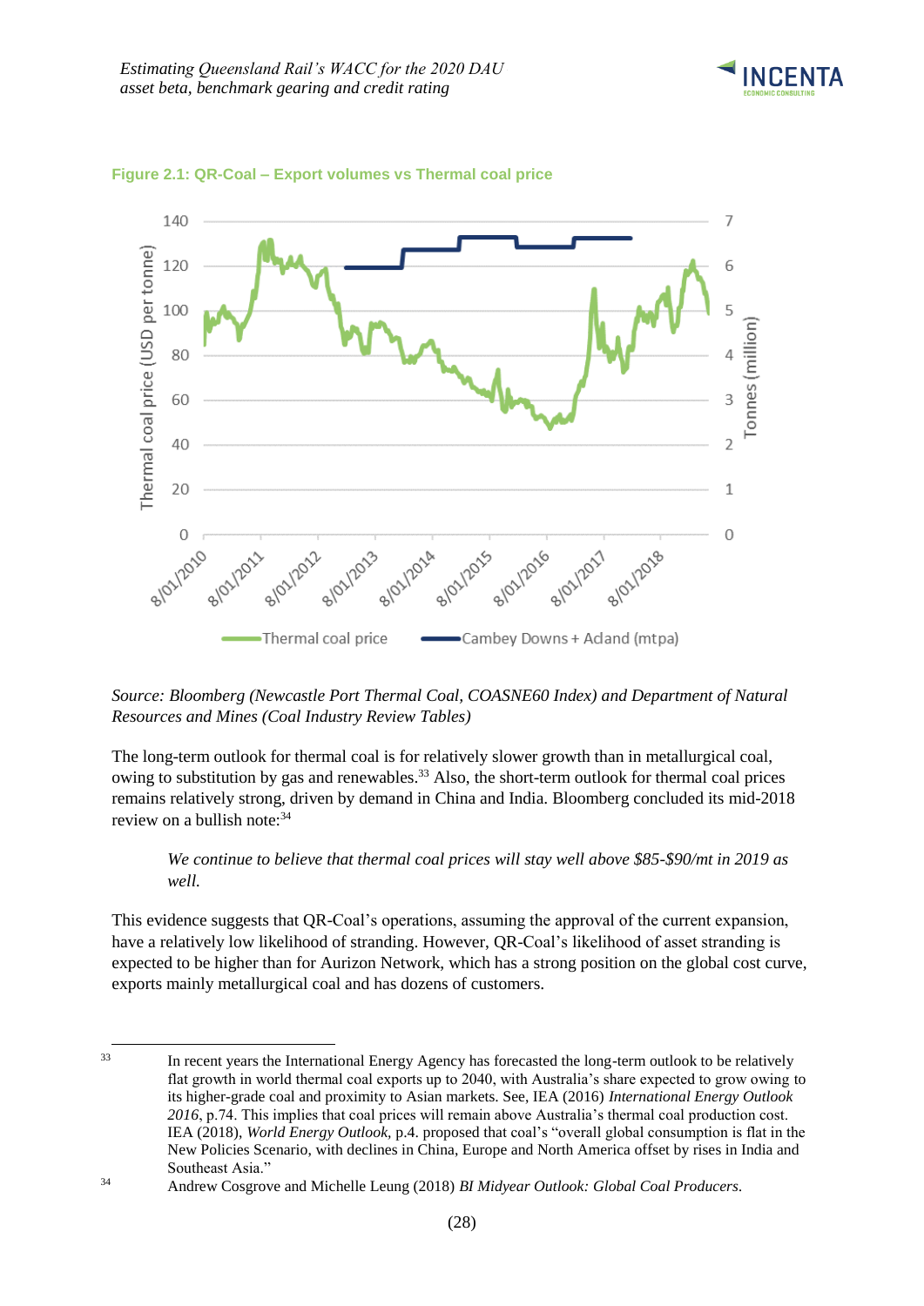**Figure 2.1: QR-Coal – Export volumes vs Thermal coal price**

*Source: Bloomberg (Newcastle Port Thermal Coal, COASNE60 Index) and Department of Natural Resources and Mines (Coal Industry Review Tables)*

The long-term outlook for thermal coal is for relatively slower growth than in metallurgical coal, owing to substitution by gas and renewables.[33] Also, the short-term outlook for thermal coal prices remains relatively strong, driven by demand in China and India. Bloomberg concluded its mid-2018 review on a bullish note:[34]

> *We continue to believe that thermal coal prices will stay well above $85-$90/mt in 2019 as well.*

This evidence suggests that QR-Coal's operations, assuming the approval of the current expansion, have a relatively low likelihood of stranding. However, QR-Coal's likelihood of asset stranding is expected to be higher than for Aurizon Network, which has a strong position on the global cost curve, exports mainly metallurgical coal and has dozens of customers.

---

[33] In recent years the International Energy Agency has forecasted the long-term outlook to be relatively flat growth in world thermal coal exports up to 2040, with Australia's share expected to grow owing to its higher-grade coal and proximity to Asian markets. See, IEA (2016) *International Energy Outlook 2016*, p.74. This implies that coal prices will remain above Australia's thermal coal production cost. IEA (2018), *World Energy Outlook*, p.4. proposed that coal's "overall global consumption is flat in the New Policies Scenario, with declines in China, Europe and North America offset by rises in India and Southeast Asia."

[34] Andrew Cosgrove and Michelle Leung (2018) *BI Midyear Outlook: Global Coal Producers*.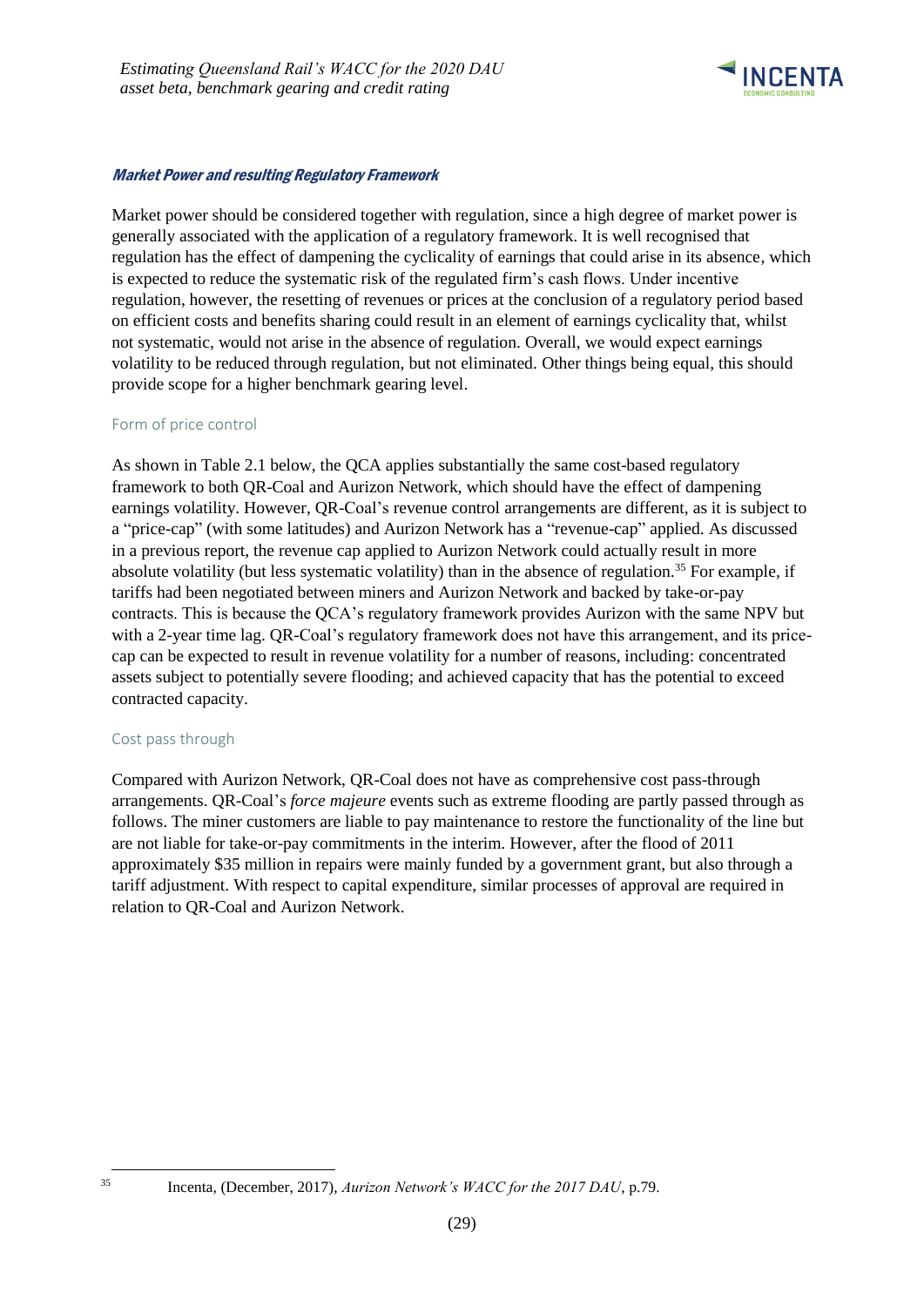#### *Market Power and resulting Regulatory Framework*

Market power should be considered together with regulation, since a high degree of market power is generally associated with the application of a regulatory framework. It is well recognised that regulation has the effect of dampening the cyclicality of earnings that could arise in its absence, which is expected to reduce the systematic risk of the regulated firm's cash flows. Under incentive regulation, however, the resetting of revenues or prices at the conclusion of a regulatory period based on efficient costs and benefits sharing could result in an element of earnings cyclicality that, whilst not systematic, would not arise in the absence of regulation. Overall, we would expect earnings volatility to be reduced through regulation, but not eliminated. Other things being equal, this should provide scope for a higher benchmark gearing level.

##### Form of price control

As shown in Table 2.1 below, the QCA applies substantially the same cost-based regulatory framework to both QR-Coal and Aurizon Network, which should have the effect of dampening earnings volatility. However, QR-Coal's revenue control arrangements are different, as it is subject to a "price-cap" (with some latitudes) and Aurizon Network has a "revenue-cap" applied. As discussed in a previous report, the revenue cap applied to Aurizon Network could actually result in more absolute volatility (but less systematic volatility) than in the absence of regulation.[35] For example, if tariffs had been negotiated between miners and Aurizon Network and backed by take-or-pay contracts. This is because the QCA's regulatory framework provides Aurizon with the same NPV but with a 2-year time lag. QR-Coal's regulatory framework does not have this arrangement, and its price-cap can be expected to result in revenue volatility for a number of reasons, including: concentrated assets subject to potentially severe flooding; and achieved capacity that has the potential to exceed contracted capacity.

##### Cost pass through

Compared with Aurizon Network, QR-Coal does not have as comprehensive cost pass-through arrangements. QR-Coal's *force majeure* events such as extreme flooding are partly passed through as follows. The miner customers are liable to pay maintenance to restore the functionality of the line but are not liable for take-or-pay commitments in the interim. However, after the flood of 2011 approximately $35 million in repairs were mainly funded by a government grant, but also through a tariff adjustment. With respect to capital expenditure, similar processes of approval are required in relation to QR-Coal and Aurizon Network.

---

[35] Incenta, (December, 2017), *Aurizon Network's WACC for the 2017 DAU*, p.79.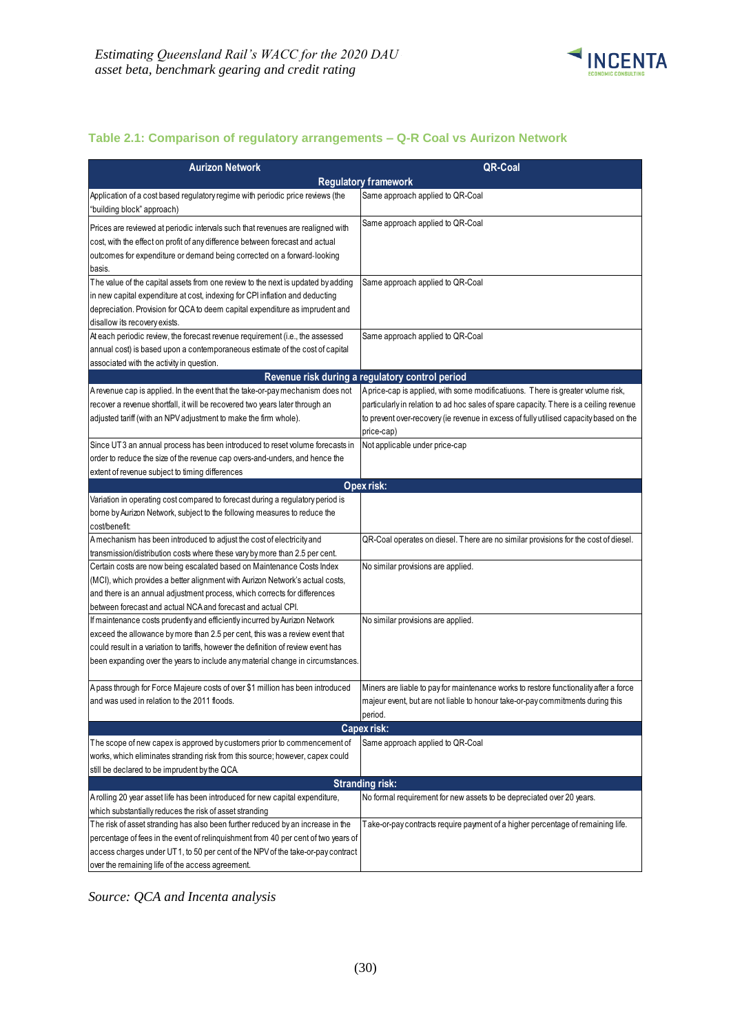### Table 2.1: Comparison of regulatory arrangements – Q-R Coal vs Aurizon Network

| Aurizon Network | QR-Coal |
|---|---|
| **Regulatory framework** | |
| Application of a cost based regulatory regime with periodic price reviews (the "building block" approach) | Same approach applied to QR-Coal |
| Prices are reviewed at periodic intervals such that revenues are realigned with cost, with the effect on profit of any difference between forecast and actual outcomes for expenditure or demand being corrected on a forward-looking basis. | Same approach applied to QR-Coal |
| The value of the capital assets from one review to the next is updated by adding in new capital expenditure at cost, indexing for CPI inflation and deducting depreciation. Provision for QCA to deem capital expenditure as imprudent and disallow its recovery exists. | Same approach applied to QR-Coal |
| At each periodic review, the forecast revenue requirement (i.e., the assessed annual cost) is based upon a contemporaneous estimate of the cost of capital associated with the activity in question. | Same approach applied to QR-Coal |
| **Revenue risk during a regulatory control period** | |
| A revenue cap is applied. In the event that the take-or-pay mechanism does not recover a revenue shortfall, it will be recovered two years later through an adjusted tariff (with an NPV adjustment to make the firm whole). | A price-cap is applied, with some modificatiuons. There is greater volume risk, particularly in relation to ad hoc sales of spare capacity. There is a ceiling revenue to prevent over-recovery (ie revenue in excess of fully utilised capacity based on the price-cap) |
| Since UT3 an annual process has been introduced to reset volume forecasts in order to reduce the size of the revenue cap overs-and-unders, and hence the extent of revenue subject to timing differences | Not applicable under price-cap |
| **Opex risk:** | |
| Variation in operating cost compared to forecast during a regulatory period is borne by Aurizon Network, subject to the following measures to reduce the cost/benefit: | |
| A mechanism has been introduced to adjust the cost of electricity and transmission/distribution costs where these vary by more than 2.5 per cent. | QR-Coal operates on diesel. There are no similar provisions for the cost of diesel. |
| Certain costs are now being escalated based on Maintenance Costs Index (MCI), which provides a better alignment with Aurizon Network's actual costs, and there is an annual adjustment process, which corrects for differences between forecast and actual NCA and forecast and actual CPI. | No similar provisions are applied. |
| If maintenance costs prudently and efficiently incurred by Aurizon Network exceed the allowance by more than 2.5 per cent, this was a review event that could result in a variation to tariffs, however the definition of review event has been expanding over the years to include any material change in circumstances. | No similar provisions are applied. |
| A pass through for Force Majeure costs of over $1 million has been introduced and was used in relation to the 2011 floods. | Miners are liable to pay for maintenance works to restore functionality after a force majeur event, but are not liable to honour take-or-pay commitments during this period. |
| **Capex risk:** | |
| The scope of new capex is approved by customers prior to commencement of works, which eliminates stranding risk from this source; however, capex could still be declared to be imprudent by the QCA. | Same approach applied to QR-Coal |
| **Stranding risk:** | |
| A rolling 20 year asset life has been introduced for new capital expenditure, which substantially reduces the risk of asset stranding | No formal requirement for new assets to be depreciated over 20 years. |
| The risk of asset stranding has also been further reduced by an increase in the percentage of fees in the event of relinquishment from 40 per cent of two years of access charges under UT1, to 50 per cent of the NPV of the take-or-pay contract over the remaining life of the access agreement. | Take-or-pay contracts require payment of a higher percentage of remaining life. |

*Source: QCA and Incenta analysis*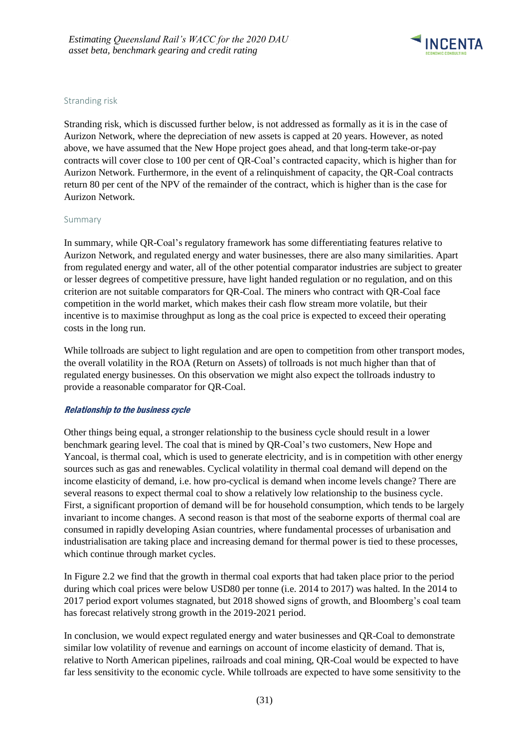#### Stranding risk

Stranding risk, which is discussed further below, is not addressed as formally as it is in the case of Aurizon Network, where the depreciation of new assets is capped at 20 years. However, as noted above, we have assumed that the New Hope project goes ahead, and that long-term take-or-pay contracts will cover close to 100 per cent of QR-Coal's contracted capacity, which is higher than for Aurizon Network. Furthermore, in the event of a relinquishment of capacity, the QR-Coal contracts return 80 per cent of the NPV of the remainder of the contract, which is higher than is the case for Aurizon Network.

#### Summary

In summary, while QR-Coal's regulatory framework has some differentiating features relative to Aurizon Network, and regulated energy and water businesses, there are also many similarities. Apart from regulated energy and water, all of the other potential comparator industries are subject to greater or lesser degrees of competitive pressure, have light handed regulation or no regulation, and on this criterion are not suitable comparators for QR-Coal. The miners who contract with QR-Coal face competition in the world market, which makes their cash flow stream more volatile, but their incentive is to maximise throughput as long as the coal price is expected to exceed their operating costs in the long run.

While tollroads are subject to light regulation and are open to competition from other transport modes, the overall volatility in the ROA (Return on Assets) of tollroads is not much higher than that of regulated energy businesses. On this observation we might also expect the tollroads industry to provide a reasonable comparator for QR-Coal.

### *Relationship to the business cycle*

Other things being equal, a stronger relationship to the business cycle should result in a lower benchmark gearing level. The coal that is mined by QR-Coal's two customers, New Hope and Yancoal, is thermal coal, which is used to generate electricity, and is in competition with other energy sources such as gas and renewables. Cyclical volatility in thermal coal demand will depend on the income elasticity of demand, i.e. how pro-cyclical is demand when income levels change? There are several reasons to expect thermal coal to show a relatively low relationship to the business cycle. First, a significant proportion of demand will be for household consumption, which tends to be largely invariant to income changes. A second reason is that most of the seaborne exports of thermal coal are consumed in rapidly developing Asian countries, where fundamental processes of urbanisation and industrialisation are taking place and increasing demand for thermal power is tied to these processes, which continue through market cycles.

In Figure 2.2 we find that the growth in thermal coal exports that had taken place prior to the period during which coal prices were below USD80 per tonne (i.e. 2014 to 2017) was halted. In the 2014 to 2017 period export volumes stagnated, but 2018 showed signs of growth, and Bloomberg's coal team has forecast relatively strong growth in the 2019-2021 period.

In conclusion, we would expect regulated energy and water businesses and QR-Coal to demonstrate similar low volatility of revenue and earnings on account of income elasticity of demand. That is, relative to North American pipelines, railroads and coal mining, QR-Coal would be expected to have far less sensitivity to the economic cycle. While tollroads are expected to have some sensitivity to the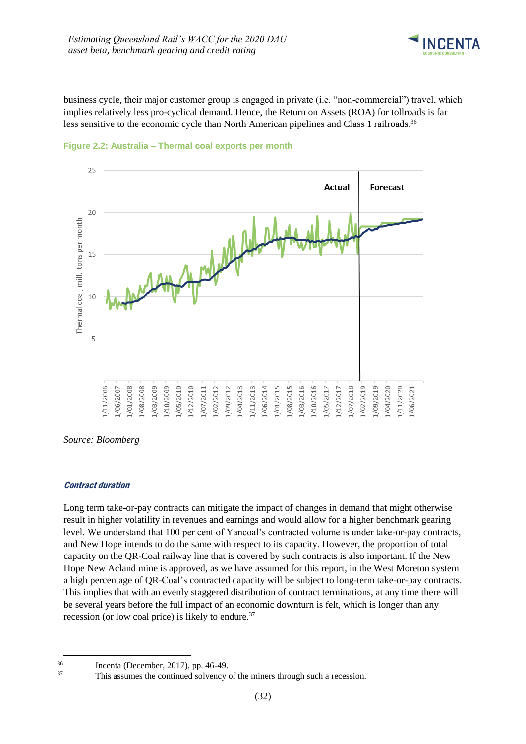business cycle, their major customer group is engaged in private (i.e. "non-commercial") travel, which implies relatively less pro-cyclical demand. Hence, the Return on Assets (ROA) for tollroads is far less sensitive to the economic cycle than North American pipelines and Class 1 railroads.[36]

**Figure 2.2: Australia – Thermal coal exports per month**

*Source: Bloomberg*

#### *Contract duration*

Long term take-or-pay contracts can mitigate the impact of changes in demand that might otherwise result in higher volatility in revenues and earnings and would allow for a higher benchmark gearing level. We understand that 100 per cent of Yancoal's contracted volume is under take-or-pay contracts, and New Hope intends to do the same with respect to its capacity. However, the proportion of total capacity on the QR-Coal railway line that is covered by such contracts is also important. If the New Hope New Acland mine is approved, as we have assumed for this report, in the West Moreton system a high percentage of QR-Coal's contracted capacity will be subject to long-term take-or-pay contracts. This implies that with an evenly staggered distribution of contract terminations, at any time there will be several years before the full impact of an economic downturn is felt, which is longer than any recession (or low coal price) is likely to endure.[37]

---

[36] Incenta (December, 2017), pp. 46-49.

[37] This assumes the continued solvency of the miners through such a recession.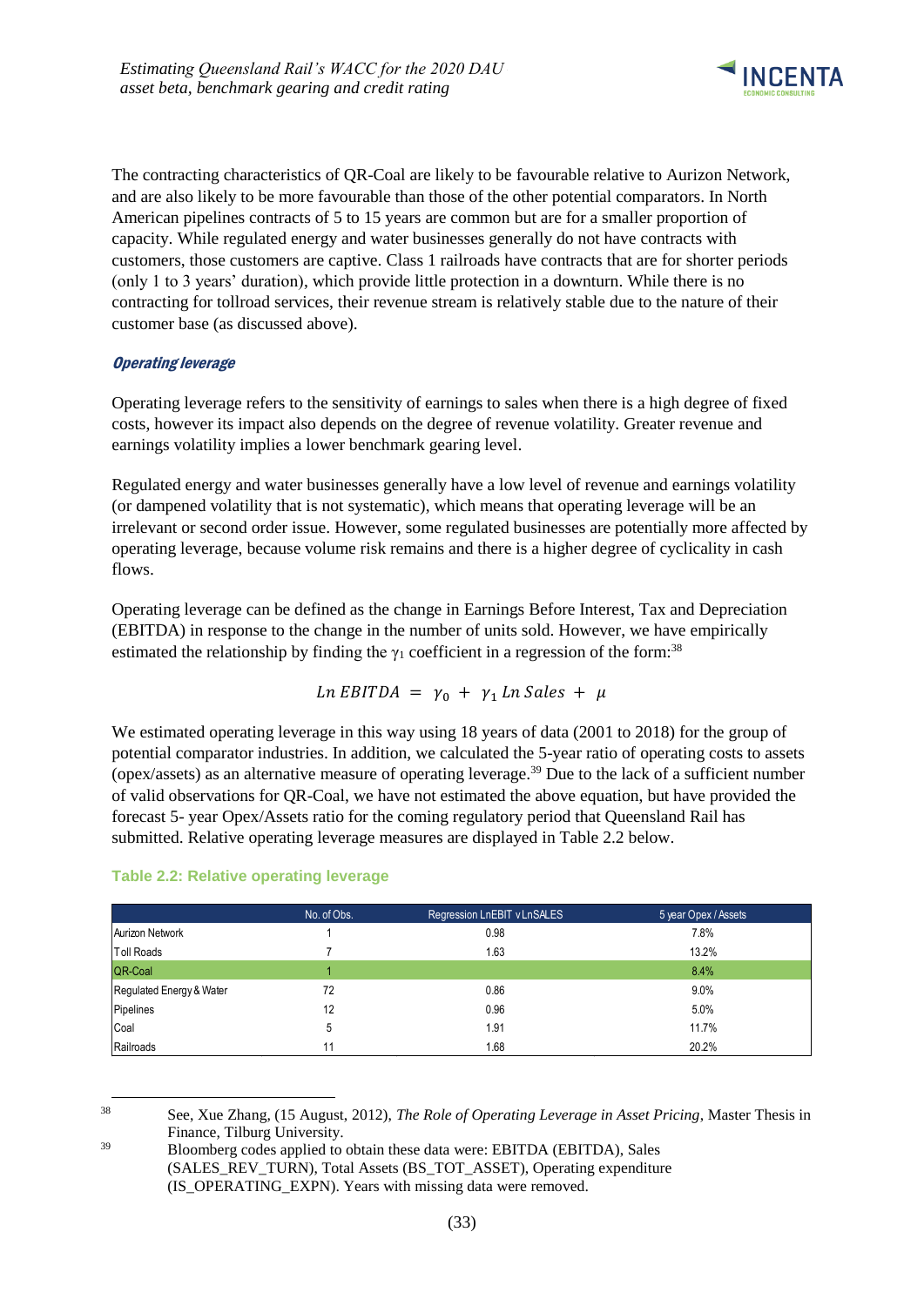The contracting characteristics of QR-Coal are likely to be favourable relative to Aurizon Network, and are also likely to be more favourable than those of the other potential comparators. In North American pipelines contracts of 5 to 15 years are common but are for a smaller proportion of capacity. While regulated energy and water businesses generally do not have contracts with customers, those customers are captive. Class 1 railroads have contracts that are for shorter periods (only 1 to 3 years' duration), which provide little protection in a downturn. While there is no contracting for tollroad services, their revenue stream is relatively stable due to the nature of their customer base (as discussed above).

#### *Operating leverage*

Operating leverage refers to the sensitivity of earnings to sales when there is a high degree of fixed costs, however its impact also depends on the degree of revenue volatility. Greater revenue and earnings volatility implies a lower benchmark gearing level.

Regulated energy and water businesses generally have a low level of revenue and earnings volatility (or dampened volatility that is not systematic), which means that operating leverage will be an irrelevant or second order issue. However, some regulated businesses are potentially more affected by operating leverage, because volume risk remains and there is a higher degree of cyclicality in cash flows.

Operating leverage can be defined as the change in Earnings Before Interest, Tax and Depreciation (EBITDA) in response to the change in the number of units sold. However, we have empirically estimated the relationship by finding the $\gamma_1$ coefficient in a regression of the form:[38]

$$Ln\ EBITDA = \gamma_0 + \gamma_1\ Ln\ Sales + \mu$$

We estimated operating leverage in this way using 18 years of data (2001 to 2018) for the group of potential comparator industries. In addition, we calculated the 5-year ratio of operating costs to assets (opex/assets) as an alternative measure of operating leverage.[39] Due to the lack of a sufficient number of valid observations for QR-Coal, we have not estimated the above equation, but have provided the forecast 5- year Opex/Assets ratio for the coming regulatory period that Queensland Rail has submitted. Relative operating leverage measures are displayed in Table 2.2 below.

**Table 2.2: Relative operating leverage**

| | No. of Obs. | Regression LnEBIT v LnSALES | 5 year Opex / Assets |
|---|---|---|---|
| Aurizon Network | 1 | 0.98 | 7.8% |
| Toll Roads | 7 | 1.63 | 13.2% |
| QR-Coal | 1 | | 8.4% |
| Regulated Energy & Water | 72 | 0.86 | 9.0% |
| Pipelines | 12 | 0.96 | 5.0% |
| Coal | 5 | 1.91 | 11.7% |
| Railroads | 11 | 1.68 | 20.2% |

[38] See, Xue Zhang, (15 August, 2012), *The Role of Operating Leverage in Asset Pricing*, Master Thesis in Finance, Tilburg University.

[39] Bloomberg codes applied to obtain these data were: EBITDA (EBITDA), Sales (SALES_REV_TURN), Total Assets (BS_TOT_ASSET), Operating expenditure (IS_OPERATING_EXPN). Years with missing data were removed.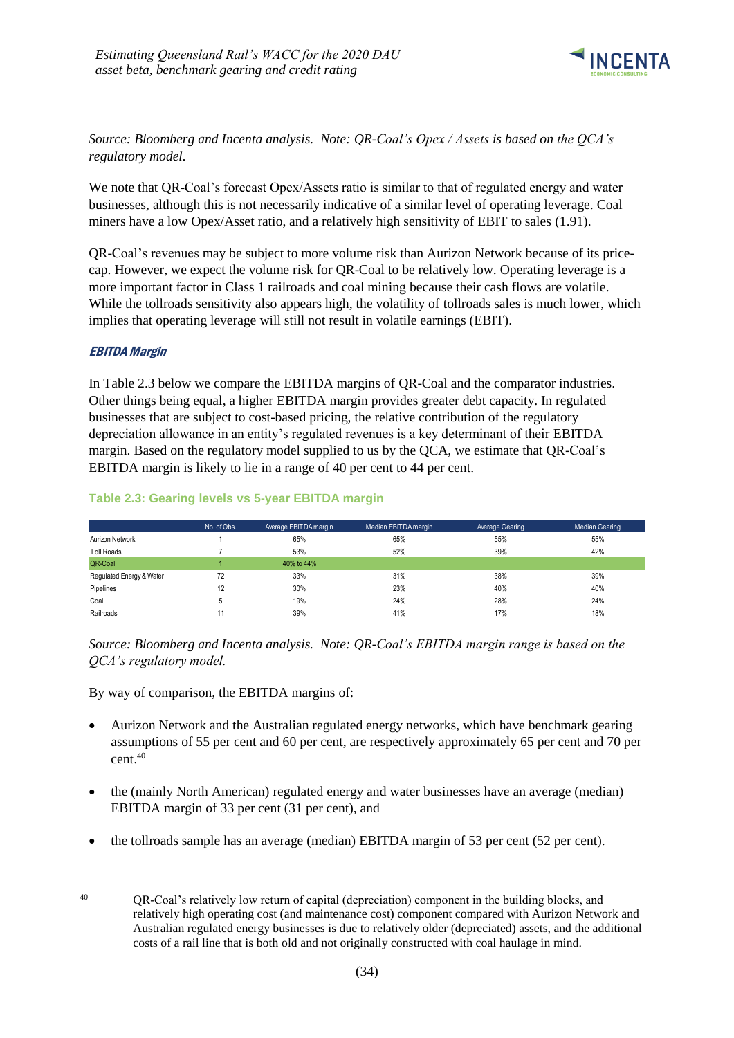*Source: Bloomberg and Incenta analysis. Note: QR-Coal's Opex / Assets is based on the QCA's regulatory model.*

We note that QR-Coal's forecast Opex/Assets ratio is similar to that of regulated energy and water businesses, although this is not necessarily indicative of a similar level of operating leverage. Coal miners have a low Opex/Asset ratio, and a relatively high sensitivity of EBIT to sales (1.91).

QR-Coal's revenues may be subject to more volume risk than Aurizon Network because of its price-cap. However, we expect the volume risk for QR-Coal to be relatively low. Operating leverage is a more important factor in Class 1 railroads and coal mining because their cash flows are volatile. While the tollroads sensitivity also appears high, the volatility of tollroads sales is much lower, which implies that operating leverage will still not result in volatile earnings (EBIT).

#### *EBITDA Margin*

In Table 2.3 below we compare the EBITDA margins of QR-Coal and the comparator industries. Other things being equal, a higher EBITDA margin provides greater debt capacity. In regulated businesses that are subject to cost-based pricing, the relative contribution of the regulatory depreciation allowance in an entity's regulated revenues is a key determinant of their EBITDA margin. Based on the regulatory model supplied to us by the QCA, we estimate that QR-Coal's EBITDA margin is likely to lie in a range of 40 per cent to 44 per cent.

**Table 2.3: Gearing levels vs 5-year EBITDA margin**

| | No. of Obs. | Average EBITDA margin | Median EBITDA margin | Average Gearing | Median Gearing |
|---|---|---|---|---|---|
| Aurizon Network | 1 | 65% | 65% | 55% | 55% |
| Toll Roads | 7 | 53% | 52% | 39% | 42% |
| QR-Coal | 1 | 40% to 44% | | | |
| Regulated Energy & Water | 72 | 33% | 31% | 38% | 39% |
| Pipelines | 12 | 30% | 23% | 40% | 40% |
| Coal | 5 | 19% | 24% | 28% | 24% |
| Railroads | 11 | 39% | 41% | 17% | 18% |

*Source: Bloomberg and Incenta analysis. Note: QR-Coal's EBITDA margin range is based on the QCA's regulatory model.*

By way of comparison, the EBITDA margins of:

- Aurizon Network and the Australian regulated energy networks, which have benchmark gearing assumptions of 55 per cent and 60 per cent, are respectively approximately 65 per cent and 70 per cent.[40]
- the (mainly North American) regulated energy and water businesses have an average (median) EBITDA margin of 33 per cent (31 per cent), and
- the tollroads sample has an average (median) EBITDA margin of 53 per cent (52 per cent).

[40] QR-Coal's relatively low return of capital (depreciation) component in the building blocks, and relatively high operating cost (and maintenance cost) component compared with Aurizon Network and Australian regulated energy businesses is due to relatively older (depreciated) assets, and the additional costs of a rail line that is both old and not originally constructed with coal haulage in mind.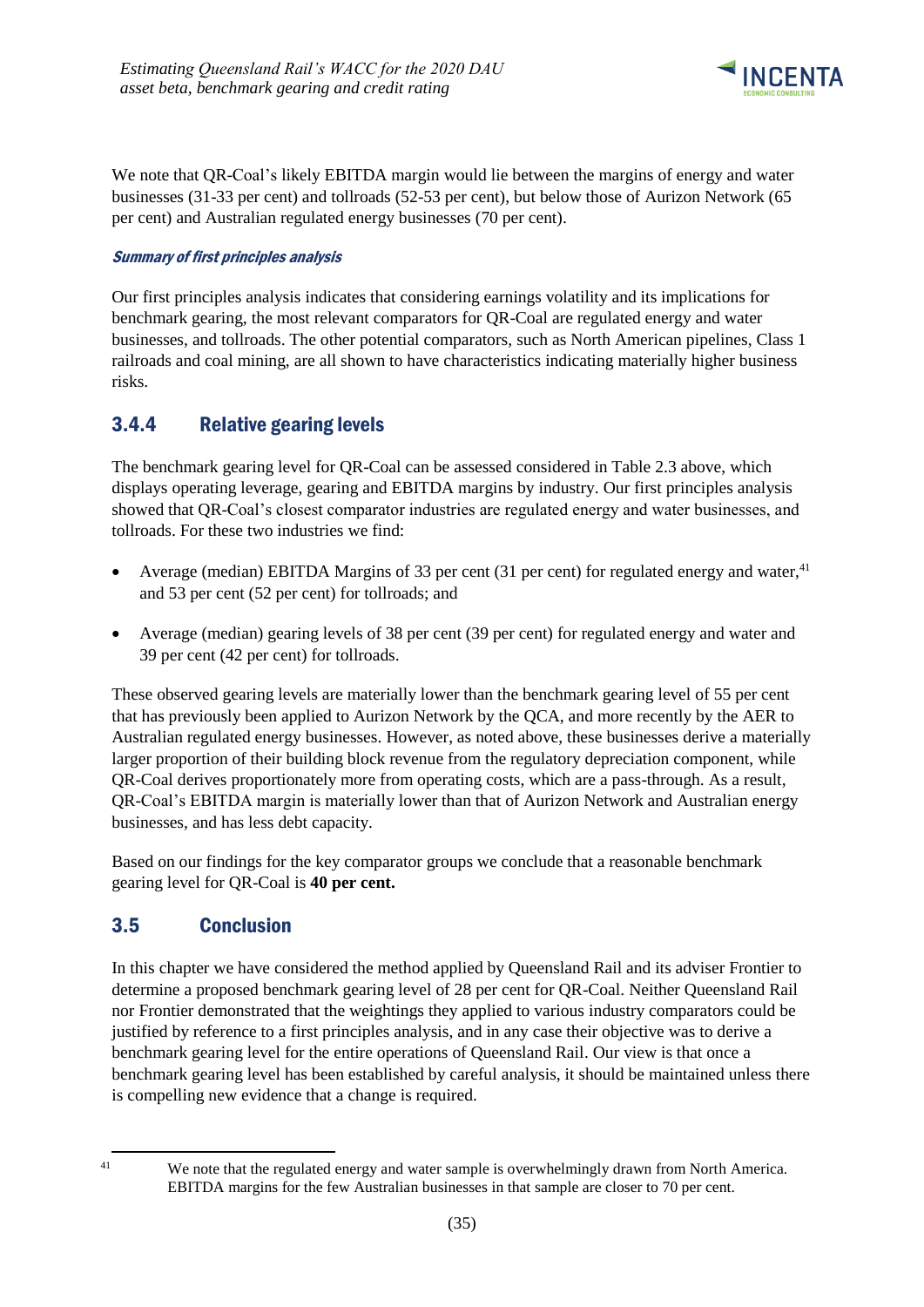We note that QR-Coal's likely EBITDA margin would lie between the margins of energy and water businesses (31-33 per cent) and tollroads (52-53 per cent), but below those of Aurizon Network (65 per cent) and Australian regulated energy businesses (70 per cent).

#### *Summary of first principles analysis*

Our first principles analysis indicates that considering earnings volatility and its implications for benchmark gearing, the most relevant comparators for QR-Coal are regulated energy and water businesses, and tollroads. The other potential comparators, such as North American pipelines, Class 1 railroads and coal mining, are all shown to have characteristics indicating materially higher business risks.

### 3.4.4 Relative gearing levels

The benchmark gearing level for QR-Coal can be assessed considered in Table 2.3 above, which displays operating leverage, gearing and EBITDA margins by industry. Our first principles analysis showed that QR-Coal's closest comparator industries are regulated energy and water businesses, and tollroads. For these two industries we find:

- Average (median) EBITDA Margins of 33 per cent (31 per cent) for regulated energy and water,[41] and 53 per cent (52 per cent) for tollroads; and
- Average (median) gearing levels of 38 per cent (39 per cent) for regulated energy and water and 39 per cent (42 per cent) for tollroads.

These observed gearing levels are materially lower than the benchmark gearing level of 55 per cent that has previously been applied to Aurizon Network by the QCA, and more recently by the AER to Australian regulated energy businesses. However, as noted above, these businesses derive a materially larger proportion of their building block revenue from the regulatory depreciation component, while QR-Coal derives proportionately more from operating costs, which are a pass-through. As a result, QR-Coal's EBITDA margin is materially lower than that of Aurizon Network and Australian energy businesses, and has less debt capacity.

Based on our findings for the key comparator groups we conclude that a reasonable benchmark gearing level for QR-Coal is **40 per cent.**

## 3.5 Conclusion

In this chapter we have considered the method applied by Queensland Rail and its adviser Frontier to determine a proposed benchmark gearing level of 28 per cent for QR-Coal. Neither Queensland Rail nor Frontier demonstrated that the weightings they applied to various industry comparators could be justified by reference to a first principles analysis, and in any case their objective was to derive a benchmark gearing level for the entire operations of Queensland Rail. Our view is that once a benchmark gearing level has been established by careful analysis, it should be maintained unless there is compelling new evidence that a change is required.

[41] We note that the regulated energy and water sample is overwhelmingly drawn from North America. EBITDA margins for the few Australian businesses in that sample are closer to 70 per cent.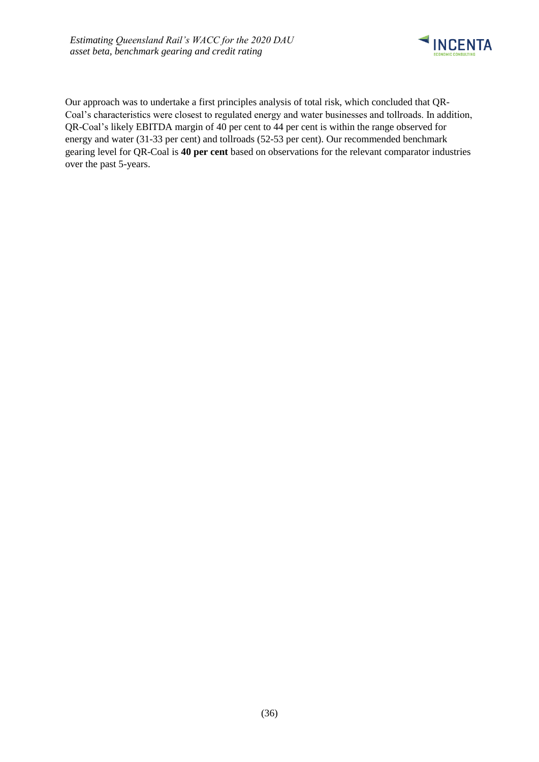Our approach was to undertake a first principles analysis of total risk, which concluded that QR-Coal's characteristics were closest to regulated energy and water businesses and tollroads. In addition, QR-Coal's likely EBITDA margin of 40 per cent to 44 per cent is within the range observed for energy and water (31-33 per cent) and tollroads (52-53 per cent). Our recommended benchmark gearing level for QR-Coal is **40 per cent** based on observations for the relevant comparator industries over the past 5-years.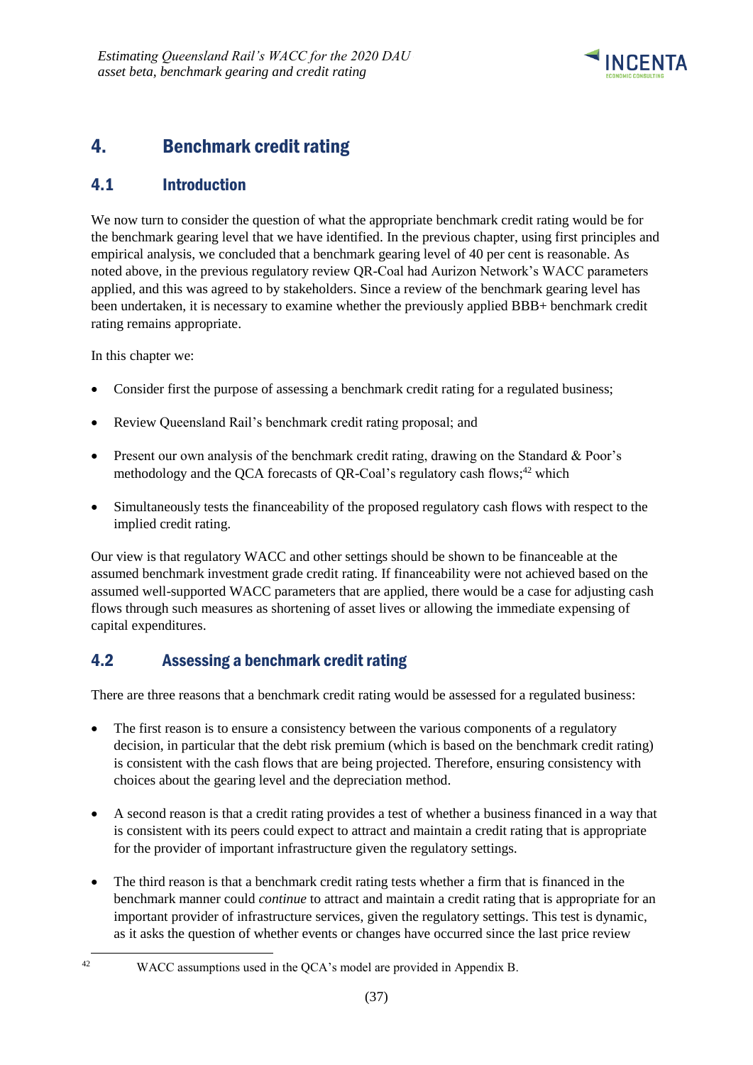## 4. Benchmark credit rating

### 4.1 Introduction

We now turn to consider the question of what the appropriate benchmark credit rating would be for the benchmark gearing level that we have identified. In the previous chapter, using first principles and empirical analysis, we concluded that a benchmark gearing level of 40 per cent is reasonable. As noted above, in the previous regulatory review QR-Coal had Aurizon Network's WACC parameters applied, and this was agreed to by stakeholders. Since a review of the benchmark gearing level has been undertaken, it is necessary to examine whether the previously applied BBB+ benchmark credit rating remains appropriate.

In this chapter we:

- Consider first the purpose of assessing a benchmark credit rating for a regulated business;
- Review Queensland Rail's benchmark credit rating proposal; and
- Present our own analysis of the benchmark credit rating, drawing on the Standard & Poor's methodology and the QCA forecasts of QR-Coal's regulatory cash flows;[42] which
- Simultaneously tests the financeability of the proposed regulatory cash flows with respect to the implied credit rating.

Our view is that regulatory WACC and other settings should be shown to be financeable at the assumed benchmark investment grade credit rating. If financeability were not achieved based on the assumed well-supported WACC parameters that are applied, there would be a case for adjusting cash flows through such measures as shortening of asset lives or allowing the immediate expensing of capital expenditures.

### 4.2 Assessing a benchmark credit rating

There are three reasons that a benchmark credit rating would be assessed for a regulated business:

- The first reason is to ensure a consistency between the various components of a regulatory decision, in particular that the debt risk premium (which is based on the benchmark credit rating) is consistent with the cash flows that are being projected. Therefore, ensuring consistency with choices about the gearing level and the depreciation method.
- A second reason is that a credit rating provides a test of whether a business financed in a way that is consistent with its peers could expect to attract and maintain a credit rating that is appropriate for the provider of important infrastructure given the regulatory settings.
- The third reason is that a benchmark credit rating tests whether a firm that is financed in the benchmark manner could *continue* to attract and maintain a credit rating that is appropriate for an important provider of infrastructure services, given the regulatory settings. This test is dynamic, as it asks the question of whether events or changes have occurred since the last price review

[42] WACC assumptions used in the QCA's model are provided in Appendix B.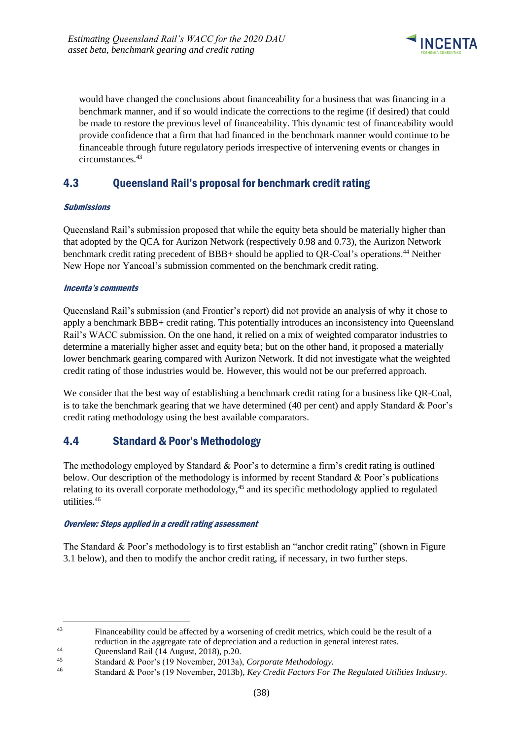would have changed the conclusions about financeability for a business that was financing in a benchmark manner, and if so would indicate the corrections to the regime (if desired) that could be made to restore the previous level of financeability. This dynamic test of financeability would provide confidence that a firm that had financed in the benchmark manner would continue to be financeable through future regulatory periods irrespective of intervening events or changes in circumstances.[43]

## 4.3 Queensland Rail's proposal for benchmark credit rating

#### *Submissions*

Queensland Rail's submission proposed that while the equity beta should be materially higher than that adopted by the QCA for Aurizon Network (respectively 0.98 and 0.73), the Aurizon Network benchmark credit rating precedent of BBB+ should be applied to QR-Coal's operations.[44] Neither New Hope nor Yancoal's submission commented on the benchmark credit rating.

#### *Incenta's comments*

Queensland Rail's submission (and Frontier's report) did not provide an analysis of why it chose to apply a benchmark BBB+ credit rating. This potentially introduces an inconsistency into Queensland Rail's WACC submission. On the one hand, it relied on a mix of weighted comparator industries to determine a materially higher asset and equity beta; but on the other hand, it proposed a materially lower benchmark gearing compared with Aurizon Network. It did not investigate what the weighted credit rating of those industries would be. However, this would not be our preferred approach.

We consider that the best way of establishing a benchmark credit rating for a business like QR-Coal, is to take the benchmark gearing that we have determined (40 per cent) and apply Standard & Poor's credit rating methodology using the best available comparators.

## 4.4 Standard & Poor's Methodology

The methodology employed by Standard & Poor's to determine a firm's credit rating is outlined below. Our description of the methodology is informed by recent Standard & Poor's publications relating to its overall corporate methodology,[45] and its specific methodology applied to regulated utilities.[46]

#### *Overview: Steps applied in a credit rating assessment*

The Standard & Poor's methodology is to first establish an "anchor credit rating" (shown in Figure 3.1 below), and then to modify the anchor credit rating, if necessary, in two further steps.

---

[43] Financeability could be affected by a worsening of credit metrics, which could be the result of a reduction in the aggregate rate of depreciation and a reduction in general interest rates.

[44] Queensland Rail (14 August, 2018), p.20.

[45] Standard & Poor's (19 November, 2013a), *Corporate Methodology.*

[46] Standard & Poor's (19 November, 2013b), *Key Credit Factors For The Regulated Utilities Industry.*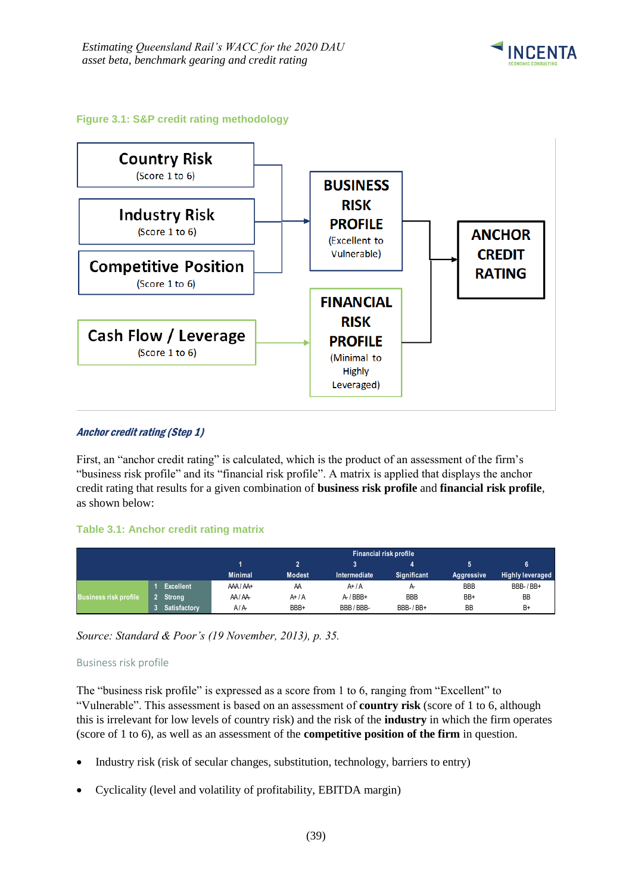**Figure 3.1: S&P credit rating methodology**

Country Risk
(Score 1 to 6)

Industry Risk
(Score 1 to 6)

Competitive Position
(Score 1 to 6)

Cash Flow / Leverage
(Score 1 to 6)

BUSINESS RISK PROFILE
(Excellent to Vulnerable)

FINANCIAL RISK PROFILE
(Minimal to Highly Leveraged)

ANCHOR CREDIT RATING

### *Anchor credit rating (Step 1)*

First, an "anchor credit rating" is calculated, which is the product of an assessment of the firm's "business risk profile" and its "financial risk profile". A matrix is applied that displays the anchor credit rating that results for a given combination of **business risk profile** and **financial risk profile**, as shown below:

**Table 3.1: Anchor credit rating matrix**

| | | Financial risk profile | | | | | |
|---|---|---|---|---|---|---|---|
| | | 1 | 2 | 3 | 4 | 5 | 6 |
| | | Minimal | Modest | Intermediate | Significant | Aggressive | Highly leveraged |
| Business risk profile | 1 Excellent | AAA / AA+ | AA | A+ / A | A- | BBB | BBB- / BB+ |
| | 2 Strong | AA / AA- | A+ / A | A- / BBB+ | BBB | BB+ | BB |
| | 3 Satisfactory | A / A- | BBB+ | BBB / BBB- | BBB- / BB+ | BB | B+ |

*Source: Standard & Poor's (19 November, 2013), p. 35.*

#### Business risk profile

The "business risk profile" is expressed as a score from 1 to 6, ranging from "Excellent" to "Vulnerable". This assessment is based on an assessment of **country risk** (score of 1 to 6, although this is irrelevant for low levels of country risk) and the risk of the **industry** in which the firm operates (score of 1 to 6), as well as an assessment of the **competitive position of the firm** in question.

- Industry risk (risk of secular changes, substitution, technology, barriers to entry)
- Cyclicality (level and volatility of profitability, EBITDA margin)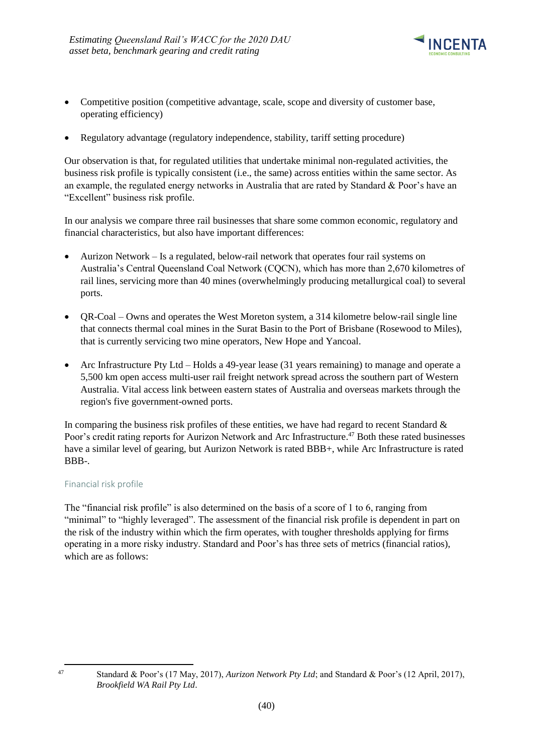- Competitive position (competitive advantage, scale, scope and diversity of customer base, operating efficiency)
- Regulatory advantage (regulatory independence, stability, tariff setting procedure)

Our observation is that, for regulated utilities that undertake minimal non-regulated activities, the business risk profile is typically consistent (i.e., the same) across entities within the same sector. As an example, the regulated energy networks in Australia that are rated by Standard & Poor's have an "Excellent" business risk profile.

In our analysis we compare three rail businesses that share some common economic, regulatory and financial characteristics, but also have important differences:

- Aurizon Network – Is a regulated, below-rail network that operates four rail systems on Australia's Central Queensland Coal Network (CQCN), which has more than 2,670 kilometres of rail lines, servicing more than 40 mines (overwhelmingly producing metallurgical coal) to several ports.
- QR-Coal – Owns and operates the West Moreton system, a 314 kilometre below-rail single line that connects thermal coal mines in the Surat Basin to the Port of Brisbane (Rosewood to Miles), that is currently servicing two mine operators, New Hope and Yancoal.
- Arc Infrastructure Pty Ltd – Holds a 49-year lease (31 years remaining) to manage and operate a 5,500 km open access multi-user rail freight network spread across the southern part of Western Australia. Vital access link between eastern states of Australia and overseas markets through the region's five government-owned ports.

In comparing the business risk profiles of these entities, we have had regard to recent Standard & Poor's credit rating reports for Aurizon Network and Arc Infrastructure.[47] Both these rated businesses have a similar level of gearing, but Aurizon Network is rated BBB+, while Arc Infrastructure is rated BBB-.

### Financial risk profile

The "financial risk profile" is also determined on the basis of a score of 1 to 6, ranging from "minimal" to "highly leveraged". The assessment of the financial risk profile is dependent in part on the risk of the industry within which the firm operates, with tougher thresholds applying for firms operating in a more risky industry. Standard and Poor's has three sets of metrics (financial ratios), which are as follows:

[47] Standard & Poor's (17 May, 2017), *Aurizon Network Pty Ltd*; and Standard & Poor's (12 April, 2017), *Brookfield WA Rail Pty Ltd*.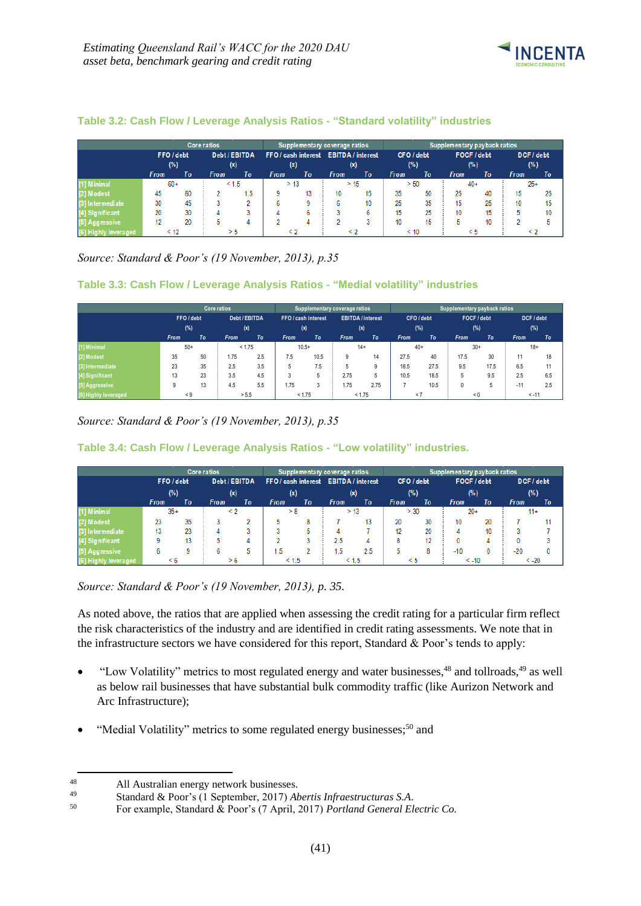### Table 3.2: Cash Flow / Leverage Analysis Ratios - "Standard volatility" industries

| | Core ratios | | | | Supplementary coverage ratios | | | | Supplementary payback ratios | | | | | |
|---|---|---|---|---|---|---|---|---|---|---|---|---|---|---|
| | FFO / debt (%) | | Debt / EBITDA (x) | | FFO / cash interest (x) | | EBITDA / interest (x) | | CFO / debt (%) | | FOCF / debt (%) | | DCF / debt (%) | |
| | From | To | From | To | From | To | From | To | From | To | From | To | From | To |
| [1] Minimal | 60+ | | < 1.5 | | > 13 | | > 15 | | > 50 | | 40+ | | 25+ | |
| [2] Modest | 45 | 60 | 2 | 1.5 | 9 | 13 | 10 | 15 | 35 | 50 | 25 | 40 | 15 | 25 |
| [3] Intermediate | 30 | 45 | 3 | 2 | 6 | 9 | 6 | 10 | 25 | 35 | 15 | 25 | 10 | 15 |
| [4] Significant | 20 | 30 | 4 | 3 | 4 | 6 | 3 | 6 | 15 | 25 | 10 | 15 | 5 | 10 |
| [5] Aggressive | 12 | 20 | 5 | 4 | 2 | 4 | 2 | 3 | 10 | 15 | 5 | 10 | 2 | 5 |
| [6] Highly leveraged | < 12 | | > 5 | | < 2 | | < 2 | | < 10 | | < 5 | | < 2 | |

*Source: Standard & Poor's (19 November, 2013), p.35*

### Table 3.3: Cash Flow / Leverage Analysis Ratios - "Medial volatility" industries

| | Core ratios | | | | Supplementary coverage ratios | | | | Supplementary payback ratios | | | | | |
|---|---|---|---|---|---|---|---|---|---|---|---|---|---|---|
| | FFO / debt (%) | | Debt / EBITDA (x) | | FFO / cash interest (x) | | EBITDA / interest (x) | | CFO / debt (%) | | FOCF / debt (%) | | DCF / debt (%) | |
| | From | To | From | To | From | To | From | To | From | To | From | To | From | To |
| [1] Minimal | 50+ | | < 1.75 | | 10.5+ | | 14+ | | 40+ | | 30+ | | 18+ | |
| [2] Modest | 35 | 50 | 1.75 | 2.5 | 7.5 | 10.5 | 9 | 14 | 27.5 | 40 | 17.5 | 30 | 11 | 18 |
| [3] Intermediate | 23 | 35 | 2.5 | 3.5 | 5 | 7.5 | 5 | 9 | 18.5 | 27.5 | 9.5 | 17.5 | 6.5 | 11 |
| [4] Significant | 13 | 23 | 3.5 | 4.5 | 3 | 5 | 2.75 | 5 | 10.5 | 18.5 | 5 | 9.5 | 2.5 | 6.5 |
| [5] Aggressive | 9 | 13 | 4.5 | 5.5 | 1.75 | 3 | 1.75 | 2.75 | 7 | 10.5 | 0 | 5 | -11 | 2.5 |
| [6] Highly leveraged | < 9 | | > 5.5 | | < 1.75 | | < 1.75 | | < 7 | | < 0 | | < -11 | |

*Source: Standard & Poor's (19 November, 2013), p.35*

### Table 3.4: Cash Flow / Leverage Analysis Ratios - "Low volatility" industries.

| | Core ratios | | | | Supplementary coverage ratios | | | | Supplementary payback ratios | | | | | |
|---|---|---|---|---|---|---|---|---|---|---|---|---|---|---|
| | FFO / debt (%) | | Debt / EBITDA (x) | | FFO / cash interest (x) | | EBITDA / interest (x) | | CFO / debt (%) | | FOCF / debt (%) | | DCF / debt (%) | |
| | From | To | From | To | From | To | From | To | From | To | From | To | From | To |
| [1] Minimal | 35+ | | < 2 | | > 8 | | > 13 | | > 30 | | 20+ | | 11+ | |
| [2] Modest | 23 | 35 | 3 | 2 | 5 | 8 | 7 | 13 | 20 | 30 | 10 | 20 | 7 | 11 |
| [3] Intermediate | 13 | 23 | 4 | 3 | 3 | 5 | 4 | 7 | 12 | 20 | 4 | 10 | 3 | 7 |
| [4] Significant | 9 | 13 | 5 | 4 | 2 | 3 | 2.5 | 4 | 8 | 12 | 0 | 4 | 0 | 3 |
| [5] Aggressive | 6 | 9 | 6 | 5 | 1.5 | 2 | 1.5 | 2.5 | 5 | 8 | -10 | 0 | -20 | 0 |
| [6] Highly leveraged | < 6 | | > 6 | | < 1.5 | | < 1.5 | | < 5 | | < -10 | | < -20 | |

*Source: Standard & Poor's (19 November, 2013), p. 35.*

As noted above, the ratios that are applied when assessing the credit rating for a particular firm reflect the risk characteristics of the industry and are identified in credit rating assessments. We note that in the infrastructure sectors we have considered for this report, Standard & Poor's tends to apply:

- "Low Volatility" metrics to most regulated energy and water businesses,[48] and tollroads,[49] as well as below rail businesses that have substantial bulk commodity traffic (like Aurizon Network and Arc Infrastructure);
- "Medial Volatility" metrics to some regulated energy businesses;[50] and

---

[48] All Australian energy network businesses.

[49] Standard & Poor's (1 September, 2017) *Abertis Infraestructuras S.A.*

[50] For example, Standard & Poor's (7 April, 2017) *Portland General Electric Co.*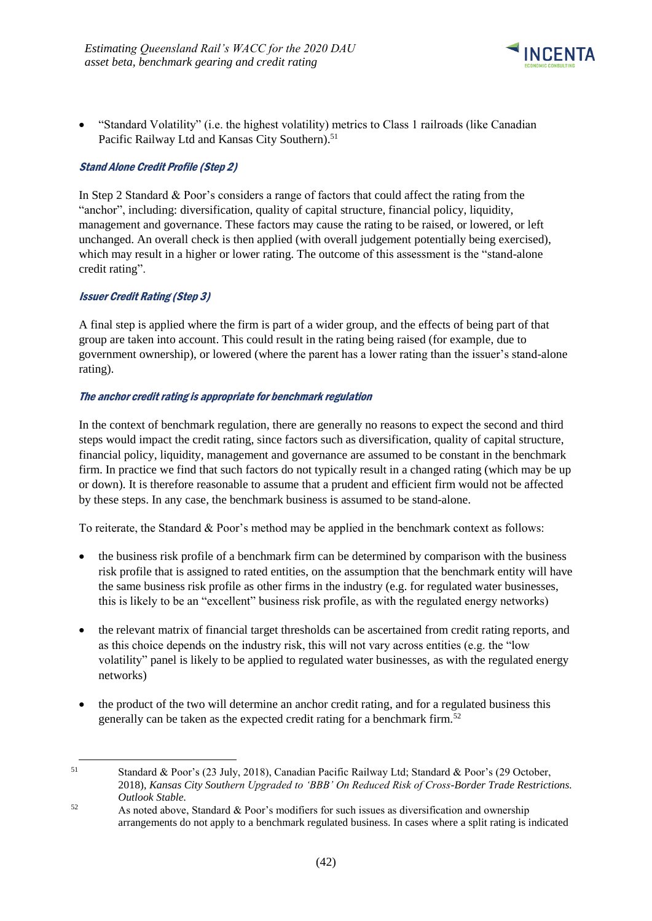- "Standard Volatility" (i.e. the highest volatility) metrics to Class 1 railroads (like Canadian Pacific Railway Ltd and Kansas City Southern).[51]

#### *Stand Alone Credit Profile (Step 2)*

In Step 2 Standard & Poor's considers a range of factors that could affect the rating from the "anchor", including: diversification, quality of capital structure, financial policy, liquidity, management and governance. These factors may cause the rating to be raised, or lowered, or left unchanged. An overall check is then applied (with overall judgement potentially being exercised), which may result in a higher or lower rating. The outcome of this assessment is the "stand-alone credit rating".

#### *Issuer Credit Rating (Step 3)*

A final step is applied where the firm is part of a wider group, and the effects of being part of that group are taken into account. This could result in the rating being raised (for example, due to government ownership), or lowered (where the parent has a lower rating than the issuer's stand-alone rating).

#### *The anchor credit rating is appropriate for benchmark regulation*

In the context of benchmark regulation, there are generally no reasons to expect the second and third steps would impact the credit rating, since factors such as diversification, quality of capital structure, financial policy, liquidity, management and governance are assumed to be constant in the benchmark firm. In practice we find that such factors do not typically result in a changed rating (which may be up or down). It is therefore reasonable to assume that a prudent and efficient firm would not be affected by these steps. In any case, the benchmark business is assumed to be stand-alone.

To reiterate, the Standard & Poor's method may be applied in the benchmark context as follows:

- the business risk profile of a benchmark firm can be determined by comparison with the business risk profile that is assigned to rated entities, on the assumption that the benchmark entity will have the same business risk profile as other firms in the industry (e.g. for regulated water businesses, this is likely to be an "excellent" business risk profile, as with the regulated energy networks)
- the relevant matrix of financial target thresholds can be ascertained from credit rating reports, and as this choice depends on the industry risk, this will not vary across entities (e.g. the "low volatility" panel is likely to be applied to regulated water businesses, as with the regulated energy networks)
- the product of the two will determine an anchor credit rating, and for a regulated business this generally can be taken as the expected credit rating for a benchmark firm.[52]

---

[51] Standard & Poor's (23 July, 2018), Canadian Pacific Railway Ltd; Standard & Poor's (29 October, 2018), *Kansas City Southern Upgraded to 'BBB' On Reduced Risk of Cross-Border Trade Restrictions. Outlook Stable.*

[52] As noted above, Standard & Poor's modifiers for such issues as diversification and ownership arrangements do not apply to a benchmark regulated business. In cases where a split rating is indicated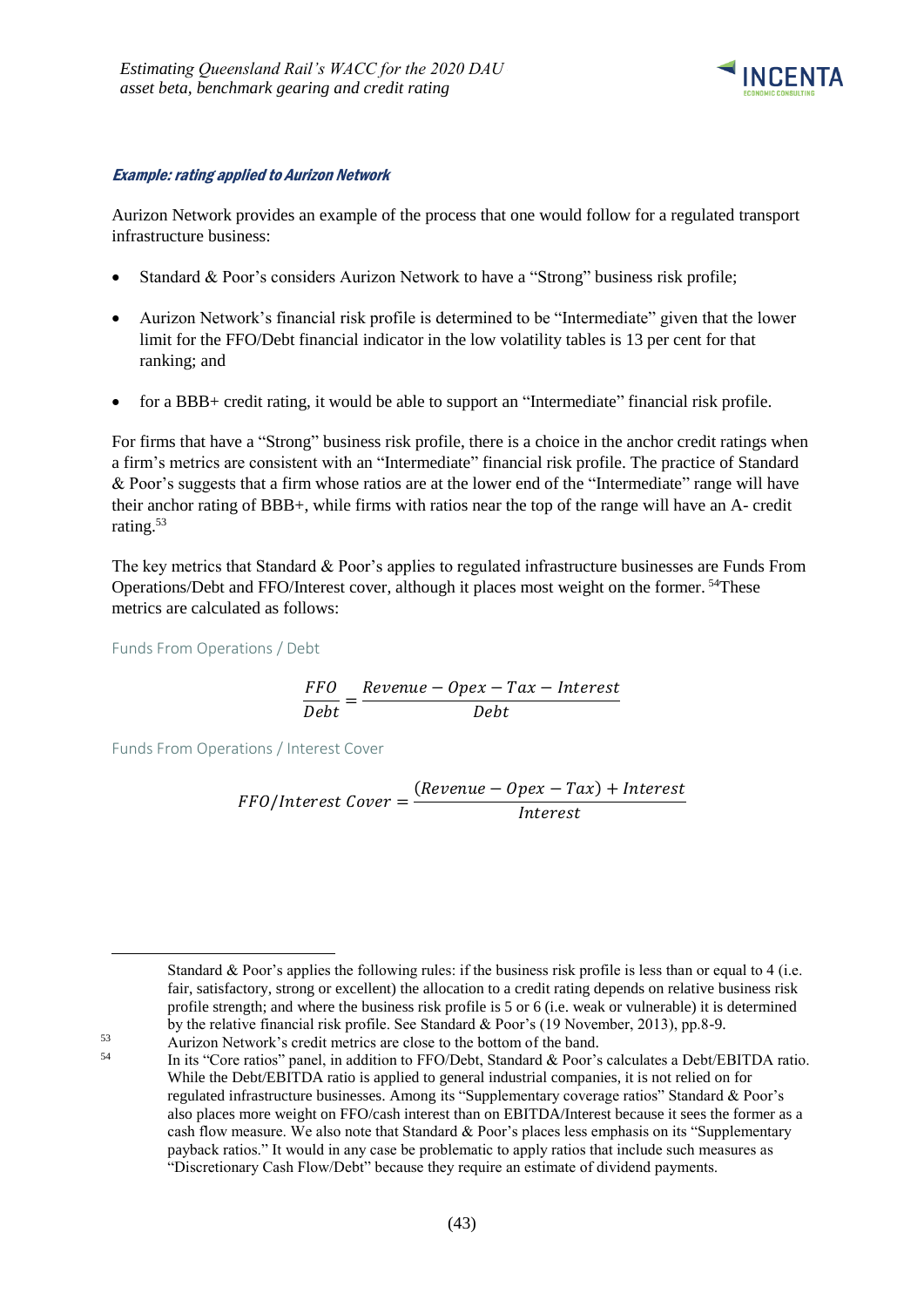***Example: rating applied to Aurizon Network***

Aurizon Network provides an example of the process that one would follow for a regulated transport infrastructure business:

- Standard & Poor's considers Aurizon Network to have a "Strong" business risk profile;
- Aurizon Network's financial risk profile is determined to be "Intermediate" given that the lower limit for the FFO/Debt financial indicator in the low volatility tables is 13 per cent for that ranking; and
- for a BBB+ credit rating, it would be able to support an "Intermediate" financial risk profile.

For firms that have a "Strong" business risk profile, there is a choice in the anchor credit ratings when a firm's metrics are consistent with an "Intermediate" financial risk profile. The practice of Standard & Poor's suggests that a firm whose ratios are at the lower end of the "Intermediate" range will have their anchor rating of BBB+, while firms with ratios near the top of the range will have an A- credit rating.[53]

The key metrics that Standard & Poor's applies to regulated infrastructure businesses are Funds From Operations/Debt and FFO/Interest cover, although it places most weight on the former. [54]These metrics are calculated as follows:

Funds From Operations / Debt

$$\frac{FFO}{Debt} = \frac{Revenue - Opex - Tax - Interest}{Debt}$$

Funds From Operations / Interest Cover

$$FFO/Interest\ Cover = \frac{(Revenue - Opex - Tax) + Interest}{Interest}$$

---

Standard & Poor's applies the following rules: if the business risk profile is less than or equal to 4 (i.e. fair, satisfactory, strong or excellent) the allocation to a credit rating depends on relative business risk profile strength; and where the business risk profile is 5 or 6 (i.e. weak or vulnerable) it is determined by the relative financial risk profile. See Standard & Poor's (19 November, 2013), pp.8-9.

[53] Aurizon Network's credit metrics are close to the bottom of the band.

[54] In its "Core ratios" panel, in addition to FFO/Debt, Standard & Poor's calculates a Debt/EBITDA ratio. While the Debt/EBITDA ratio is applied to general industrial companies, it is not relied on for regulated infrastructure businesses. Among its "Supplementary coverage ratios" Standard & Poor's also places more weight on FFO/cash interest than on EBITDA/Interest because it sees the former as a cash flow measure. We also note that Standard & Poor's places less emphasis on its "Supplementary payback ratios." It would in any case be problematic to apply ratios that include such measures as "Discretionary Cash Flow/Debt" because they require an estimate of dividend payments.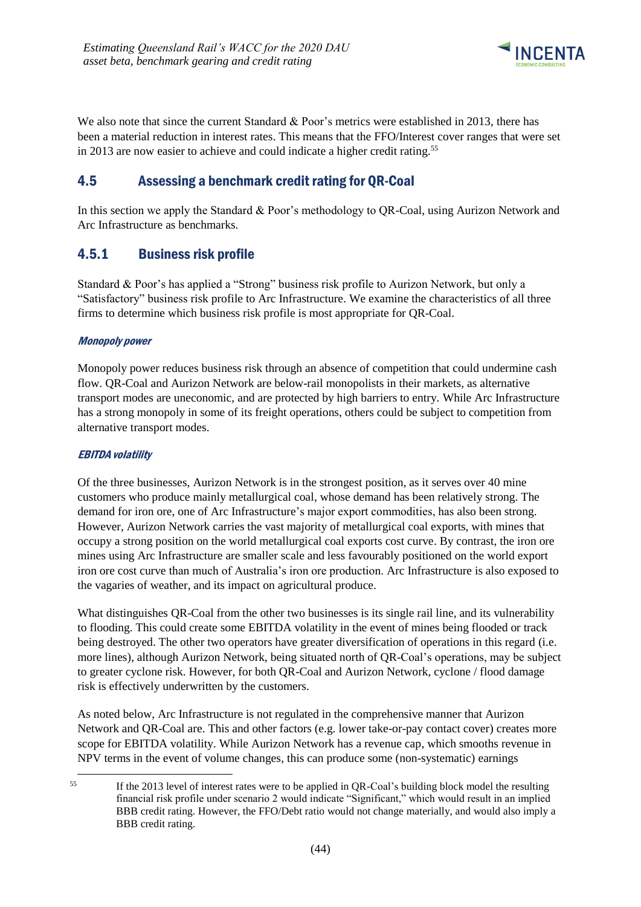We also note that since the current Standard & Poor's metrics were established in 2013, there has been a material reduction in interest rates. This means that the FFO/Interest cover ranges that were set in 2013 are now easier to achieve and could indicate a higher credit rating.[55]

## 4.5 Assessing a benchmark credit rating for QR-Coal

In this section we apply the Standard & Poor's methodology to QR-Coal, using Aurizon Network and Arc Infrastructure as benchmarks.

### 4.5.1 Business risk profile

Standard & Poor's has applied a "Strong" business risk profile to Aurizon Network, but only a "Satisfactory" business risk profile to Arc Infrastructure. We examine the characteristics of all three firms to determine which business risk profile is most appropriate for QR-Coal.

***Monopoly power***

Monopoly power reduces business risk through an absence of competition that could undermine cash flow. QR-Coal and Aurizon Network are below-rail monopolists in their markets, as alternative transport modes are uneconomic, and are protected by high barriers to entry. While Arc Infrastructure has a strong monopoly in some of its freight operations, others could be subject to competition from alternative transport modes.

***EBITDA volatility***

Of the three businesses, Aurizon Network is in the strongest position, as it serves over 40 mine customers who produce mainly metallurgical coal, whose demand has been relatively strong. The demand for iron ore, one of Arc Infrastructure's major export commodities, has also been strong. However, Aurizon Network carries the vast majority of metallurgical coal exports, with mines that occupy a strong position on the world metallurgical coal exports cost curve. By contrast, the iron ore mines using Arc Infrastructure are smaller scale and less favourably positioned on the world export iron ore cost curve than much of Australia's iron ore production. Arc Infrastructure is also exposed to the vagaries of weather, and its impact on agricultural produce.

What distinguishes QR-Coal from the other two businesses is its single rail line, and its vulnerability to flooding. This could create some EBITDA volatility in the event of mines being flooded or track being destroyed. The other two operators have greater diversification of operations in this regard (i.e. more lines), although Aurizon Network, being situated north of QR-Coal's operations, may be subject to greater cyclone risk. However, for both QR-Coal and Aurizon Network, cyclone / flood damage risk is effectively underwritten by the customers.

As noted below, Arc Infrastructure is not regulated in the comprehensive manner that Aurizon Network and QR-Coal are. This and other factors (e.g. lower take-or-pay contact cover) creates more scope for EBITDA volatility. While Aurizon Network has a revenue cap, which smooths revenue in NPV terms in the event of volume changes, this can produce some (non-systematic) earnings

[55] If the 2013 level of interest rates were to be applied in QR-Coal's building block model the resulting financial risk profile under scenario 2 would indicate "Significant," which would result in an implied BBB credit rating. However, the FFO/Debt ratio would not change materially, and would also imply a BBB credit rating.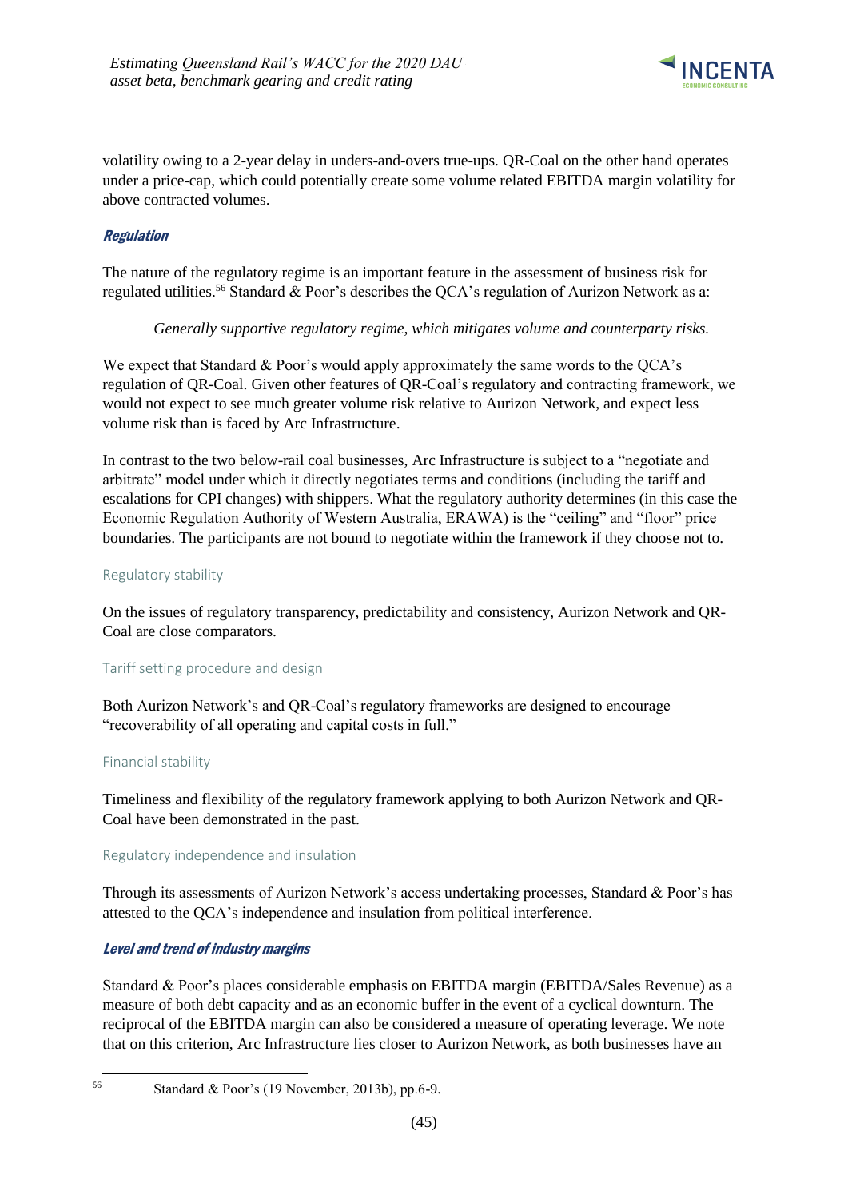volatility owing to a 2-year delay in unders-and-overs true-ups. QR-Coal on the other hand operates under a price-cap, which could potentially create some volume related EBITDA margin volatility for above contracted volumes.

### *Regulation*

The nature of the regulatory regime is an important feature in the assessment of business risk for regulated utilities.[56] Standard & Poor's describes the QCA's regulation of Aurizon Network as a:

> *Generally supportive regulatory regime, which mitigates volume and counterparty risks.*

We expect that Standard & Poor's would apply approximately the same words to the QCA's regulation of QR-Coal. Given other features of QR-Coal's regulatory and contracting framework, we would not expect to see much greater volume risk relative to Aurizon Network, and expect less volume risk than is faced by Arc Infrastructure.

In contrast to the two below-rail coal businesses, Arc Infrastructure is subject to a "negotiate and arbitrate" model under which it directly negotiates terms and conditions (including the tariff and escalations for CPI changes) with shippers. What the regulatory authority determines (in this case the Economic Regulation Authority of Western Australia, ERAWA) is the "ceiling" and "floor" price boundaries. The participants are not bound to negotiate within the framework if they choose not to.

#### Regulatory stability

On the issues of regulatory transparency, predictability and consistency, Aurizon Network and QR-Coal are close comparators.

#### Tariff setting procedure and design

Both Aurizon Network's and QR-Coal's regulatory frameworks are designed to encourage "recoverability of all operating and capital costs in full."

#### Financial stability

Timeliness and flexibility of the regulatory framework applying to both Aurizon Network and QR-Coal have been demonstrated in the past.

#### Regulatory independence and insulation

Through its assessments of Aurizon Network's access undertaking processes, Standard & Poor's has attested to the QCA's independence and insulation from political interference.

### *Level and trend of industry margins*

Standard & Poor's places considerable emphasis on EBITDA margin (EBITDA/Sales Revenue) as a measure of both debt capacity and as an economic buffer in the event of a cyclical downturn. The reciprocal of the EBITDA margin can also be considered a measure of operating leverage. We note that on this criterion, Arc Infrastructure lies closer to Aurizon Network, as both businesses have an

[56] Standard & Poor's (19 November, 2013b), pp.6-9.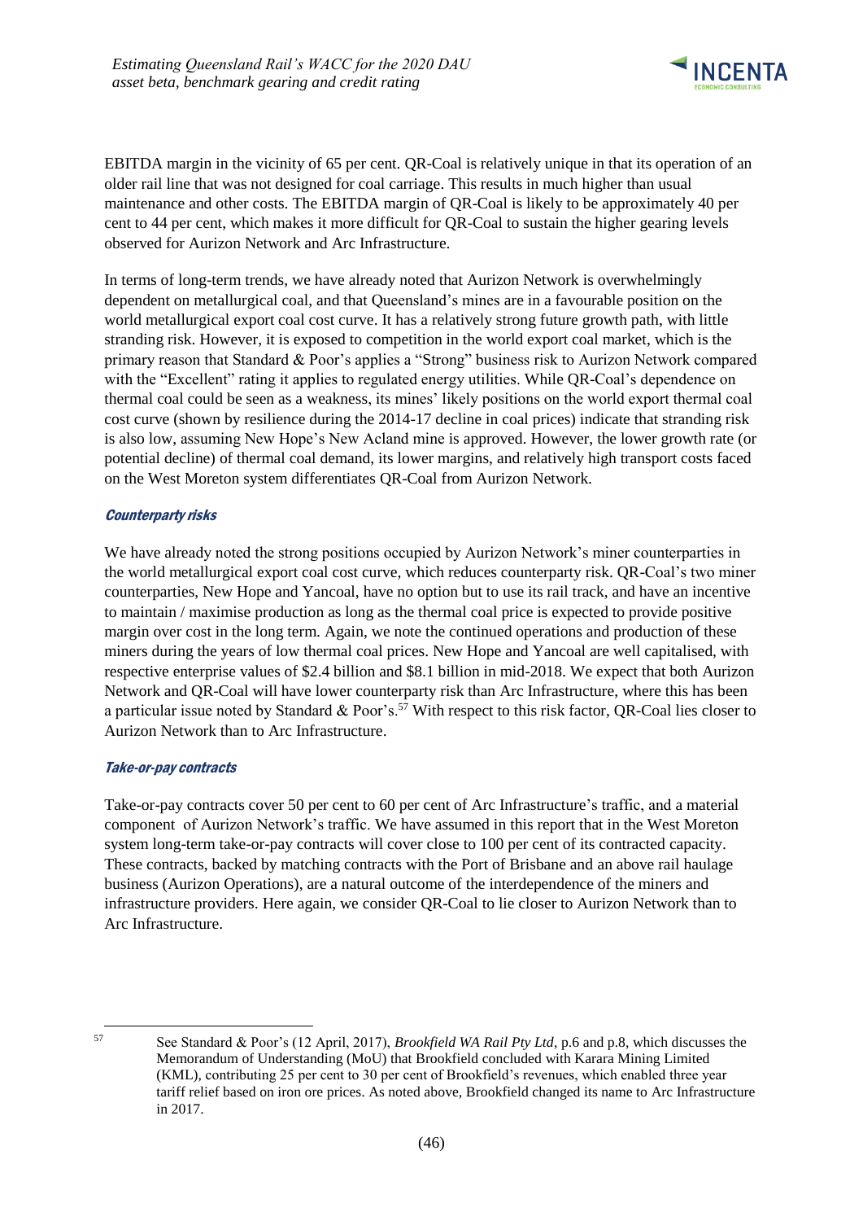EBITDA margin in the vicinity of 65 per cent. QR-Coal is relatively unique in that its operation of an older rail line that was not designed for coal carriage. This results in much higher than usual maintenance and other costs. The EBITDA margin of QR-Coal is likely to be approximately 40 per cent to 44 per cent, which makes it more difficult for QR-Coal to sustain the higher gearing levels observed for Aurizon Network and Arc Infrastructure.

In terms of long-term trends, we have already noted that Aurizon Network is overwhelmingly dependent on metallurgical coal, and that Queensland's mines are in a favourable position on the world metallurgical export coal cost curve. It has a relatively strong future growth path, with little stranding risk. However, it is exposed to competition in the world export coal market, which is the primary reason that Standard & Poor's applies a "Strong" business risk to Aurizon Network compared with the "Excellent" rating it applies to regulated energy utilities. While QR-Coal's dependence on thermal coal could be seen as a weakness, its mines' likely positions on the world export thermal coal cost curve (shown by resilience during the 2014-17 decline in coal prices) indicate that stranding risk is also low, assuming New Hope's New Acland mine is approved. However, the lower growth rate (or potential decline) of thermal coal demand, its lower margins, and relatively high transport costs faced on the West Moreton system differentiates QR-Coal from Aurizon Network.

#### *Counterparty risks*

We have already noted the strong positions occupied by Aurizon Network's miner counterparties in the world metallurgical export coal cost curve, which reduces counterparty risk. QR-Coal's two miner counterparties, New Hope and Yancoal, have no option but to use its rail track, and have an incentive to maintain / maximise production as long as the thermal coal price is expected to provide positive margin over cost in the long term. Again, we note the continued operations and production of these miners during the years of low thermal coal prices. New Hope and Yancoal are well capitalised, with respective enterprise values of $2.4 billion and $8.1 billion in mid-2018. We expect that both Aurizon Network and QR-Coal will have lower counterparty risk than Arc Infrastructure, where this has been a particular issue noted by Standard & Poor's.[57] With respect to this risk factor, QR-Coal lies closer to Aurizon Network than to Arc Infrastructure.

#### *Take-or-pay contracts*

Take-or-pay contracts cover 50 per cent to 60 per cent of Arc Infrastructure's traffic, and a material component of Aurizon Network's traffic. We have assumed in this report that in the West Moreton system long-term take-or-pay contracts will cover close to 100 per cent of its contracted capacity. These contracts, backed by matching contracts with the Port of Brisbane and an above rail haulage business (Aurizon Operations), are a natural outcome of the interdependence of the miners and infrastructure providers. Here again, we consider QR-Coal to lie closer to Aurizon Network than to Arc Infrastructure.

---

[57] See Standard & Poor's (12 April, 2017), *Brookfield WA Rail Pty Ltd*, p.6 and p.8, which discusses the Memorandum of Understanding (MoU) that Brookfield concluded with Karara Mining Limited (KML), contributing 25 per cent to 30 per cent of Brookfield's revenues, which enabled three year tariff relief based on iron ore prices. As noted above, Brookfield changed its name to Arc Infrastructure in 2017.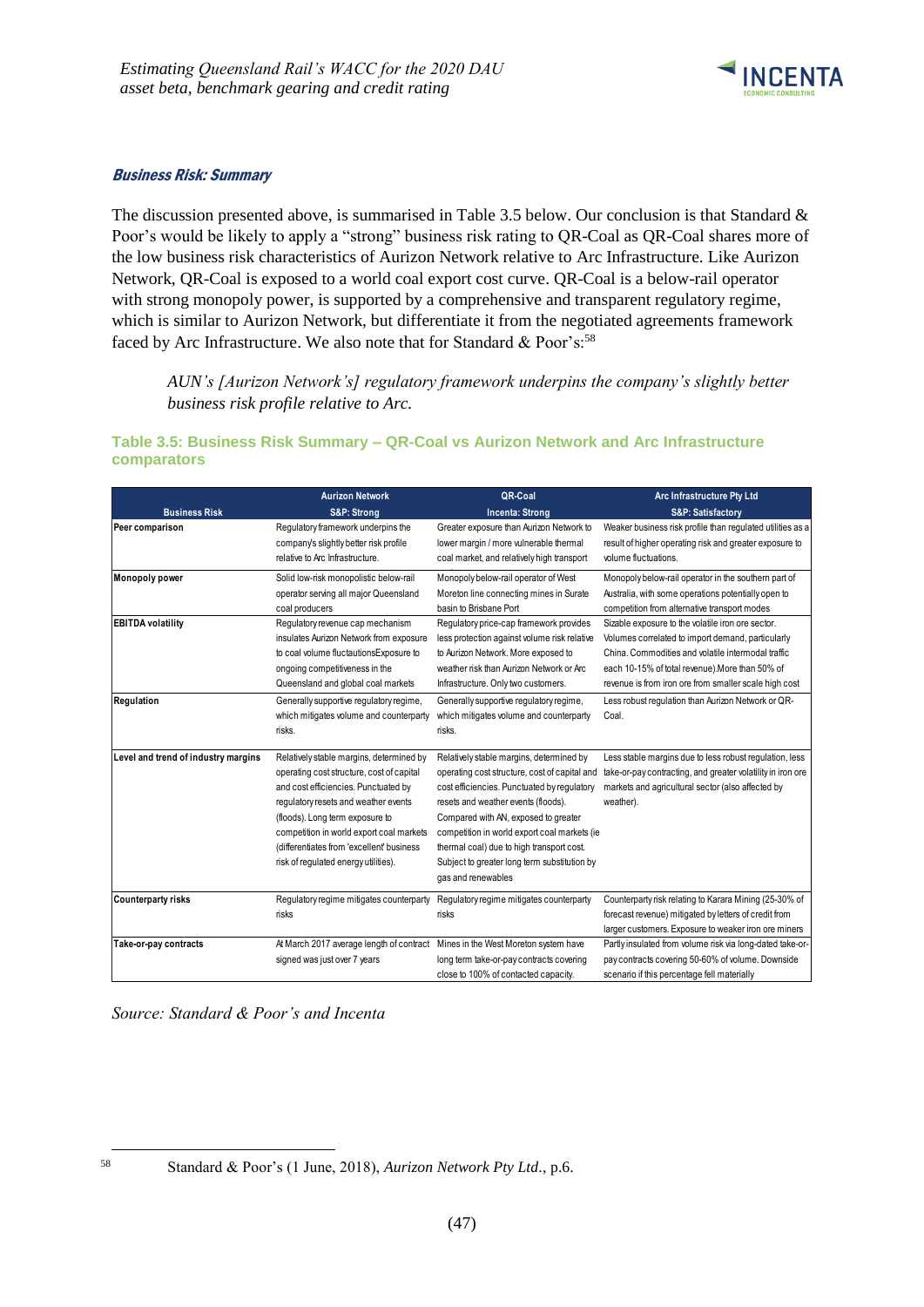#### *Business Risk: Summary*

The discussion presented above, is summarised in Table 3.5 below. Our conclusion is that Standard & Poor's would be likely to apply a "strong" business risk rating to QR-Coal as QR-Coal shares more of the low business risk characteristics of Aurizon Network relative to Arc Infrastructure. Like Aurizon Network, QR-Coal is exposed to a world coal export cost curve. QR-Coal is a below-rail operator with strong monopoly power, is supported by a comprehensive and transparent regulatory regime, which is similar to Aurizon Network, but differentiate it from the negotiated agreements framework faced by Arc Infrastructure. We also note that for Standard & Poor's:[58]

> *AUN's [Aurizon Network's] regulatory framework underpins the company's slightly better business risk profile relative to Arc.*

**Table 3.5: Business Risk Summary – QR-Coal vs Aurizon Network and Arc Infrastructure comparators**

| Business Risk | Aurizon Network S&P: Strong | QR-Coal Incenta: Strong | Arc Infrastructure Pty Ltd S&P: Satisfactory |
|---|---|---|---|
| **Peer comparison** | Regulatory framework underpins the company's slightly better risk profile relative to Arc Infrastructure. | Greater exposure than Aurizon Network to lower margin / more vulnerable thermal coal market, and relatively high transport | Weaker business risk profile than regulated utilities as a result of higher operating risk and greater exposure to volume fluctuations. |
| **Monopoly power** | Solid low-risk monopolistic below-rail operator serving all major Queensland coal producers | Monopoly below-rail operator of West Moreton line connecting mines in Surate basin to Brisbane Port | Monopoly below-rail operator in the southern part of Australia, with some operations potentially open to competition from alternative transport modes |
| **EBITDA volatility** | Regulatory revenue cap mechanism insulates Aurizon Network from exposure to coal volume fluctuationsExposure to ongoing competitiveness in the Queensland and global coal markets | Regulatory price-cap framework provides less protection against volume risk relative to Aurizon Network. More exposed to weather risk than Aurizon Network or Arc Infrastructure. Only two customers. | Sizable exposure to the volatile iron ore sector. Volumes correlated to import demand, particularly China. Commodities and volatile intermodal traffic each 10-15% of total revenue).More than 50% of revenue is from iron ore from smaller scale high cost |
| **Regulation** | Generally supportive regulatory regime, which mitigates volume and counterparty risks. | Generally supportive regulatory regime, which mitigates volume and counterparty risks. | Less robust regulation than Aurizon Network or QR-Coal. |
| **Level and trend of industry margins** | Relatively stable margins, determined by operating cost structure, cost of capital and cost efficiencies. Punctuated by regulatory resets and weather events (floods). Long term exposure to competition in world export coal markets (differentiates from 'excellent' business risk of regulated energy utilities). | Relatively stable margins, determined by operating cost structure, cost of capital and cost efficiencies. Punctuated by regulatory resets and weather events (floods). Compared with AN, exposed to greater competition in world export coal markets (ie thermal coal) due to high transport cost. Subject to greater long term substitution by gas and renewables | Less stable margins due to less robust regulation, less take-or-pay contracting, and greater volatility in iron ore markets and agricultural sector (also affected by weather). |
| **Counterparty risks** | Regulatory regime mitigates counterparty risks | Regulatory regime mitigates counterparty risks | Counterparty risk relating to Karara Mining (25-30% of forecast revenue) mitigated by letters of credit from larger customers. Exposure to weaker iron ore miners |
| **Take-or-pay contracts** | At March 2017 average length of contract signed was just over 7 years | Mines in the West Moreton system have long term take-or-pay contracts covering close to 100% of contacted capacity. | Partly insulated from volume risk via long-dated take-or-pay contracts covering 50-60% of volume. Downside scenario if this percentage fell materially |

*Source: Standard & Poor's and Incenta*

[58] Standard & Poor's (1 June, 2018), *Aurizon Network Pty Ltd.*, p.6.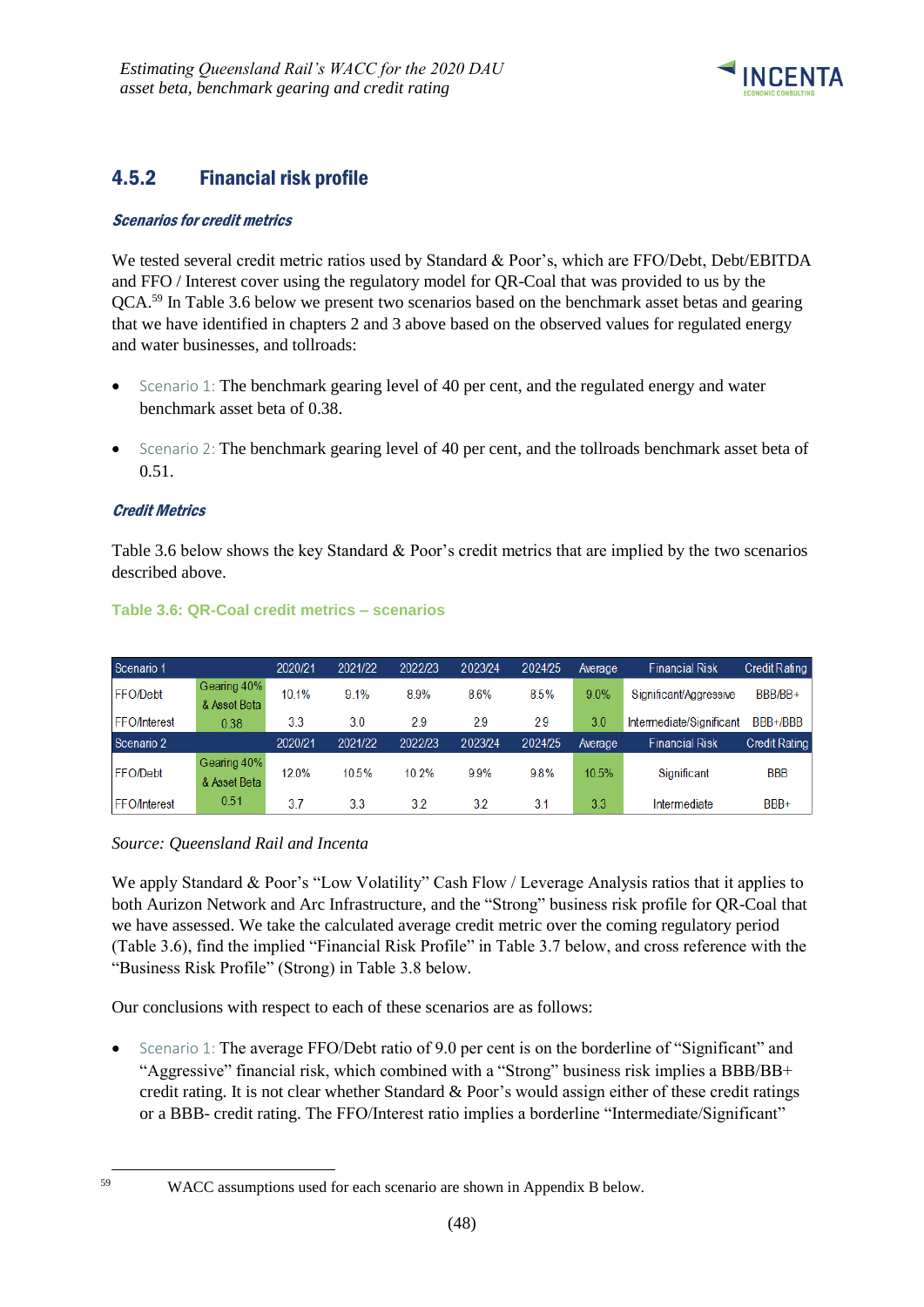### 4.5.2 Financial risk profile

***Scenarios for credit metrics***

We tested several credit metric ratios used by Standard & Poor's, which are FFO/Debt, Debt/EBITDA and FFO / Interest cover using the regulatory model for QR-Coal that was provided to us by the QCA.[59] In Table 3.6 below we present two scenarios based on the benchmark asset betas and gearing that we have identified in chapters 2 and 3 above based on the observed values for regulated energy and water businesses, and tollroads:

- Scenario 1: The benchmark gearing level of 40 per cent, and the regulated energy and water benchmark asset beta of 0.38.
- Scenario 2: The benchmark gearing level of 40 per cent, and the tollroads benchmark asset beta of 0.51.

***Credit Metrics***

Table 3.6 below shows the key Standard & Poor's credit metrics that are implied by the two scenarios described above.

**Table 3.6: QR-Coal credit metrics – scenarios**

| Scenario 1 | | 2020/21 | 2021/22 | 2022/23 | 2023/24 | 2024/25 | Average | Financial Risk | Credit Rating |
|---|---|---|---|---|---|---|---|---|---|
| FFO/Debt | Gearing 40% & Asset Beta 0.38 | 10.1% | 9.1% | 8.9% | 8.6% | 8.5% | 9.0% | Significant/Aggressive | BBB/BB+ |
| FFO/Interest | | 3.3 | 3.0 | 2.9 | 2.9 | 2.9 | 3.0 | Intermediate/Significant | BBB+/BBB |
| **Scenario 2** | | **2020/21** | **2021/22** | **2022/23** | **2023/24** | **2024/25** | **Average** | **Financial Risk** | **Credit Rating** |
| FFO/Debt | Gearing 40% & Asset Beta 0.51 | 12.0% | 10.5% | 10.2% | 9.9% | 9.8% | 10.5% | Significant | BBB |
| FFO/Interest | | 3.7 | 3.3 | 3.2 | 3.2 | 3.1 | 3.3 | Intermediate | BBB+ |

*Source: Queensland Rail and Incenta*

We apply Standard & Poor's "Low Volatility" Cash Flow / Leverage Analysis ratios that it applies to both Aurizon Network and Arc Infrastructure, and the "Strong" business risk profile for QR-Coal that we have assessed. We take the calculated average credit metric over the coming regulatory period (Table 3.6), find the implied "Financial Risk Profile" in Table 3.7 below, and cross reference with the "Business Risk Profile" (Strong) in Table 3.8 below.

Our conclusions with respect to each of these scenarios are as follows:

- Scenario 1: The average FFO/Debt ratio of 9.0 per cent is on the borderline of "Significant" and "Aggressive" financial risk, which combined with a "Strong" business risk implies a BBB/BB+ credit rating. It is not clear whether Standard & Poor's would assign either of these credit ratings or a BBB- credit rating. The FFO/Interest ratio implies a borderline "Intermediate/Significant"

[59] WACC assumptions used for each scenario are shown in Appendix B below.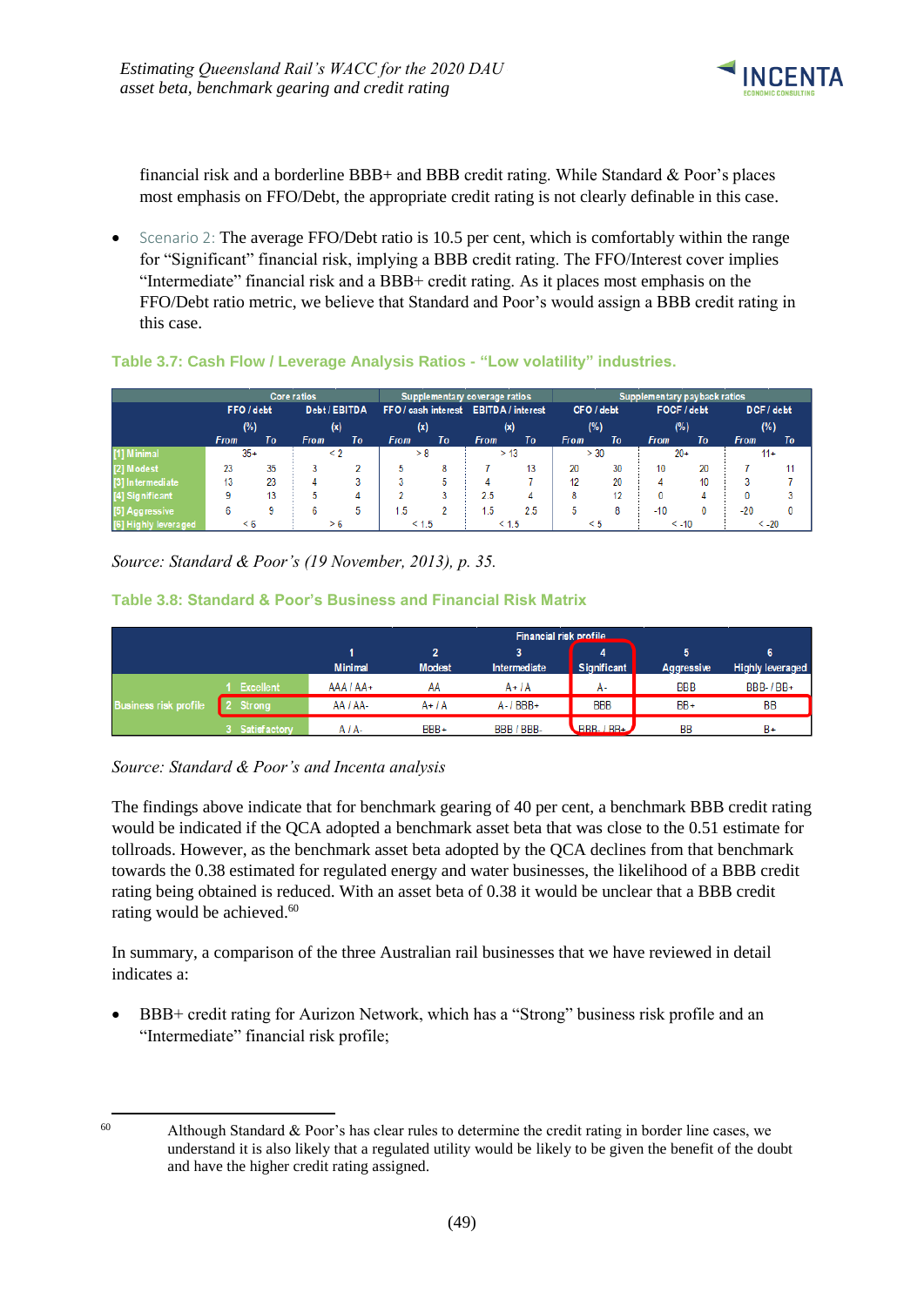financial risk and a borderline BBB+ and BBB credit rating. While Standard & Poor's places most emphasis on FFO/Debt, the appropriate credit rating is not clearly definable in this case.

- Scenario 2: The average FFO/Debt ratio is 10.5 per cent, which is comfortably within the range for "Significant" financial risk, implying a BBB credit rating. The FFO/Interest cover implies "Intermediate" financial risk and a BBB+ credit rating. As it places most emphasis on the FFO/Debt ratio metric, we believe that Standard and Poor's would assign a BBB credit rating in this case.

### Table 3.7: Cash Flow / Leverage Analysis Ratios - "Low volatility" industries.

| | Core ratios | | | | Supplementary coverage ratios | | | | Supplementary payback ratios | | | | | |
|---|---|---|---|---|---|---|---|---|---|---|---|---|---|---|
| | FFO / debt (%) | | Debt / EBITDA (x) | | FFO / cash interest (x) | | EBITDA / interest (x) | | CFO / debt (%) | | FOCF / debt (%) | | DCF / debt (%) | |
| | From | To | From | To | From | To | From | To | From | To | From | To | From | To |
| [1] Minimal | 35+ | | < 2 | | > 8 | | > 13 | | > 30 | | 20+ | | 11+ | |
| [2] Modest | 23 | 35 | 3 | 2 | 5 | 8 | 7 | 13 | 20 | 30 | 10 | 20 | 7 | 11 |
| [3] Intermediate | 13 | 23 | 4 | 3 | 3 | 5 | 4 | 7 | 12 | 20 | 4 | 10 | 3 | 7 |
| [4] Significant | 9 | 13 | 5 | 4 | 2 | 3 | 2.5 | 4 | 8 | 12 | 0 | 4 | 0 | 3 |
| [5] Aggressive | 6 | 9 | 6 | 5 | 1.5 | 2 | 1.5 | 2.5 | 5 | 8 | -10 | 0 | -20 | 0 |
| [6] Highly leveraged | < 6 | | > 6 | | < 1.5 | | < 1.5 | | < 5 | | < -10 | | < -20 | |

*Source: Standard & Poor's (19 November, 2013), p. 35.*

### Table 3.8: Standard & Poor's Business and Financial Risk Matrix

| | | Financial risk profile | | | | | |
|---|---|---|---|---|---|---|---|
| | | 1 Minimal | 2 Modest | 3 Intermediate | 4 Significant | 5 Aggressive | 6 Highly leveraged |
| Business risk profile | 1 Excellent | AAA / AA+ | AA | A+ / A | A- | BBB | BBB- / BB+ |
| | 2 Strong | AA / AA- | A+ / A | A- / BBB+ | BBB | BB+ | BB |
| | 3 Satisfactory | A / A- | BBB+ | BBB / BBB- | BBB- / BB+ | BB | B+ |

*Source: Standard & Poor's and Incenta analysis*

The findings above indicate that for benchmark gearing of 40 per cent, a benchmark BBB credit rating would be indicated if the QCA adopted a benchmark asset beta that was close to the 0.51 estimate for tollroads. However, as the benchmark asset beta adopted by the QCA declines from that benchmark towards the 0.38 estimated for regulated energy and water businesses, the likelihood of a BBB credit rating being obtained is reduced. With an asset beta of 0.38 it would be unclear that a BBB credit rating would be achieved.[60]

In summary, a comparison of the three Australian rail businesses that we have reviewed in detail indicates a:

- BBB+ credit rating for Aurizon Network, which has a "Strong" business risk profile and an "Intermediate" financial risk profile;

[60] Although Standard & Poor's has clear rules to determine the credit rating in border line cases, we understand it is also likely that a regulated utility would be likely to be given the benefit of the doubt and have the higher credit rating assigned.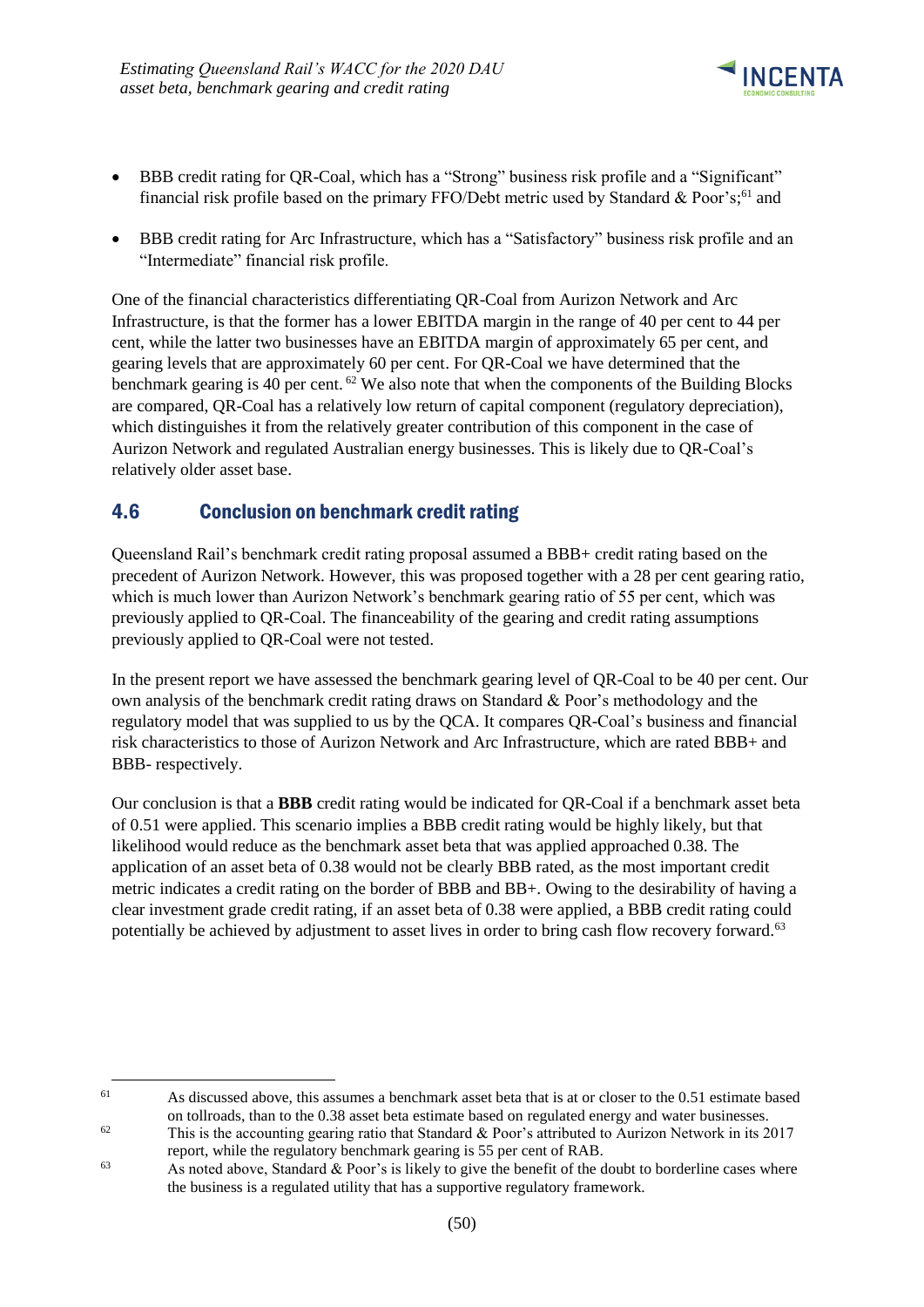- BBB credit rating for QR-Coal, which has a "Strong" business risk profile and a "Significant" financial risk profile based on the primary FFO/Debt metric used by Standard & Poor's;[61] and
- BBB credit rating for Arc Infrastructure, which has a "Satisfactory" business risk profile and an "Intermediate" financial risk profile.

One of the financial characteristics differentiating QR-Coal from Aurizon Network and Arc Infrastructure, is that the former has a lower EBITDA margin in the range of 40 per cent to 44 per cent, while the latter two businesses have an EBITDA margin of approximately 65 per cent, and gearing levels that are approximately 60 per cent. For QR-Coal we have determined that the benchmark gearing is 40 per cent.[62] We also note that when the components of the Building Blocks are compared, QR-Coal has a relatively low return of capital component (regulatory depreciation), which distinguishes it from the relatively greater contribution of this component in the case of Aurizon Network and regulated Australian energy businesses. This is likely due to QR-Coal's relatively older asset base.

## 4.6 Conclusion on benchmark credit rating

Queensland Rail's benchmark credit rating proposal assumed a BBB+ credit rating based on the precedent of Aurizon Network. However, this was proposed together with a 28 per cent gearing ratio, which is much lower than Aurizon Network's benchmark gearing ratio of 55 per cent, which was previously applied to QR-Coal. The financeability of the gearing and credit rating assumptions previously applied to QR-Coal were not tested.

In the present report we have assessed the benchmark gearing level of QR-Coal to be 40 per cent. Our own analysis of the benchmark credit rating draws on Standard & Poor's methodology and the regulatory model that was supplied to us by the QCA. It compares QR-Coal's business and financial risk characteristics to those of Aurizon Network and Arc Infrastructure, which are rated BBB+ and BBB- respectively.

Our conclusion is that a **BBB** credit rating would be indicated for QR-Coal if a benchmark asset beta of 0.51 were applied. This scenario implies a BBB credit rating would be highly likely, but that likelihood would reduce as the benchmark asset beta that was applied approached 0.38. The application of an asset beta of 0.38 would not be clearly BBB rated, as the most important credit metric indicates a credit rating on the border of BBB and BB+. Owing to the desirability of having a clear investment grade credit rating, if an asset beta of 0.38 were applied, a BBB credit rating could potentially be achieved by adjustment to asset lives in order to bring cash flow recovery forward.[63]

---

[61] As discussed above, this assumes a benchmark asset beta that is at or closer to the 0.51 estimate based on tollroads, than to the 0.38 asset beta estimate based on regulated energy and water businesses.

[62] This is the accounting gearing ratio that Standard & Poor's attributed to Aurizon Network in its 2017 report, while the regulatory benchmark gearing is 55 per cent of RAB.

[63] As noted above, Standard & Poor's is likely to give the benefit of the doubt to borderline cases where the business is a regulated utility that has a supportive regulatory framework.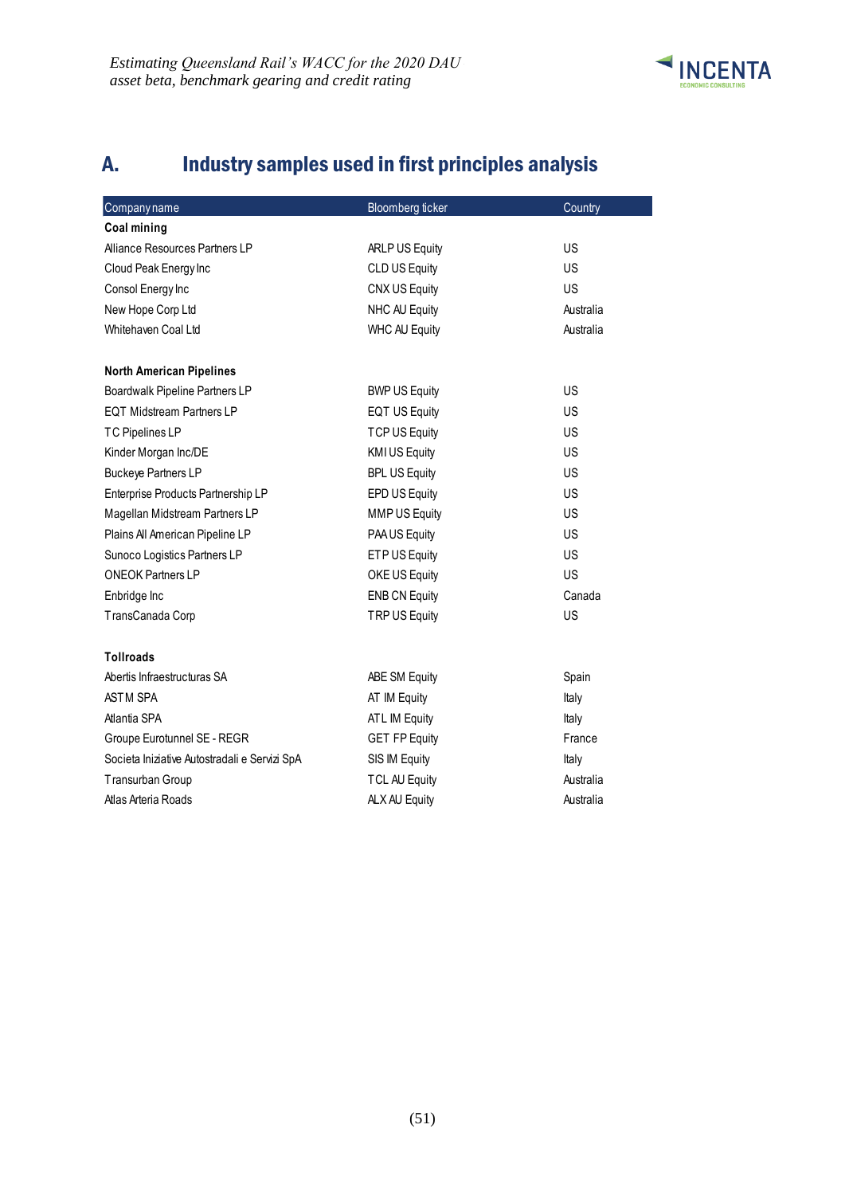# A. Industry samples used in first principles analysis

| Company name | Bloomberg ticker | Country |
|---|---|---|
| **Coal mining** | | |
| Alliance Resources Partners LP | ARLP US Equity | US |
| Cloud Peak Energy Inc | CLD US Equity | US |
| Consol Energy Inc | CNX US Equity | US |
| New Hope Corp Ltd | NHC AU Equity | Australia |
| Whitehaven Coal Ltd | WHC AU Equity | Australia |
| | | |
| **North American Pipelines** | | |
| Boardwalk Pipeline Partners LP | BWP US Equity | US |
| EQT Midstream Partners LP | EQT US Equity | US |
| TC Pipelines LP | TCP US Equity | US |
| Kinder Morgan Inc/DE | KMI US Equity | US |
| Buckeye Partners LP | BPL US Equity | US |
| Enterprise Products Partnership LP | EPD US Equity | US |
| Magellan Midstream Partners LP | MMP US Equity | US |
| Plains All American Pipeline LP | PAA US Equity | US |
| Sunoco Logistics Partners LP | ETP US Equity | US |
| ONEOK Partners LP | OKE US Equity | US |
| Enbridge Inc | ENB CN Equity | Canada |
| TransCanada Corp | TRP US Equity | US |
| | | |
| **Tollroads** | | |
| Abertis Infraestructuras SA | ABE SM Equity | Spain |
| ASTM SPA | AT IM Equity | Italy |
| Atlantia SPA | ATL IM Equity | Italy |
| Groupe Eurotunnel SE - REGR | GET FP Equity | France |
| Societa Iniziative Autostradali e Servizi SpA | SIS IM Equity | Italy |
| Transurban Group | TCL AU Equity | Australia |
| Atlas Arteria Roads | ALX AU Equity | Australia |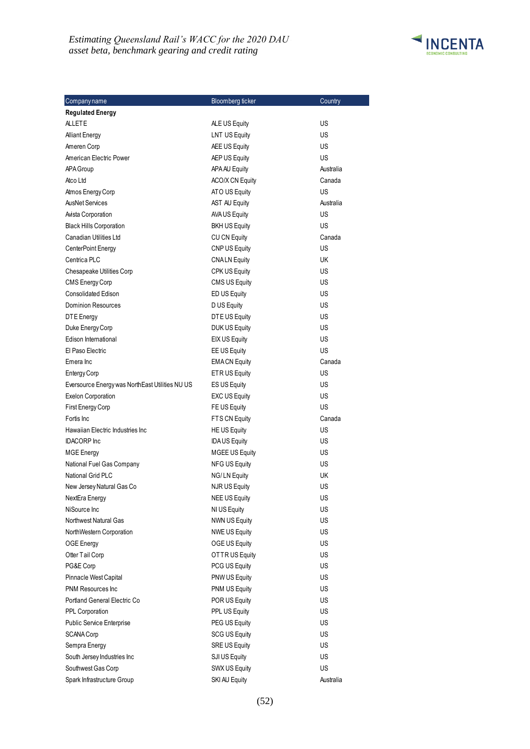| Company name | Bloomberg ticker | Country |
|---|---|---|
| **Regulated Energy** | | |
| ALLETE | ALE US Equity | US |
| Alliant Energy | LNT US Equity | US |
| Ameren Corp | AEE US Equity | US |
| American Electric Power | AEP US Equity | US |
| APA Group | APA AU Equity | Australia |
| Atco Ltd | ACO/X CN Equity | Canada |
| Atmos Energy Corp | ATO US Equity | US |
| AusNet Services | AST AU Equity | Australia |
| Avista Corporation | AVA US Equity | US |
| Black Hills Corporation | BKH US Equity | US |
| Canadian Utilities Ltd | CU CN Equity | Canada |
| CenterPoint Energy | CNP US Equity | US |
| Centrica PLC | CNA LN Equity | UK |
| Chesapeake Utilities Corp | CPK US Equity | US |
| CMS Energy Corp | CMS US Equity | US |
| Consolidated Edison | ED US Equity | US |
| Dominion Resources | D US Equity | US |
| DTE Energy | DTE US Equity | US |
| Duke Energy Corp | DUK US Equity | US |
| Edison International | EIX US Equity | US |
| El Paso Electric | EE US Equity | US |
| Emera Inc | EMA CN Equity | Canada |
| Entergy Corp | ETR US Equity | US |
| Eversource Energy was NorthEast Utilities NU US | ES US Equity | US |
| Exelon Corporation | EXC US Equity | US |
| First Energy Corp | FE US Equity | US |
| Fortis Inc | FTS CN Equity | Canada |
| Hawaiian Electric Industries Inc | HE US Equity | US |
| IDACORP Inc | IDA US Equity | US |
| MGE Energy | MGEE US Equity | US |
| National Fuel Gas Company | NFG US Equity | US |
| National Grid PLC | NG/ LN Equity | UK |
| New Jersey Natural Gas Co | NJR US Equity | US |
| NextEra Energy | NEE US Equity | US |
| NiSource Inc | NI US Equity | US |
| Northwest Natural Gas | NWN US Equity | US |
| NorthWestern Corporation | NWE US Equity | US |
| OGE Energy | OGE US Equity | US |
| Otter Tail Corp | OTTR US Equity | US |
| PG&E Corp | PCG US Equity | US |
| Pinnacle West Capital | PNW US Equity | US |
| PNM Resources Inc | PNM US Equity | US |
| Portland General Electric Co | POR US Equity | US |
| PPL Corporation | PPL US Equity | US |
| Public Service Enterprise | PEG US Equity | US |
| SCANA Corp | SCG US Equity | US |
| Sempra Energy | SRE US Equity | US |
| South Jersey Industries Inc | SJI US Equity | US |
| Southwest Gas Corp | SWX US Equity | US |
| Spark Infrastructure Group | SKI AU Equity | Australia |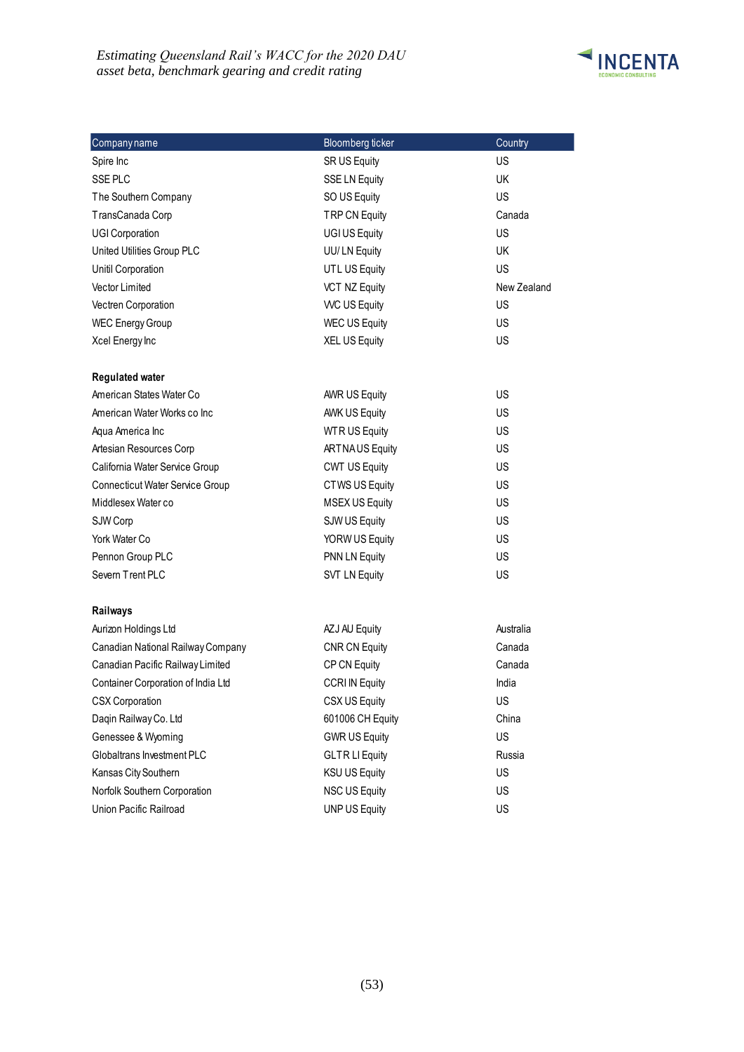| Company name | Bloomberg ticker | Country |
|---|---|---|
| Spire Inc | SR US Equity | US |
| SSE PLC | SSE LN Equity | UK |
| The Southern Company | SO US Equity | US |
| TransCanada Corp | TRP CN Equity | Canada |
| UGI Corporation | UGI US Equity | US |
| United Utilities Group PLC | UU/ LN Equity | UK |
| Unitil Corporation | UTL US Equity | US |
| Vector Limited | VCT NZ Equity | New Zealand |
| Vectren Corporation | VVC US Equity | US |
| WEC Energy Group | WEC US Equity | US |
| Xcel Energy Inc | XEL US Equity | US |
| | | |
| **Regulated water** | | |
| American States Water Co | AWR US Equity | US |
| American Water Works co Inc | AWK US Equity | US |
| Aqua America Inc | WTR US Equity | US |
| Artesian Resources Corp | ARTNA US Equity | US |
| California Water Service Group | CWT US Equity | US |
| Connecticut Water Service Group | CTWS US Equity | US |
| Middlesex Water co | MSEX US Equity | US |
| SJW Corp | SJW US Equity | US |
| York Water Co | YORW US Equity | US |
| Pennon Group PLC | PNN LN Equity | US |
| Severn Trent PLC | SVT LN Equity | US |
| | | |
| **Railways** | | |
| Aurizon Holdings Ltd | AZJ AU Equity | Australia |
| Canadian National Railway Company | CNR CN Equity | Canada |
| Canadian Pacific Railway Limited | CP CN Equity | Canada |
| Container Corporation of India Ltd | CCRI IN Equity | India |
| CSX Corporation | CSX US Equity | US |
| Daqin Railway Co. Ltd | 601006 CH Equity | China |
| Genessee & Wyoming | GWR US Equity | US |
| Globaltrans Investment PLC | GLTR LI Equity | Russia |
| Kansas City Southern | KSU US Equity | US |
| Norfolk Southern Corporation | NSC US Equity | US |
| Union Pacific Railroad | UNP US Equity | US |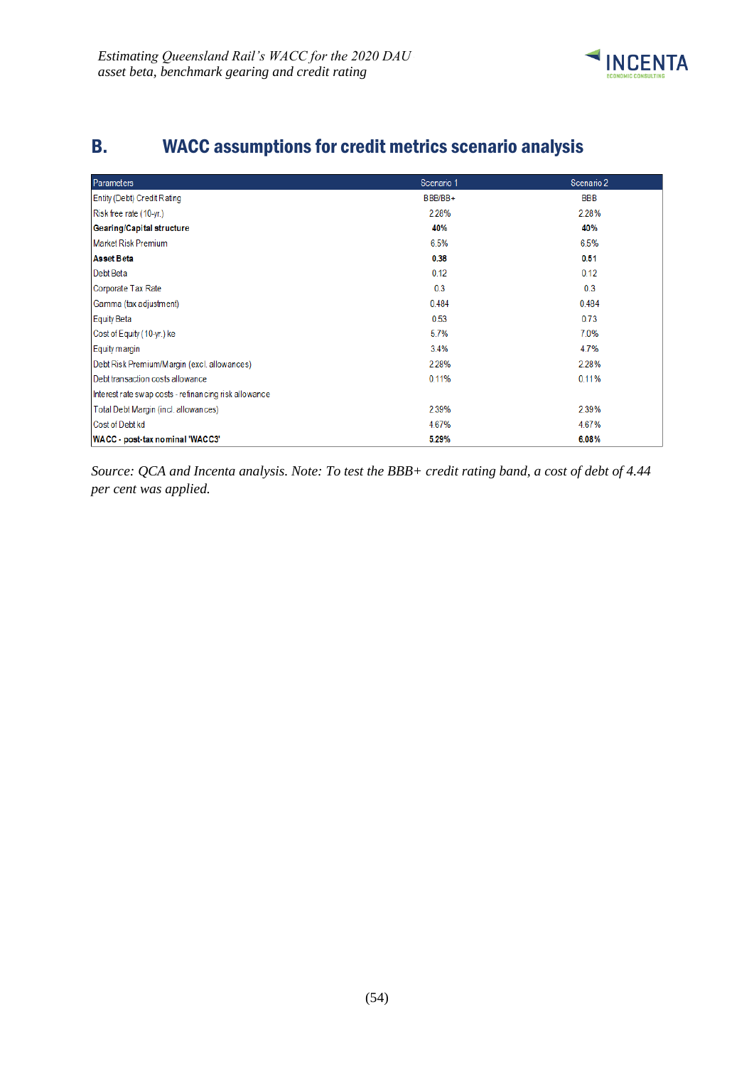## B. WACC assumptions for credit metrics scenario analysis

| Parameters | Scenario 1 | Scenario 2 |
|---|---|---|
| Entity (Debt) Credit Rating | BBB/BB+ | BBB |
| Risk free rate (10-yr.) | 2.28% | 2.28% |
| **Gearing/Capital structure** | **40%** | **40%** |
| Market Risk Premium | 6.5% | 6.5% |
| **Asset Beta** | **0.38** | **0.51** |
| Debt Beta | 0.12 | 0.12 |
| Corporate Tax Rate | 0.3 | 0.3 |
| Gamma (tax adjustment) | 0.484 | 0.484 |
| Equity Beta | 0.53 | 0.73 |
| Cost of Equity (10-yr.) ke | 5.7% | 7.0% |
| Equity margin | 3.4% | 4.7% |
| Debt Risk Premium/Margin (excl. allowances) | 2.28% | 2.28% |
| Debt transaction costs allowance | 0.11% | 0.11% |
| Interest rate swap costs - refinancing risk allowance | | |
| Total Debt Margin (incl. allowances) | 2.39% | 2.39% |
| Cost of Debt kd | 4.67% | 4.67% |
| **WACC - post-tax nominal 'WACC3'** | **5.29%** | **6.08%** |

*Source: QCA and Incenta analysis. Note: To test the BBB+ credit rating band, a cost of debt of 4.44 per cent was applied.*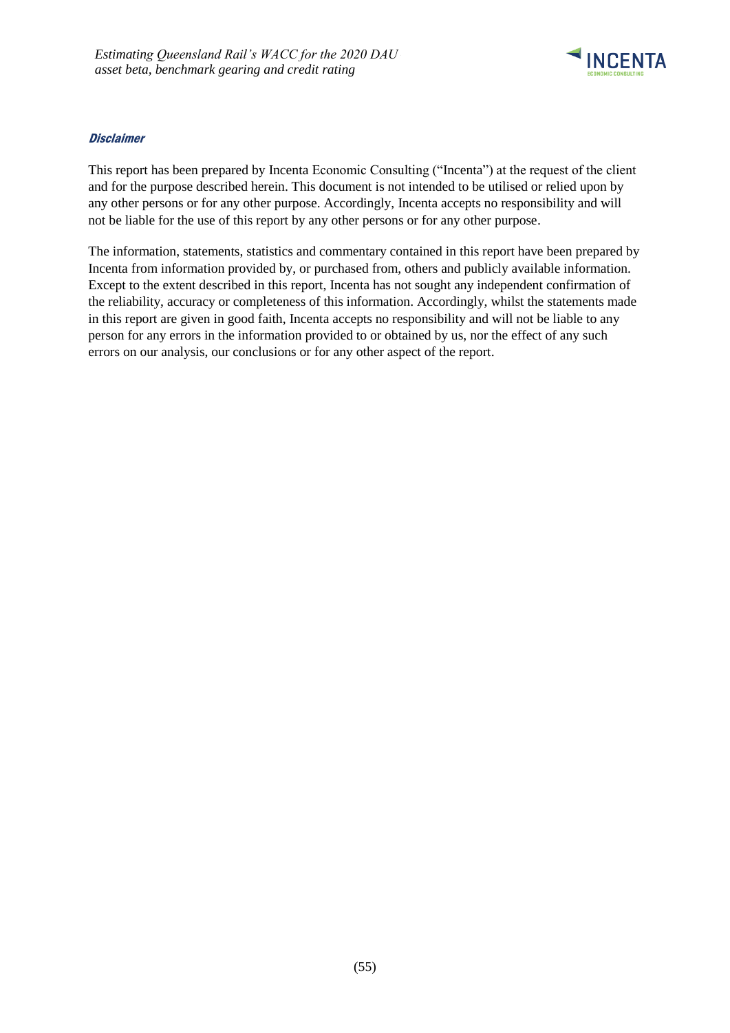### *Disclaimer*

This report has been prepared by Incenta Economic Consulting ("Incenta") at the request of the client and for the purpose described herein. This document is not intended to be utilised or relied upon by any other persons or for any other purpose. Accordingly, Incenta accepts no responsibility and will not be liable for the use of this report by any other persons or for any other purpose.

The information, statements, statistics and commentary contained in this report have been prepared by Incenta from information provided by, or purchased from, others and publicly available information. Except to the extent described in this report, Incenta has not sought any independent confirmation of the reliability, accuracy or completeness of this information. Accordingly, whilst the statements made in this report are given in good faith, Incenta accepts no responsibility and will not be liable to any person for any errors in the information provided to or obtained by us, nor the effect of any such errors on our analysis, our conclusions or for any other aspect of the report.